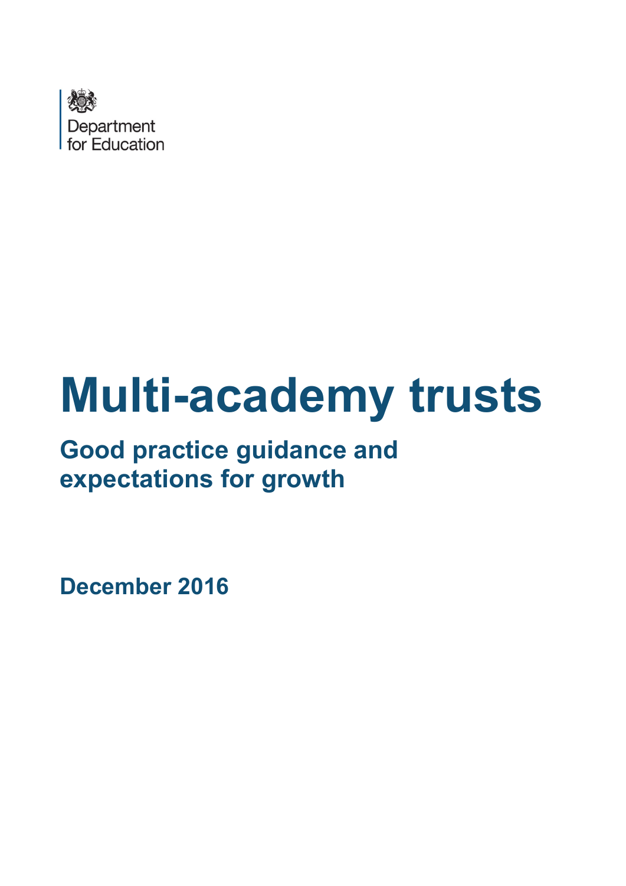Department for Education

# Multi-academy trusts

## Good practice guidance and expectations for growth

**December 2016**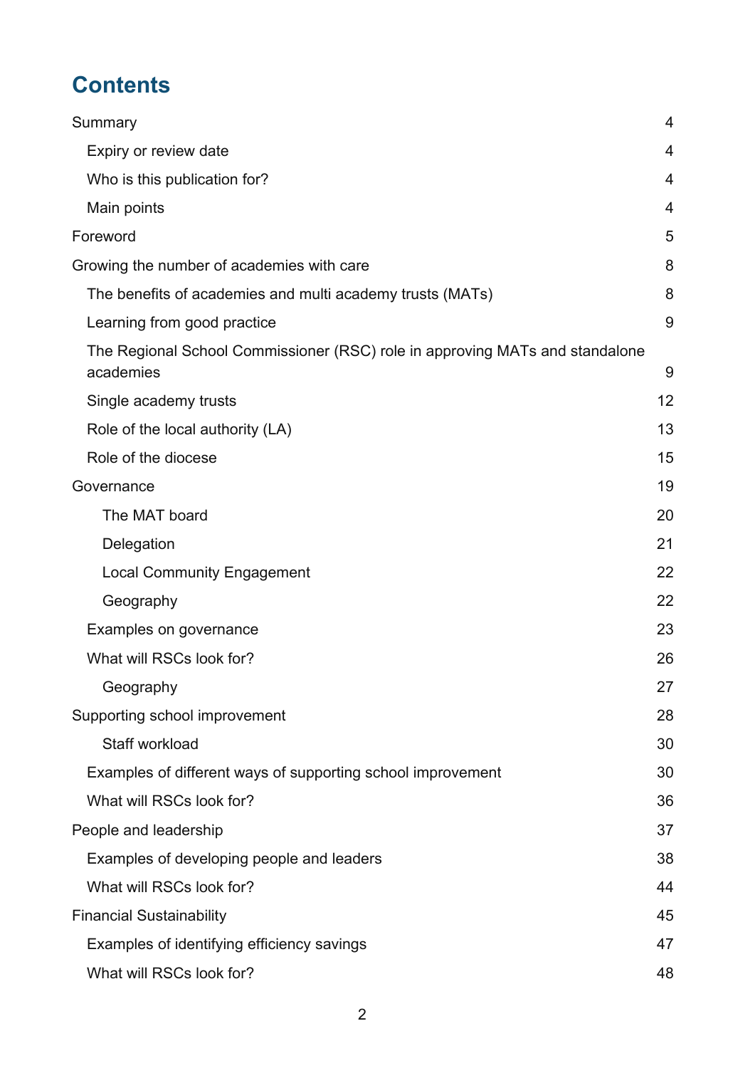# Contents

- Summary 4
  - Expiry or review date 4
  - Who is this publication for? 4
  - Main points 4
- Foreword 5
- Growing the number of academies with care 8
  - The benefits of academies and multi academy trusts (MATs) 8
  - Learning from good practice 9
  - The Regional School Commissioner (RSC) role in approving MATs and standalone academies 9
  - Single academy trusts 12
  - Role of the local authority (LA) 13
  - Role of the diocese 15
- Governance 19
    - The MAT board 20
    - Delegation 21
    - Local Community Engagement 22
    - Geography 22
  - Examples on governance 23
  - What will RSCs look for? 26
    - Geography 27
- Supporting school improvement 28
    - Staff workload 30
  - Examples of different ways of supporting school improvement 30
  - What will RSCs look for? 36
- People and leadership 37
  - Examples of developing people and leaders 38
  - What will RSCs look for? 44
- Financial Sustainability 45
  - Examples of identifying efficiency savings 47
  - What will RSCs look for? 48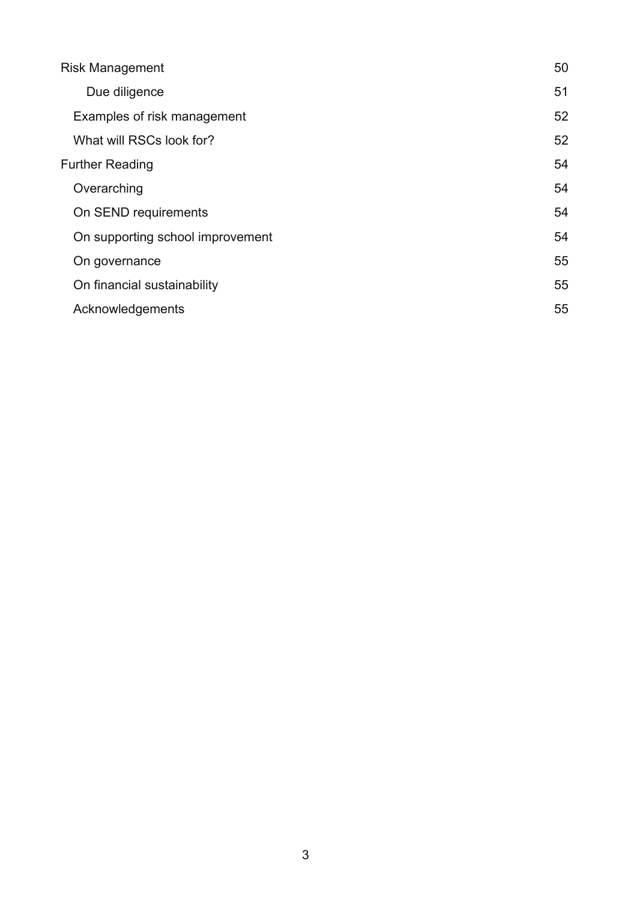Risk Management 50

Due diligence 51

Examples of risk management 52

What will RSCs look for? 52

Further Reading 54

Overarching 54

On SEND requirements 54

On supporting school improvement 54

On governance 55

On financial sustainability 55

Acknowledgements 55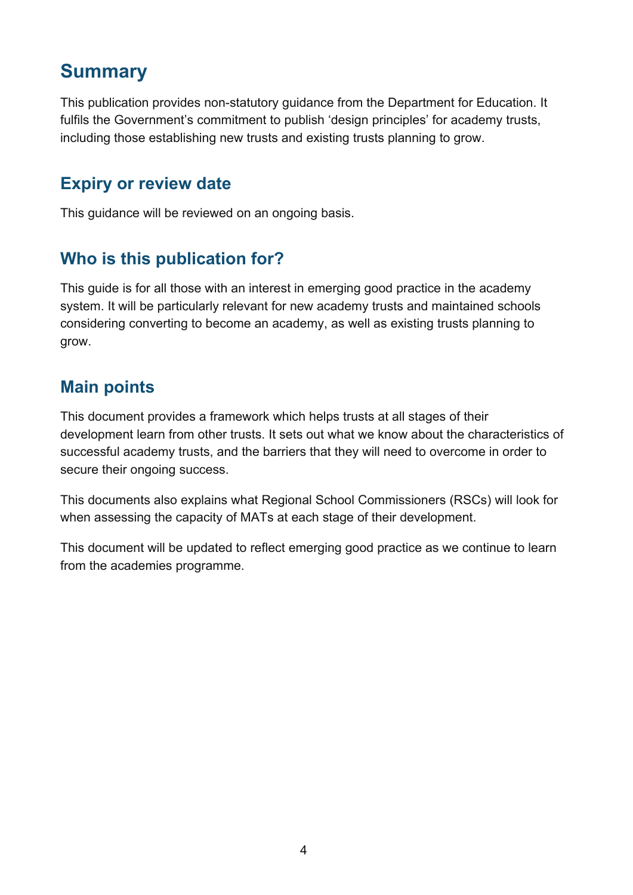# Summary

This publication provides non-statutory guidance from the Department for Education. It fulfils the Government's commitment to publish 'design principles' for academy trusts, including those establishing new trusts and existing trusts planning to grow.

## Expiry or review date

This guidance will be reviewed on an ongoing basis.

## Who is this publication for?

This guide is for all those with an interest in emerging good practice in the academy system. It will be particularly relevant for new academy trusts and maintained schools considering converting to become an academy, as well as existing trusts planning to grow.

## Main points

This document provides a framework which helps trusts at all stages of their development learn from other trusts. It sets out what we know about the characteristics of successful academy trusts, and the barriers that they will need to overcome in order to secure their ongoing success.

This documents also explains what Regional School Commissioners (RSCs) will look for when assessing the capacity of MATs at each stage of their development.

This document will be updated to reflect emerging good practice as we continue to learn from the academies programme.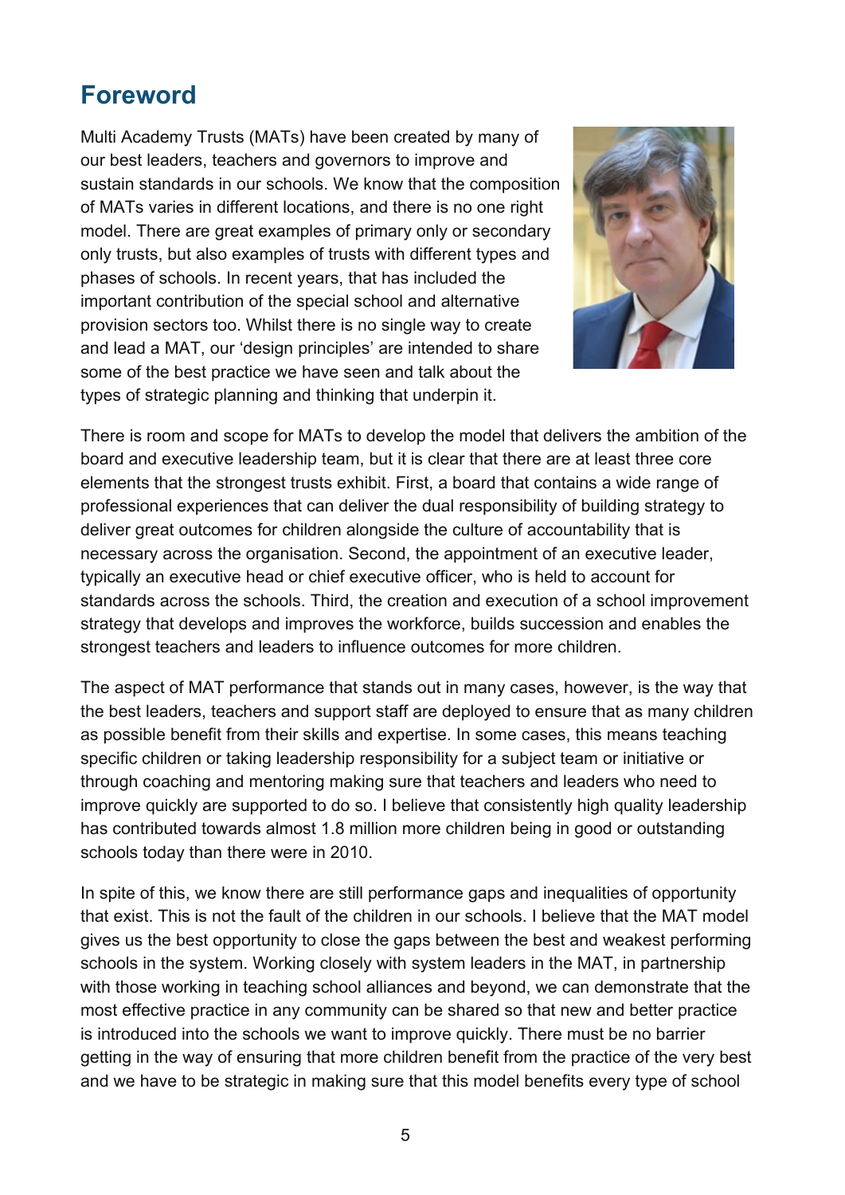## Foreword

Multi Academy Trusts (MATs) have been created by many of our best leaders, teachers and governors to improve and sustain standards in our schools. We know that the composition of MATs varies in different locations, and there is no one right model. There are great examples of primary only or secondary only trusts, but also examples of trusts with different types and phases of schools. In recent years, that has included the important contribution of the special school and alternative provision sectors too. Whilst there is no single way to create and lead a MAT, our 'design principles' are intended to share some of the best practice we have seen and talk about the types of strategic planning and thinking that underpin it.

There is room and scope for MATs to develop the model that delivers the ambition of the board and executive leadership team, but it is clear that there are at least three core elements that the strongest trusts exhibit. First, a board that contains a wide range of professional experiences that can deliver the dual responsibility of building strategy to deliver great outcomes for children alongside the culture of accountability that is necessary across the organisation. Second, the appointment of an executive leader, typically an executive head or chief executive officer, who is held to account for standards across the schools. Third, the creation and execution of a school improvement strategy that develops and improves the workforce, builds succession and enables the strongest teachers and leaders to influence outcomes for more children.

The aspect of MAT performance that stands out in many cases, however, is the way that the best leaders, teachers and support staff are deployed to ensure that as many children as possible benefit from their skills and expertise. In some cases, this means teaching specific children or taking leadership responsibility for a subject team or initiative or through coaching and mentoring making sure that teachers and leaders who need to improve quickly are supported to do so. I believe that consistently high quality leadership has contributed towards almost 1.8 million more children being in good or outstanding schools today than there were in 2010.

In spite of this, we know there are still performance gaps and inequalities of opportunity that exist. This is not the fault of the children in our schools. I believe that the MAT model gives us the best opportunity to close the gaps between the best and weakest performing schools in the system. Working closely with system leaders in the MAT, in partnership with those working in teaching school alliances and beyond, we can demonstrate that the most effective practice in any community can be shared so that new and better practice is introduced into the schools we want to improve quickly. There must be no barrier getting in the way of ensuring that more children benefit from the practice of the very best and we have to be strategic in making sure that this model benefits every type of school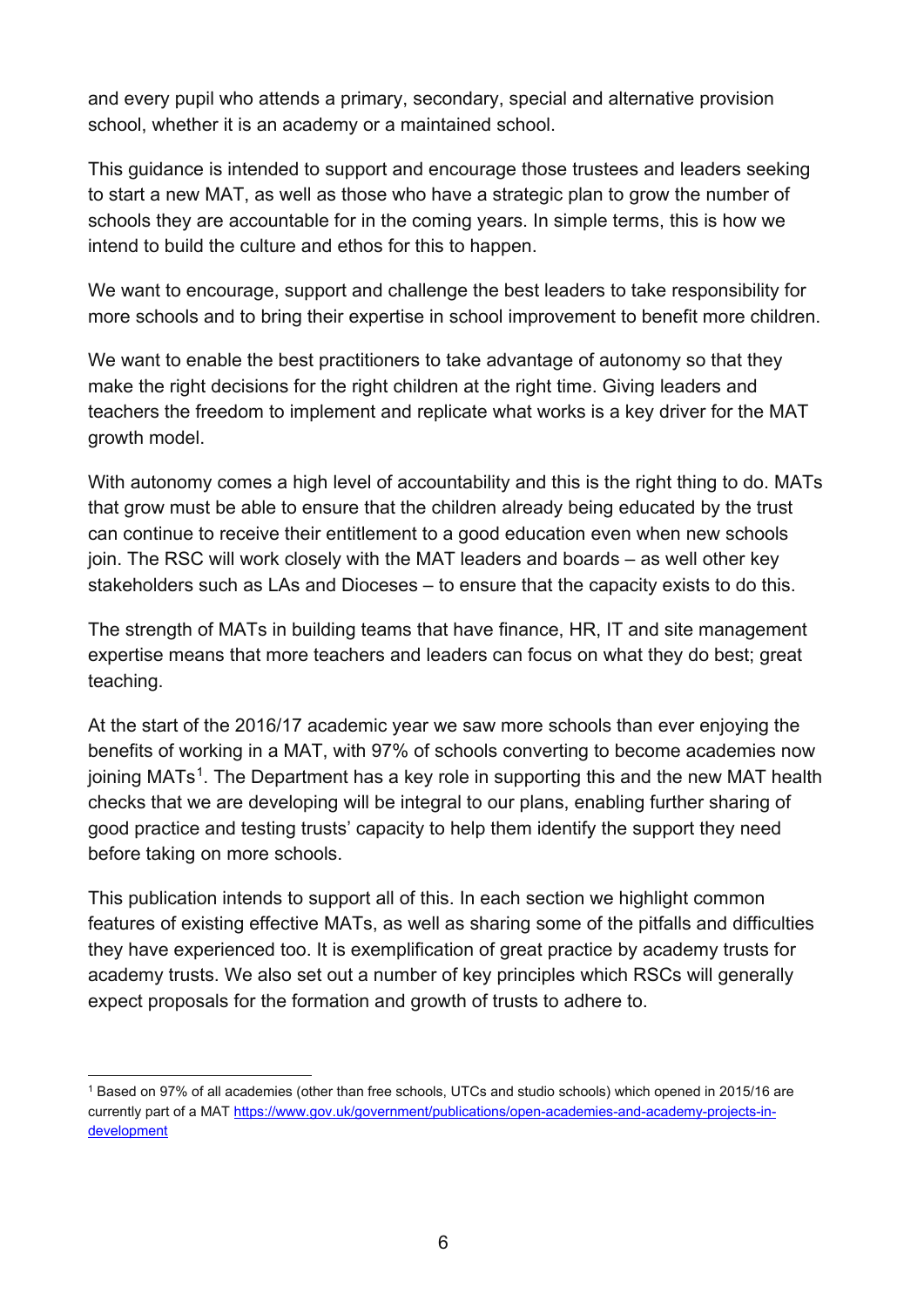and every pupil who attends a primary, secondary, special and alternative provision school, whether it is an academy or a maintained school.

This guidance is intended to support and encourage those trustees and leaders seeking to start a new MAT, as well as those who have a strategic plan to grow the number of schools they are accountable for in the coming years. In simple terms, this is how we intend to build the culture and ethos for this to happen.

We want to encourage, support and challenge the best leaders to take responsibility for more schools and to bring their expertise in school improvement to benefit more children.

We want to enable the best practitioners to take advantage of autonomy so that they make the right decisions for the right children at the right time. Giving leaders and teachers the freedom to implement and replicate what works is a key driver for the MAT growth model.

With autonomy comes a high level of accountability and this is the right thing to do. MATs that grow must be able to ensure that the children already being educated by the trust can continue to receive their entitlement to a good education even when new schools join. The RSC will work closely with the MAT leaders and boards – as well other key stakeholders such as LAs and Dioceses – to ensure that the capacity exists to do this.

The strength of MATs in building teams that have finance, HR, IT and site management expertise means that more teachers and leaders can focus on what they do best; great teaching.

At the start of the 2016/17 academic year we saw more schools than ever enjoying the benefits of working in a MAT, with 97% of schools converting to become academies now joining MATs[1]. The Department has a key role in supporting this and the new MAT health checks that we are developing will be integral to our plans, enabling further sharing of good practice and testing trusts' capacity to help them identify the support they need before taking on more schools.

This publication intends to support all of this. In each section we highlight common features of existing effective MATs, as well as sharing some of the pitfalls and difficulties they have experienced too. It is exemplification of great practice by academy trusts for academy trusts. We also set out a number of key principles which RSCs will generally expect proposals for the formation and growth of trusts to adhere to.

[1] Based on 97% of all academies (other than free schools, UTCs and studio schools) which opened in 2015/16 are currently part of a MAT https://www.gov.uk/government/publications/open-academies-and-academy-projects-in-development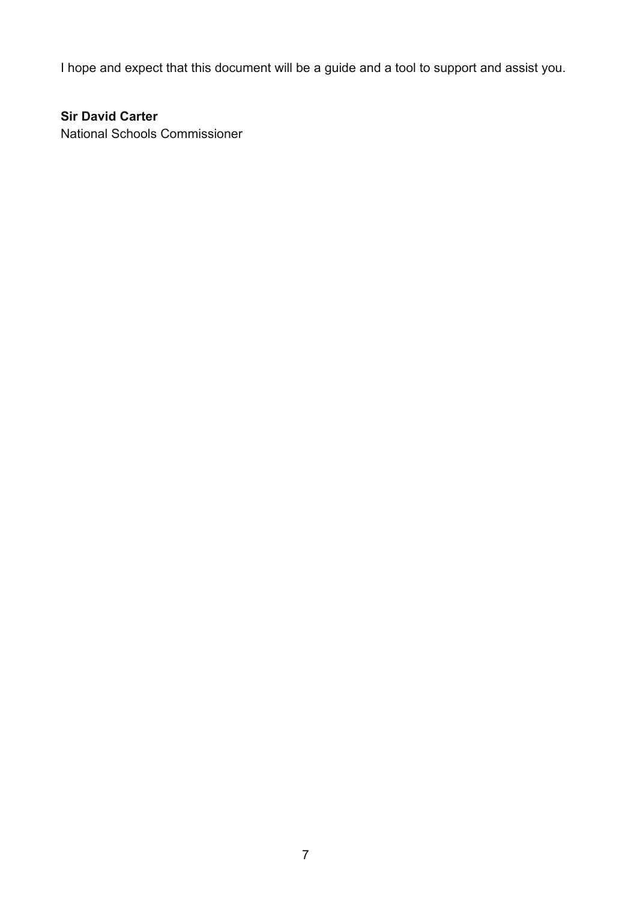I hope and expect that this document will be a guide and a tool to support and assist you.

**Sir David Carter**
National Schools Commissioner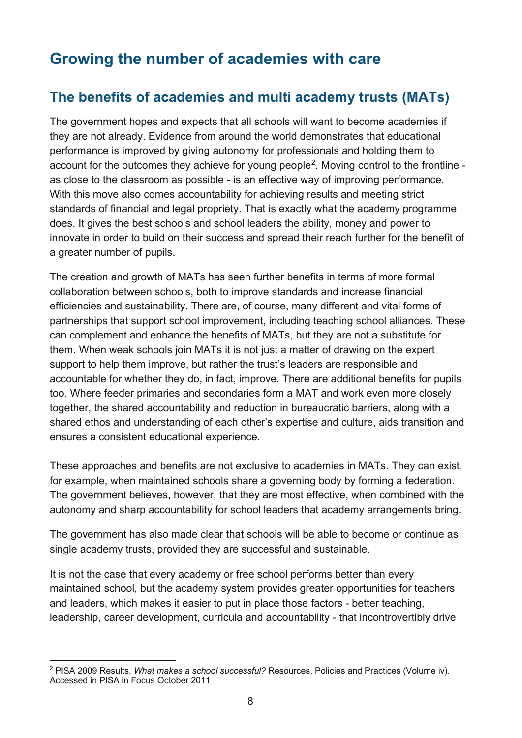# Growing the number of academies with care

## The benefits of academies and multi academy trusts (MATs)

The government hopes and expects that all schools will want to become academies if they are not already. Evidence from around the world demonstrates that educational performance is improved by giving autonomy for professionals and holding them to account for the outcomes they achieve for young people[2]. Moving control to the frontline - as close to the classroom as possible - is an effective way of improving performance. With this move also comes accountability for achieving results and meeting strict standards of financial and legal propriety. That is exactly what the academy programme does. It gives the best schools and school leaders the ability, money and power to innovate in order to build on their success and spread their reach further for the benefit of a greater number of pupils.

The creation and growth of MATs has seen further benefits in terms of more formal collaboration between schools, both to improve standards and increase financial efficiencies and sustainability. There are, of course, many different and vital forms of partnerships that support school improvement, including teaching school alliances. These can complement and enhance the benefits of MATs, but they are not a substitute for them. When weak schools join MATs it is not just a matter of drawing on the expert support to help them improve, but rather the trust's leaders are responsible and accountable for whether they do, in fact, improve. There are additional benefits for pupils too. Where feeder primaries and secondaries form a MAT and work even more closely together, the shared accountability and reduction in bureaucratic barriers, along with a shared ethos and understanding of each other's expertise and culture, aids transition and ensures a consistent educational experience.

These approaches and benefits are not exclusive to academies in MATs. They can exist, for example, when maintained schools share a governing body by forming a federation. The government believes, however, that they are most effective, when combined with the autonomy and sharp accountability for school leaders that academy arrangements bring.

The government has also made clear that schools will be able to become or continue as single academy trusts, provided they are successful and sustainable.

It is not the case that every academy or free school performs better than every maintained school, but the academy system provides greater opportunities for teachers and leaders, which makes it easier to put in place those factors - better teaching, leadership, career development, curricula and accountability - that incontrovertibly drive

[2] PISA 2009 Results, *What makes a school successful?* Resources, Policies and Practices (Volume iv). Accessed in PISA in Focus October 2011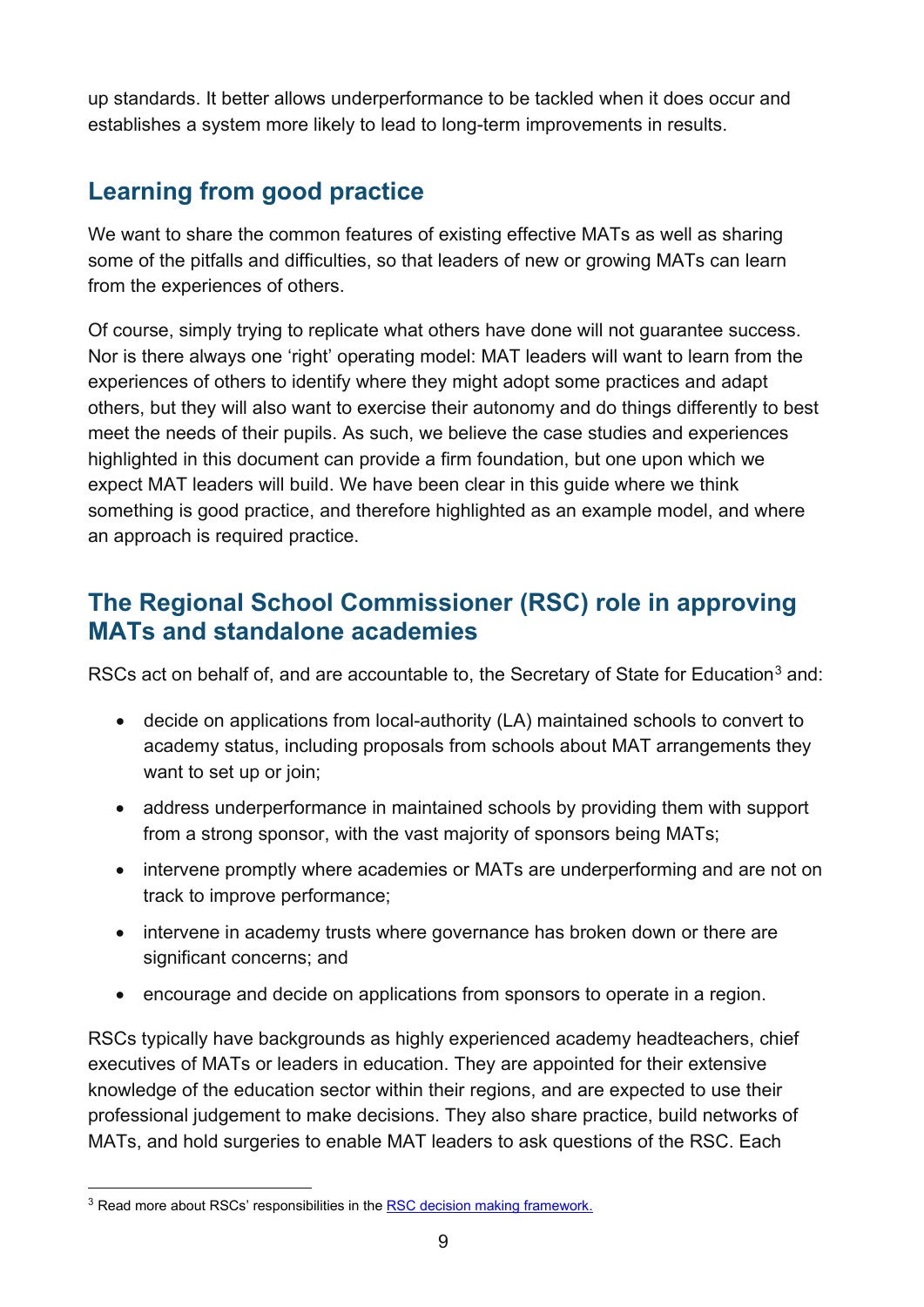up standards. It better allows underperformance to be tackled when it does occur and establishes a system more likely to lead to long-term improvements in results.

## Learning from good practice

We want to share the common features of existing effective MATs as well as sharing some of the pitfalls and difficulties, so that leaders of new or growing MATs can learn from the experiences of others.

Of course, simply trying to replicate what others have done will not guarantee success. Nor is there always one 'right' operating model: MAT leaders will want to learn from the experiences of others to identify where they might adopt some practices and adapt others, but they will also want to exercise their autonomy and do things differently to best meet the needs of their pupils. As such, we believe the case studies and experiences highlighted in this document can provide a firm foundation, but one upon which we expect MAT leaders will build. We have been clear in this guide where we think something is good practice, and therefore highlighted as an example model, and where an approach is required practice.

## The Regional School Commissioner (RSC) role in approving MATs and standalone academies

RSCs act on behalf of, and are accountable to, the Secretary of State for Education[3] and:

- decide on applications from local-authority (LA) maintained schools to convert to academy status, including proposals from schools about MAT arrangements they want to set up or join;
- address underperformance in maintained schools by providing them with support from a strong sponsor, with the vast majority of sponsors being MATs;
- intervene promptly where academies or MATs are underperforming and are not on track to improve performance;
- intervene in academy trusts where governance has broken down or there are significant concerns; and
- encourage and decide on applications from sponsors to operate in a region.

RSCs typically have backgrounds as highly experienced academy headteachers, chief executives of MATs or leaders in education. They are appointed for their extensive knowledge of the education sector within their regions, and are expected to use their professional judgement to make decisions. They also share practice, build networks of MATs, and hold surgeries to enable MAT leaders to ask questions of the RSC. Each

[3] Read more about RSCs' responsibilities in the RSC decision making framework.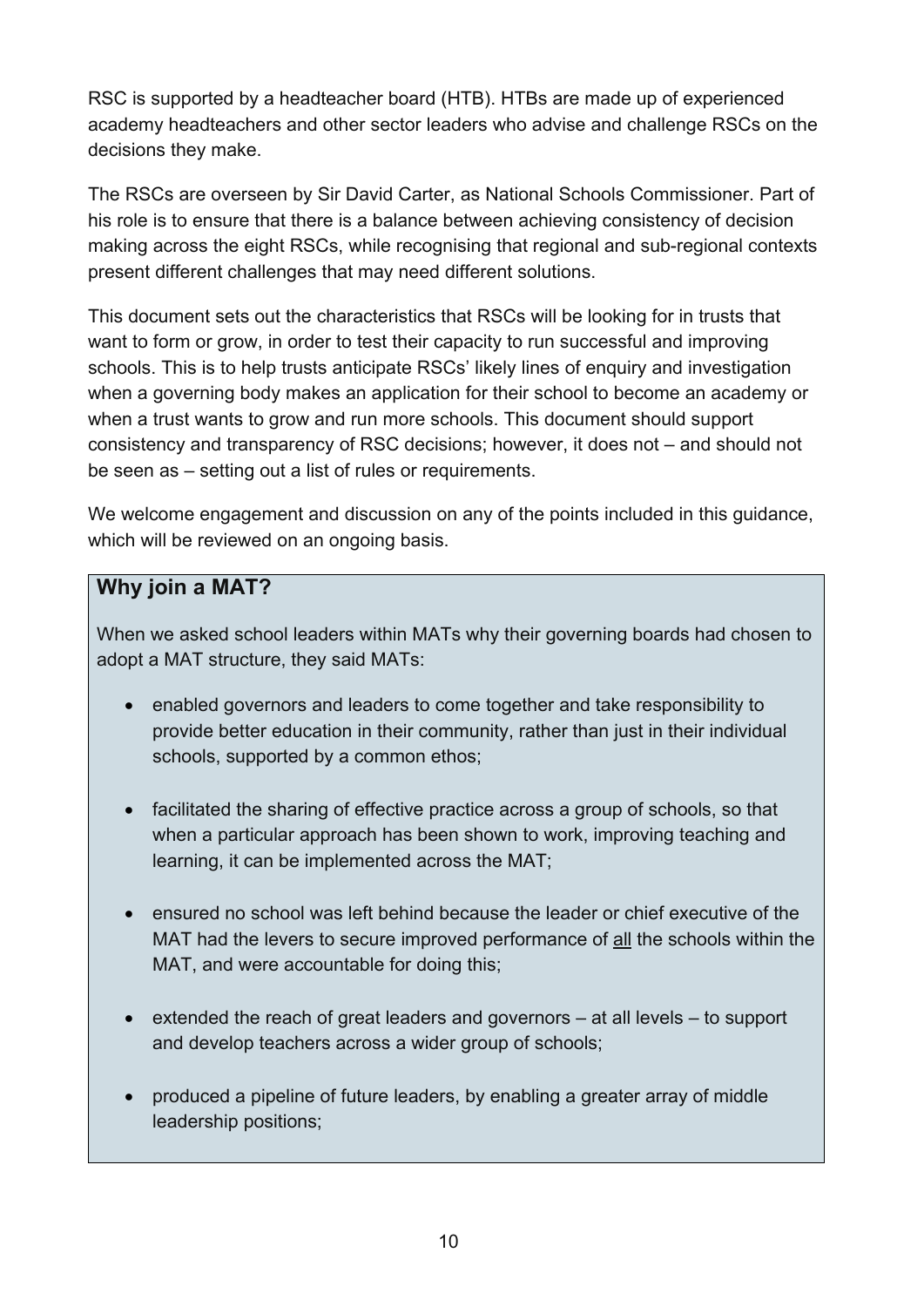RSC is supported by a headteacher board (HTB). HTBs are made up of experienced academy headteachers and other sector leaders who advise and challenge RSCs on the decisions they make.

The RSCs are overseen by Sir David Carter, as National Schools Commissioner. Part of his role is to ensure that there is a balance between achieving consistency of decision making across the eight RSCs, while recognising that regional and sub-regional contexts present different challenges that may need different solutions.

This document sets out the characteristics that RSCs will be looking for in trusts that want to form or grow, in order to test their capacity to run successful and improving schools. This is to help trusts anticipate RSCs' likely lines of enquiry and investigation when a governing body makes an application for their school to become an academy or when a trust wants to grow and run more schools. This document should support consistency and transparency of RSC decisions; however, it does not – and should not be seen as – setting out a list of rules or requirements.

We welcome engagement and discussion on any of the points included in this guidance, which will be reviewed on an ongoing basis.

### Why join a MAT?

When we asked school leaders within MATs why their governing boards had chosen to adopt a MAT structure, they said MATs:

- enabled governors and leaders to come together and take responsibility to provide better education in their community, rather than just in their individual schools, supported by a common ethos;
- facilitated the sharing of effective practice across a group of schools, so that when a particular approach has been shown to work, improving teaching and learning, it can be implemented across the MAT;
- ensured no school was left behind because the leader or chief executive of the MAT had the levers to secure improved performance of <u>all</u> the schools within the MAT, and were accountable for doing this;
- extended the reach of great leaders and governors – at all levels – to support and develop teachers across a wider group of schools;
- produced a pipeline of future leaders, by enabling a greater array of middle leadership positions;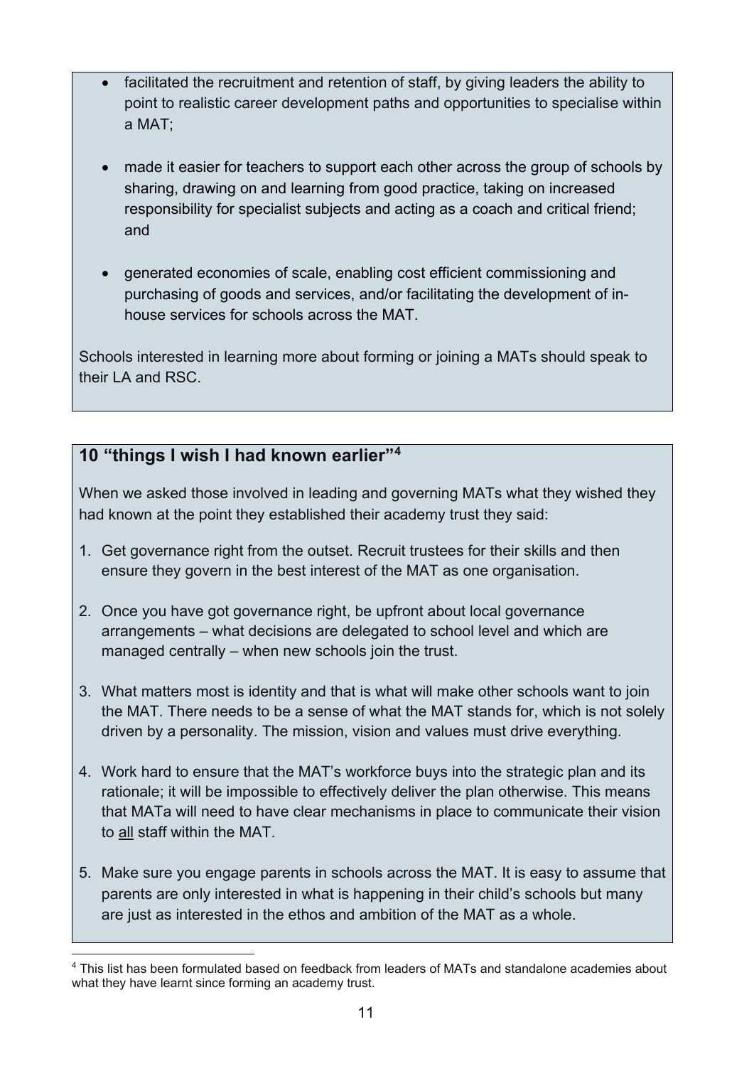- facilitated the recruitment and retention of staff, by giving leaders the ability to point to realistic career development paths and opportunities to specialise within a MAT;
- made it easier for teachers to support each other across the group of schools by sharing, drawing on and learning from good practice, taking on increased responsibility for specialist subjects and acting as a coach and critical friend; and
- generated economies of scale, enabling cost efficient commissioning and purchasing of goods and services, and/or facilitating the development of in-house services for schools across the MAT.

Schools interested in learning more about forming or joining a MATs should speak to their LA and RSC.

### 10 "things I wish I had known earlier"[4]

When we asked those involved in leading and governing MATs what they wished they had known at the point they established their academy trust they said:

1. Get governance right from the outset. Recruit trustees for their skills and then ensure they govern in the best interest of the MAT as one organisation.
2. Once you have got governance right, be upfront about local governance arrangements – what decisions are delegated to school level and which are managed centrally – when new schools join the trust.
3. What matters most is identity and that is what will make other schools want to join the MAT. There needs to be a sense of what the MAT stands for, which is not solely driven by a personality. The mission, vision and values must drive everything.
4. Work hard to ensure that the MAT's workforce buys into the strategic plan and its rationale; it will be impossible to effectively deliver the plan otherwise. This means that MATa will need to have clear mechanisms in place to communicate their vision to <u>all</u> staff within the MAT.
5. Make sure you engage parents in schools across the MAT. It is easy to assume that parents are only interested in what is happening in their child's schools but many are just as interested in the ethos and ambition of the MAT as a whole.

[4] This list has been formulated based on feedback from leaders of MATs and standalone academies about what they have learnt since forming an academy trust.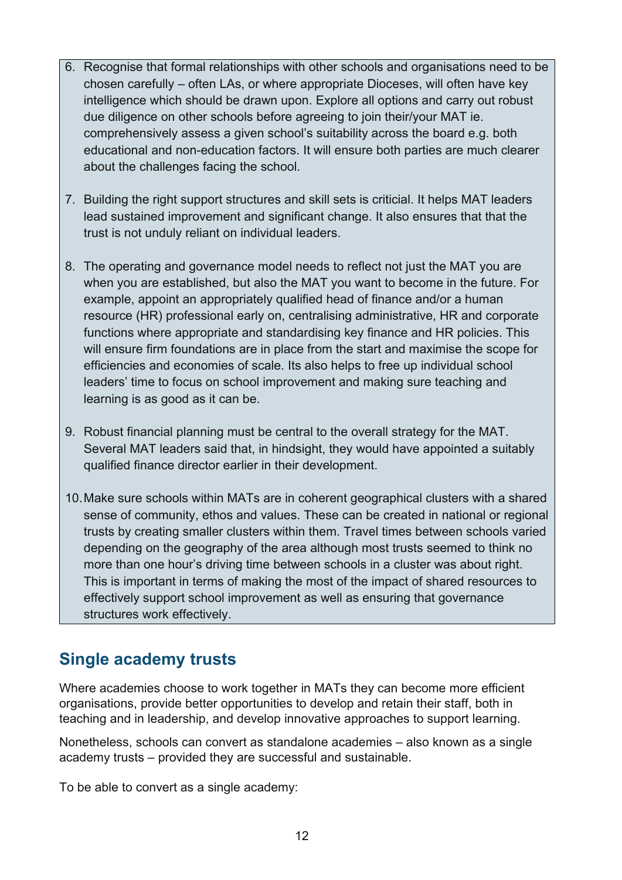6. Recognise that formal relationships with other schools and organisations need to be chosen carefully – often LAs, or where appropriate Dioceses, will often have key intelligence which should be drawn upon. Explore all options and carry out robust due diligence on other schools before agreeing to join their/your MAT ie. comprehensively assess a given school's suitability across the board e.g. both educational and non-education factors. It will ensure both parties are much clearer about the challenges facing the school.

7. Building the right support structures and skill sets is criticial. It helps MAT leaders lead sustained improvement and significant change. It also ensures that that the trust is not unduly reliant on individual leaders.

8. The operating and governance model needs to reflect not just the MAT you are when you are established, but also the MAT you want to become in the future. For example, appoint an appropriately qualified head of finance and/or a human resource (HR) professional early on, centralising administrative, HR and corporate functions where appropriate and standardising key finance and HR policies. This will ensure firm foundations are in place from the start and maximise the scope for efficiencies and economies of scale. Its also helps to free up individual school leaders' time to focus on school improvement and making sure teaching and learning is as good as it can be.

9. Robust financial planning must be central to the overall strategy for the MAT. Several MAT leaders said that, in hindsight, they would have appointed a suitably qualified finance director earlier in their development.

10. Make sure schools within MATs are in coherent geographical clusters with a shared sense of community, ethos and values. These can be created in national or regional trusts by creating smaller clusters within them. Travel times between schools varied depending on the geography of the area although most trusts seemed to think no more than one hour's driving time between schools in a cluster was about right. This is important in terms of making the most of the impact of shared resources to effectively support school improvement as well as ensuring that governance structures work effectively.

## Single academy trusts

Where academies choose to work together in MATs they can become more efficient organisations, provide better opportunities to develop and retain their staff, both in teaching and in leadership, and develop innovative approaches to support learning.

Nonetheless, schools can convert as standalone academies – also known as a single academy trusts – provided they are successful and sustainable.

To be able to convert as a single academy: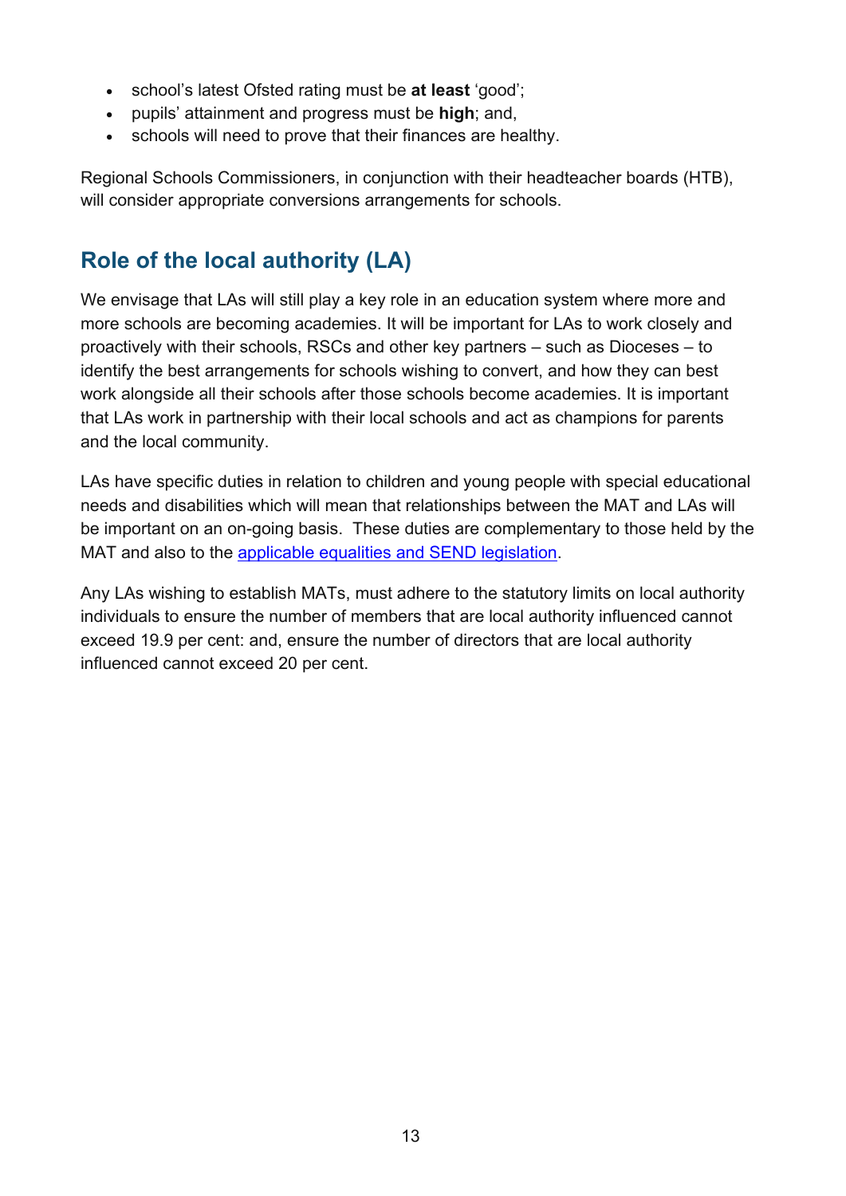- school's latest Ofsted rating must be **at least** 'good';
- pupils' attainment and progress must be **high**; and,
- schools will need to prove that their finances are healthy.

Regional Schools Commissioners, in conjunction with their headteacher boards (HTB), will consider appropriate conversions arrangements for schools.

## Role of the local authority (LA)

We envisage that LAs will still play a key role in an education system where more and more schools are becoming academies. It will be important for LAs to work closely and proactively with their schools, RSCs and other key partners – such as Dioceses – to identify the best arrangements for schools wishing to convert, and how they can best work alongside all their schools after those schools become academies. It is important that LAs work in partnership with their local schools and act as champions for parents and the local community.

LAs have specific duties in relation to children and young people with special educational needs and disabilities which will mean that relationships between the MAT and LAs will be important on an on-going basis. These duties are complementary to those held by the MAT and also to the applicable equalities and SEND legislation.

Any LAs wishing to establish MATs, must adhere to the statutory limits on local authority individuals to ensure the number of members that are local authority influenced cannot exceed 19.9 per cent: and, ensure the number of directors that are local authority influenced cannot exceed 20 per cent.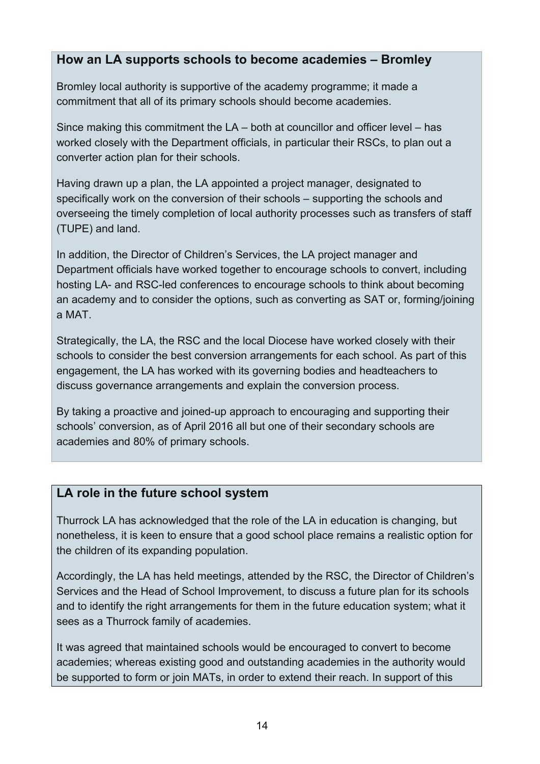### How an LA supports schools to become academies – Bromley

Bromley local authority is supportive of the academy programme; it made a commitment that all of its primary schools should become academies.

Since making this commitment the LA – both at councillor and officer level – has worked closely with the Department officials, in particular their RSCs, to plan out a converter action plan for their schools.

Having drawn up a plan, the LA appointed a project manager, designated to specifically work on the conversion of their schools – supporting the schools and overseeing the timely completion of local authority processes such as transfers of staff (TUPE) and land.

In addition, the Director of Children's Services, the LA project manager and Department officials have worked together to encourage schools to convert, including hosting LA- and RSC-led conferences to encourage schools to think about becoming an academy and to consider the options, such as converting as SAT or, forming/joining a MAT.

Strategically, the LA, the RSC and the local Diocese have worked closely with their schools to consider the best conversion arrangements for each school. As part of this engagement, the LA has worked with its governing bodies and headteachers to discuss governance arrangements and explain the conversion process.

By taking a proactive and joined-up approach to encouraging and supporting their schools' conversion, as of April 2016 all but one of their secondary schools are academies and 80% of primary schools.

### LA role in the future school system

Thurrock LA has acknowledged that the role of the LA in education is changing, but nonetheless, it is keen to ensure that a good school place remains a realistic option for the children of its expanding population.

Accordingly, the LA has held meetings, attended by the RSC, the Director of Children's Services and the Head of School Improvement, to discuss a future plan for its schools and to identify the right arrangements for them in the future education system; what it sees as a Thurrock family of academies.

It was agreed that maintained schools would be encouraged to convert to become academies; whereas existing good and outstanding academies in the authority would be supported to form or join MATs, in order to extend their reach. In support of this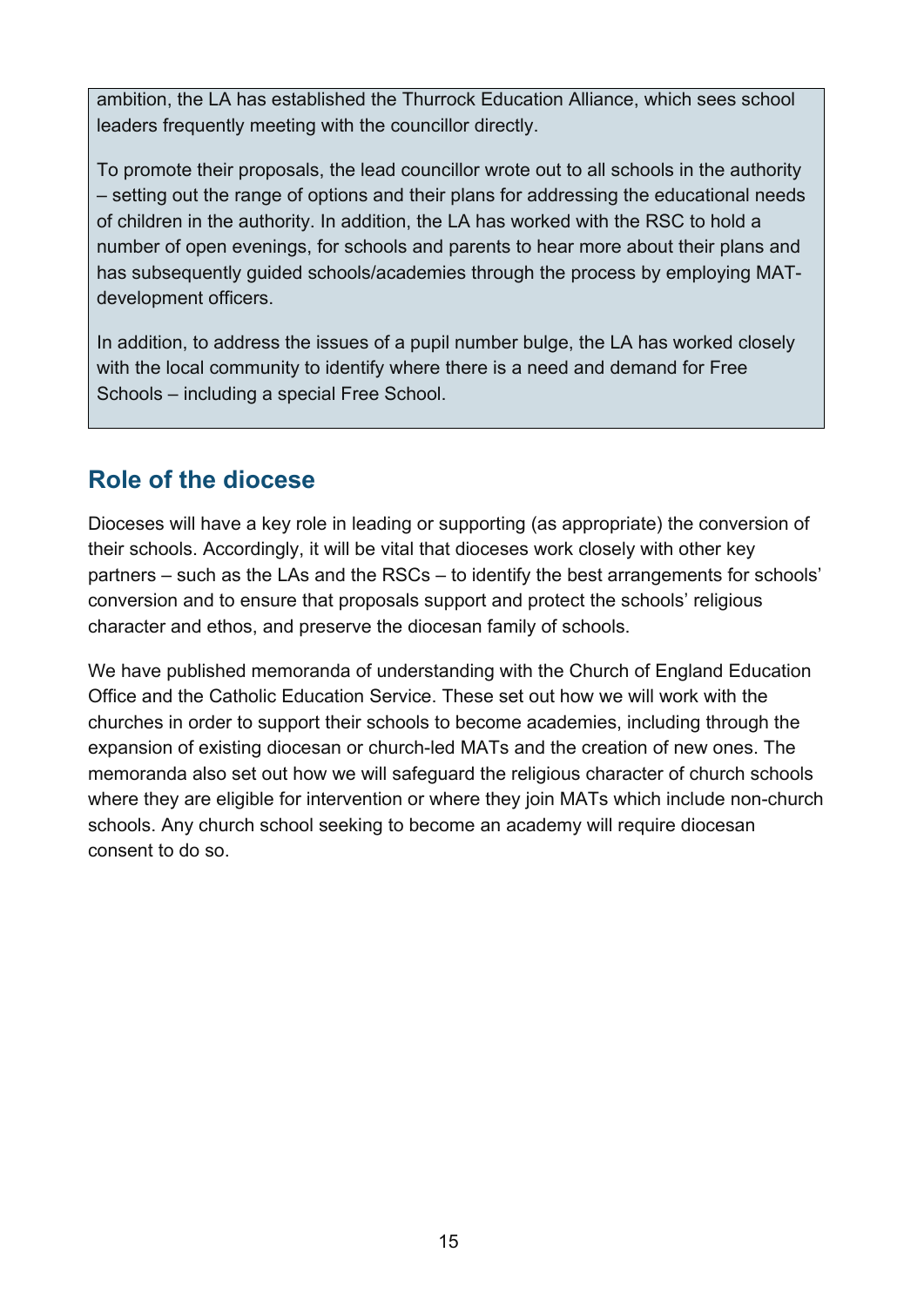ambition, the LA has established the Thurrock Education Alliance, which sees school leaders frequently meeting with the councillor directly.

To promote their proposals, the lead councillor wrote out to all schools in the authority – setting out the range of options and their plans for addressing the educational needs of children in the authority. In addition, the LA has worked with the RSC to hold a number of open evenings, for schools and parents to hear more about their plans and has subsequently guided schools/academies through the process by employing MAT-development officers.

In addition, to address the issues of a pupil number bulge, the LA has worked closely with the local community to identify where there is a need and demand for Free Schools – including a special Free School.

## Role of the diocese

Dioceses will have a key role in leading or supporting (as appropriate) the conversion of their schools. Accordingly, it will be vital that dioceses work closely with other key partners – such as the LAs and the RSCs – to identify the best arrangements for schools' conversion and to ensure that proposals support and protect the schools' religious character and ethos, and preserve the diocesan family of schools.

We have published memoranda of understanding with the Church of England Education Office and the Catholic Education Service. These set out how we will work with the churches in order to support their schools to become academies, including through the expansion of existing diocesan or church-led MATs and the creation of new ones. The memoranda also set out how we will safeguard the religious character of church schools where they are eligible for intervention or where they join MATs which include non-church schools. Any church school seeking to become an academy will require diocesan consent to do so.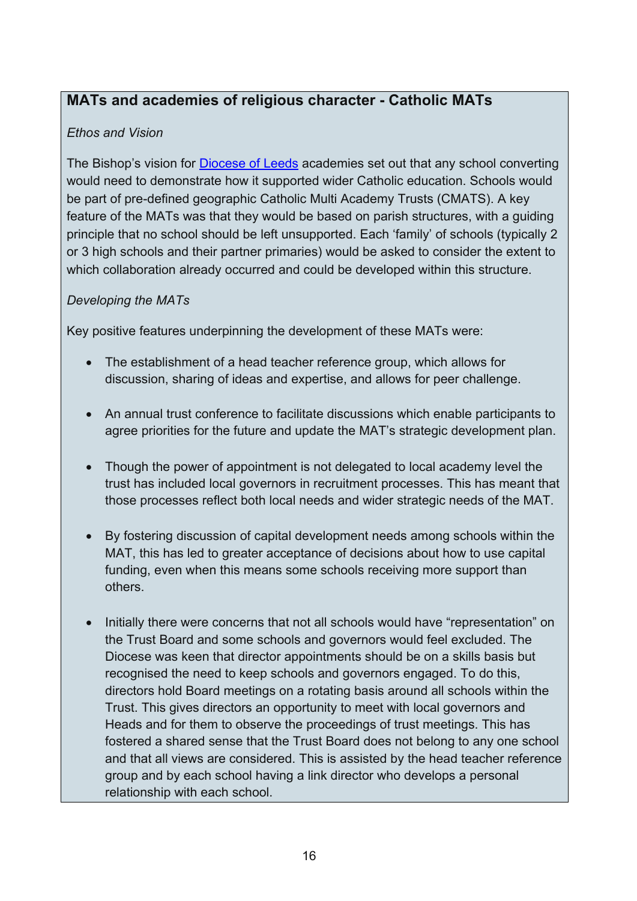## MATs and academies of religious character - Catholic MATs

*Ethos and Vision*

The Bishop's vision for [Diocese of Leeds](#) academies set out that any school converting would need to demonstrate how it supported wider Catholic education. Schools would be part of pre-defined geographic Catholic Multi Academy Trusts (CMATS). A key feature of the MATs was that they would be based on parish structures, with a guiding principle that no school should be left unsupported. Each 'family' of schools (typically 2 or 3 high schools and their partner primaries) would be asked to consider the extent to which collaboration already occurred and could be developed within this structure.

*Developing the MATs*

Key positive features underpinning the development of these MATs were:

- The establishment of a head teacher reference group, which allows for discussion, sharing of ideas and expertise, and allows for peer challenge.
- An annual trust conference to facilitate discussions which enable participants to agree priorities for the future and update the MAT's strategic development plan.
- Though the power of appointment is not delegated to local academy level the trust has included local governors in recruitment processes. This has meant that those processes reflect both local needs and wider strategic needs of the MAT.
- By fostering discussion of capital development needs among schools within the MAT, this has led to greater acceptance of decisions about how to use capital funding, even when this means some schools receiving more support than others.
- Initially there were concerns that not all schools would have "representation" on the Trust Board and some schools and governors would feel excluded. The Diocese was keen that director appointments should be on a skills basis but recognised the need to keep schools and governors engaged. To do this, directors hold Board meetings on a rotating basis around all schools within the Trust. This gives directors an opportunity to meet with local governors and Heads and for them to observe the proceedings of trust meetings. This has fostered a shared sense that the Trust Board does not belong to any one school and that all views are considered. This is assisted by the head teacher reference group and by each school having a link director who develops a personal relationship with each school.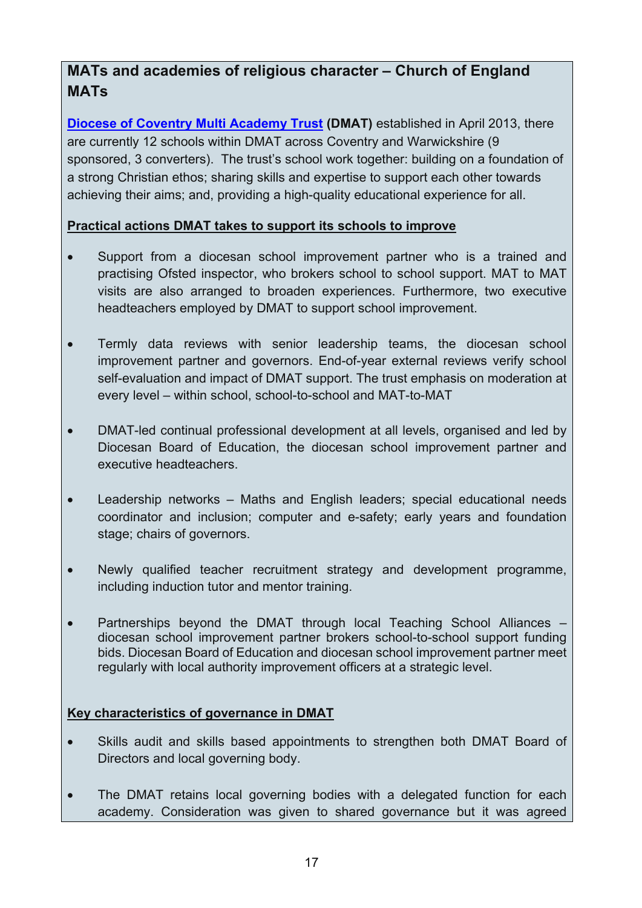## MATs and academies of religious character – Church of England MATs

**[Diocese of Coventry Multi Academy Trust](#) (DMAT)** established in April 2013, there are currently 12 schools within DMAT across Coventry and Warwickshire (9 sponsored, 3 converters). The trust's school work together: building on a foundation of a strong Christian ethos; sharing skills and expertise to support each other towards achieving their aims; and, providing a high-quality educational experience for all.

**Practical actions DMAT takes to support its schools to improve**

- Support from a diocesan school improvement partner who is a trained and practising Ofsted inspector, who brokers school to school support. MAT to MAT visits are also arranged to broaden experiences. Furthermore, two executive headteachers employed by DMAT to support school improvement.
- Termly data reviews with senior leadership teams, the diocesan school improvement partner and governors. End-of-year external reviews verify school self-evaluation and impact of DMAT support. The trust emphasis on moderation at every level – within school, school-to-school and MAT-to-MAT
- DMAT-led continual professional development at all levels, organised and led by Diocesan Board of Education, the diocesan school improvement partner and executive headteachers.
- Leadership networks – Maths and English leaders; special educational needs coordinator and inclusion; computer and e-safety; early years and foundation stage; chairs of governors.
- Newly qualified teacher recruitment strategy and development programme, including induction tutor and mentor training.
- Partnerships beyond the DMAT through local Teaching School Alliances – diocesan school improvement partner brokers school-to-school support funding bids. Diocesan Board of Education and diocesan school improvement partner meet regularly with local authority improvement officers at a strategic level.

**Key characteristics of governance in DMAT**

- Skills audit and skills based appointments to strengthen both DMAT Board of Directors and local governing body.
- The DMAT retains local governing bodies with a delegated function for each academy. Consideration was given to shared governance but it was agreed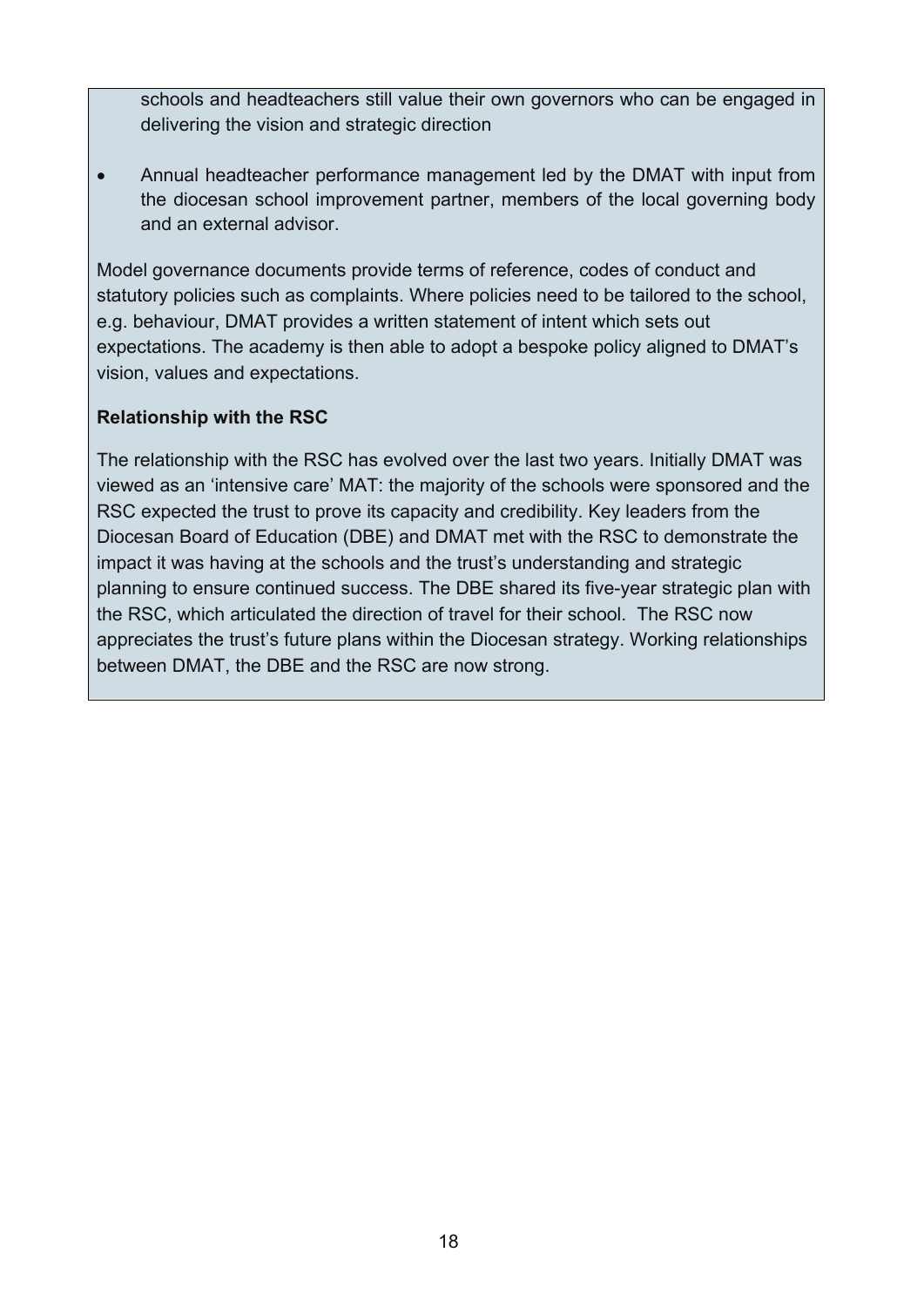schools and headteachers still value their own governors who can be engaged in delivering the vision and strategic direction

- Annual headteacher performance management led by the DMAT with input from the diocesan school improvement partner, members of the local governing body and an external advisor.

Model governance documents provide terms of reference, codes of conduct and statutory policies such as complaints. Where policies need to be tailored to the school, e.g. behaviour, DMAT provides a written statement of intent which sets out expectations. The academy is then able to adopt a bespoke policy aligned to DMAT's vision, values and expectations.

**Relationship with the RSC**

The relationship with the RSC has evolved over the last two years. Initially DMAT was viewed as an 'intensive care' MAT: the majority of the schools were sponsored and the RSC expected the trust to prove its capacity and credibility. Key leaders from the Diocesan Board of Education (DBE) and DMAT met with the RSC to demonstrate the impact it was having at the schools and the trust's understanding and strategic planning to ensure continued success. The DBE shared its five-year strategic plan with the RSC, which articulated the direction of travel for their school. The RSC now appreciates the trust's future plans within the Diocesan strategy. Working relationships between DMAT, the DBE and the RSC are now strong.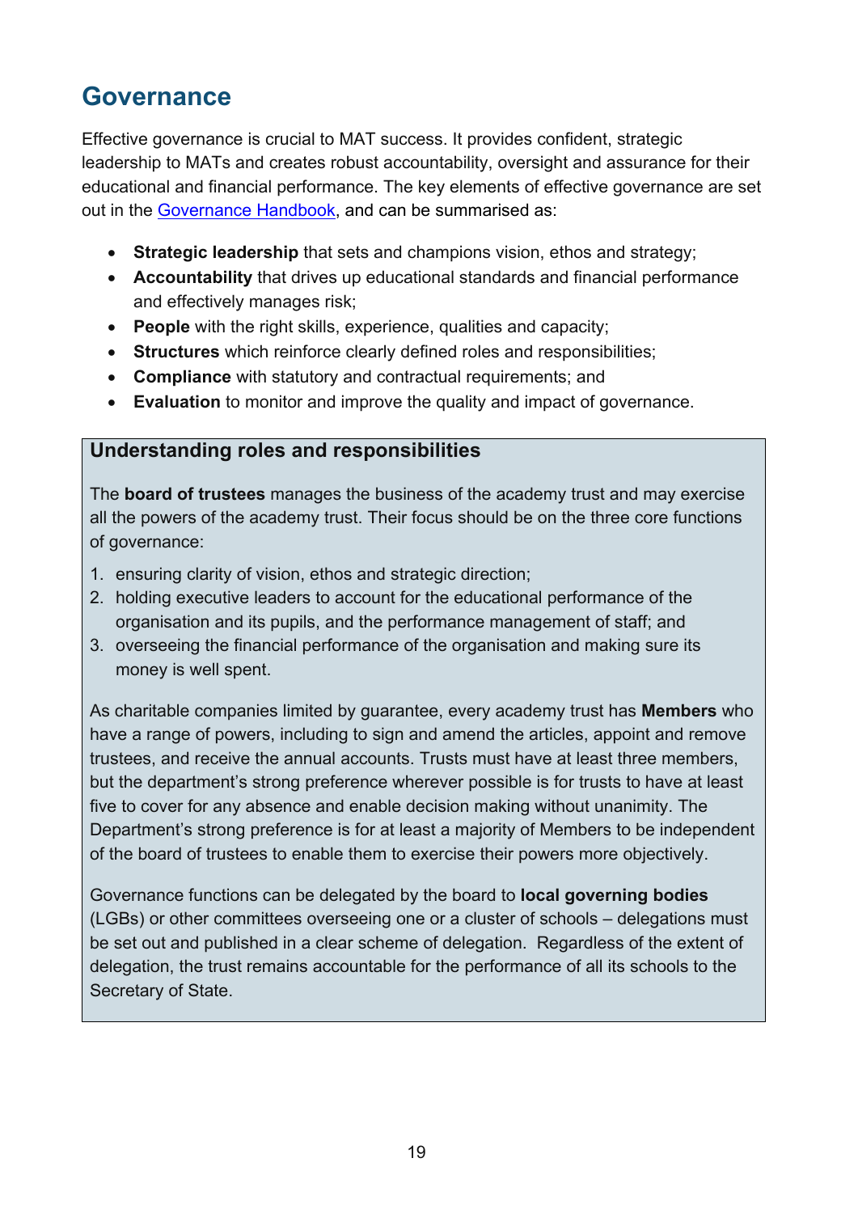## Governance

Effective governance is crucial to MAT success. It provides confident, strategic leadership to MATs and creates robust accountability, oversight and assurance for their educational and financial performance. The key elements of effective governance are set out in the [Governance Handbook](), and can be summarised as:

- **Strategic leadership** that sets and champions vision, ethos and strategy;
- **Accountability** that drives up educational standards and financial performance and effectively manages risk;
- **People** with the right skills, experience, qualities and capacity;
- **Structures** which reinforce clearly defined roles and responsibilities;
- **Compliance** with statutory and contractual requirements; and
- **Evaluation** to monitor and improve the quality and impact of governance.

### Understanding roles and responsibilities

The **board of trustees** manages the business of the academy trust and may exercise all the powers of the academy trust. Their focus should be on the three core functions of governance:

1. ensuring clarity of vision, ethos and strategic direction;
2. holding executive leaders to account for the educational performance of the organisation and its pupils, and the performance management of staff; and
3. overseeing the financial performance of the organisation and making sure its money is well spent.

As charitable companies limited by guarantee, every academy trust has **Members** who have a range of powers, including to sign and amend the articles, appoint and remove trustees, and receive the annual accounts. Trusts must have at least three members, but the department's strong preference wherever possible is for trusts to have at least five to cover for any absence and enable decision making without unanimity. The Department's strong preference is for at least a majority of Members to be independent of the board of trustees to enable them to exercise their powers more objectively.

Governance functions can be delegated by the board to **local governing bodies** (LGBs) or other committees overseeing one or a cluster of schools – delegations must be set out and published in a clear scheme of delegation. Regardless of the extent of delegation, the trust remains accountable for the performance of all its schools to the Secretary of State.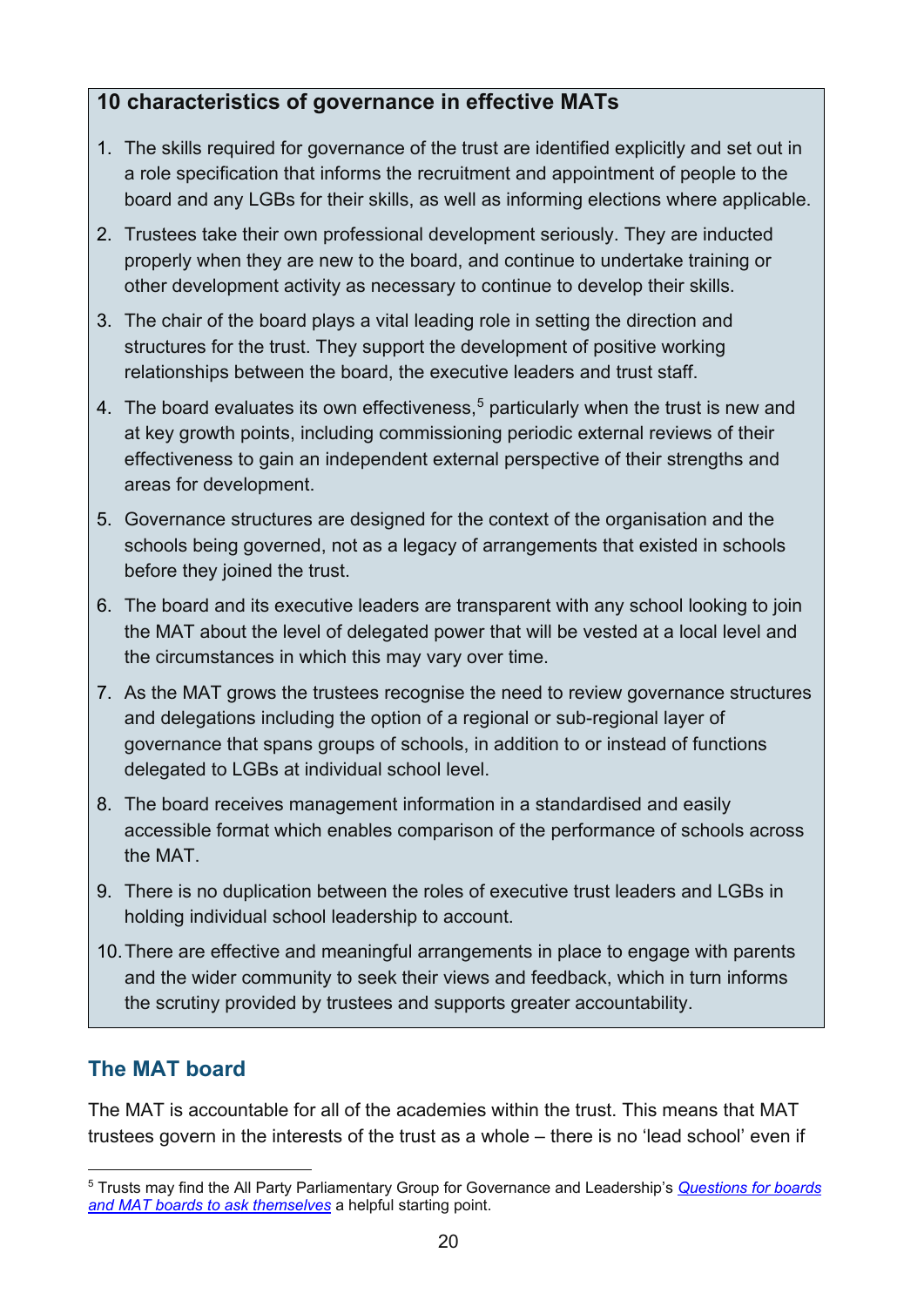**10 characteristics of governance in effective MATs**

1. The skills required for governance of the trust are identified explicitly and set out in a role specification that informs the recruitment and appointment of people to the board and any LGBs for their skills, as well as informing elections where applicable.
2. Trustees take their own professional development seriously. They are inducted properly when they are new to the board, and continue to undertake training or other development activity as necessary to continue to develop their skills.
3. The chair of the board plays a vital leading role in setting the direction and structures for the trust. They support the development of positive working relationships between the board, the executive leaders and trust staff.
4. The board evaluates its own effectiveness,[5] particularly when the trust is new and at key growth points, including commissioning periodic external reviews of their effectiveness to gain an independent external perspective of their strengths and areas for development.
5. Governance structures are designed for the context of the organisation and the schools being governed, not as a legacy of arrangements that existed in schools before they joined the trust.
6. The board and its executive leaders are transparent with any school looking to join the MAT about the level of delegated power that will be vested at a local level and the circumstances in which this may vary over time.
7. As the MAT grows the trustees recognise the need to review governance structures and delegations including the option of a regional or sub-regional layer of governance that spans groups of schools, in addition to or instead of functions delegated to LGBs at individual school level.
8. The board receives management information in a standardised and easily accessible format which enables comparison of the performance of schools across the MAT.
9. There is no duplication between the roles of executive trust leaders and LGBs in holding individual school leadership to account.
10. There are effective and meaningful arrangements in place to engage with parents and the wider community to seek their views and feedback, which in turn informs the scrutiny provided by trustees and supports greater accountability.

## The MAT board

The MAT is accountable for all of the academies within the trust. This means that MAT trustees govern in the interests of the trust as a whole – there is no 'lead school' even if

[5] Trusts may find the All Party Parliamentary Group for Governance and Leadership's *Questions for boards and MAT boards to ask themselves* a helpful starting point.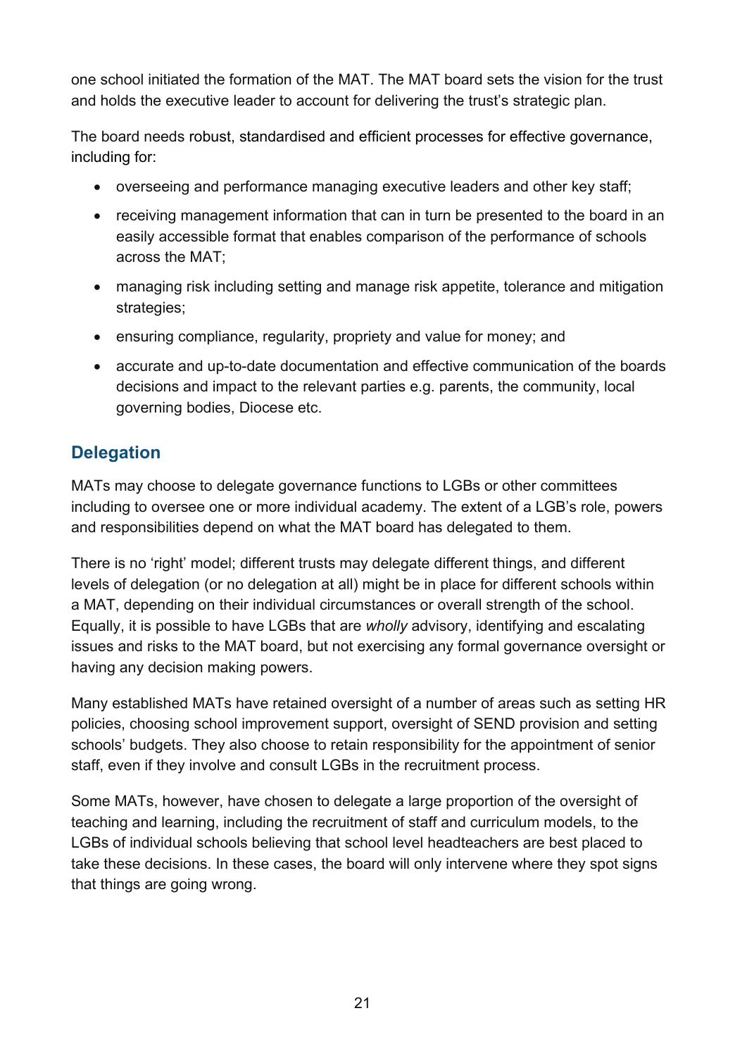one school initiated the formation of the MAT. The MAT board sets the vision for the trust and holds the executive leader to account for delivering the trust's strategic plan.

The board needs robust, standardised and efficient processes for effective governance, including for:

- overseeing and performance managing executive leaders and other key staff;
- receiving management information that can in turn be presented to the board in an easily accessible format that enables comparison of the performance of schools across the MAT;
- managing risk including setting and manage risk appetite, tolerance and mitigation strategies;
- ensuring compliance, regularity, propriety and value for money; and
- accurate and up-to-date documentation and effective communication of the boards decisions and impact to the relevant parties e.g. parents, the community, local governing bodies, Diocese etc.

## Delegation

MATs may choose to delegate governance functions to LGBs or other committees including to oversee one or more individual academy. The extent of a LGB's role, powers and responsibilities depend on what the MAT board has delegated to them.

There is no 'right' model; different trusts may delegate different things, and different levels of delegation (or no delegation at all) might be in place for different schools within a MAT, depending on their individual circumstances or overall strength of the school. Equally, it is possible to have LGBs that are *wholly* advisory, identifying and escalating issues and risks to the MAT board, but not exercising any formal governance oversight or having any decision making powers.

Many established MATs have retained oversight of a number of areas such as setting HR policies, choosing school improvement support, oversight of SEND provision and setting schools' budgets. They also choose to retain responsibility for the appointment of senior staff, even if they involve and consult LGBs in the recruitment process.

Some MATs, however, have chosen to delegate a large proportion of the oversight of teaching and learning, including the recruitment of staff and curriculum models, to the LGBs of individual schools believing that school level headteachers are best placed to take these decisions. In these cases, the board will only intervene where they spot signs that things are going wrong.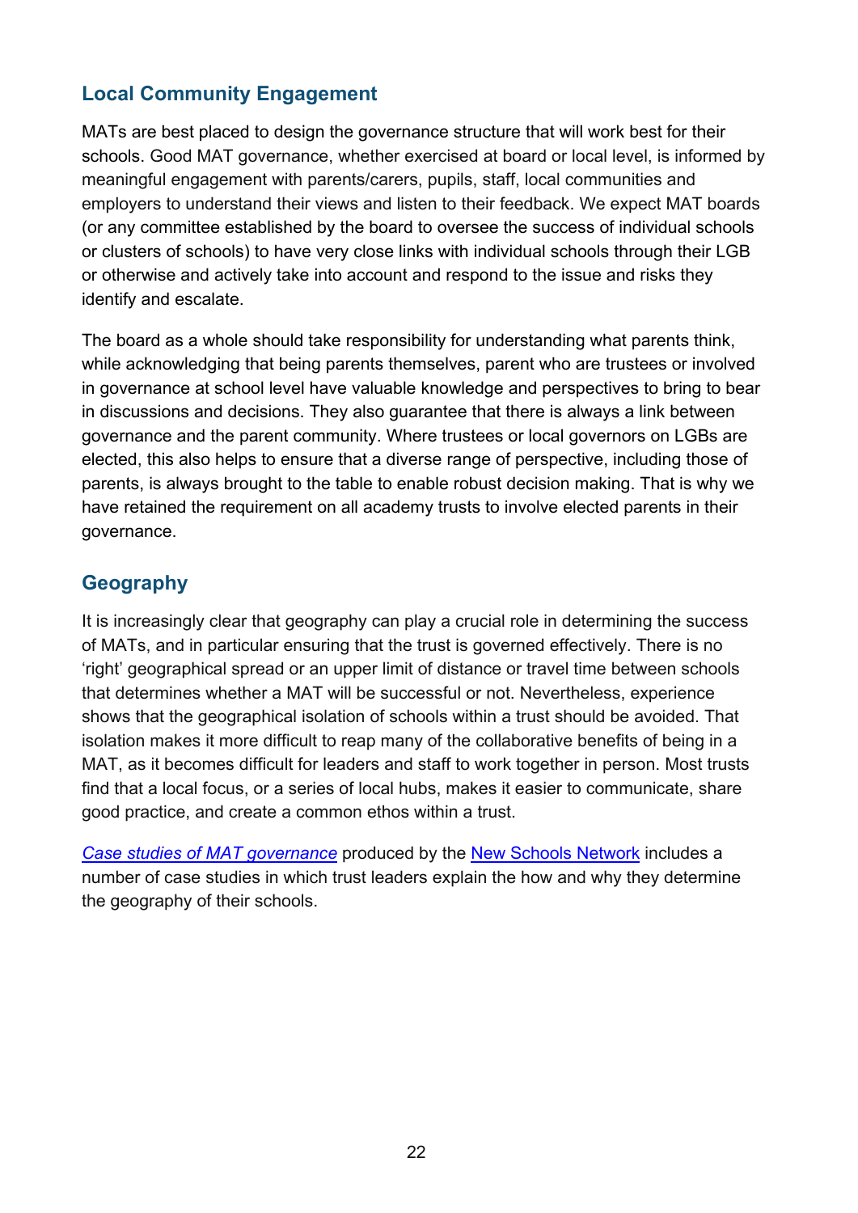## Local Community Engagement

MATs are best placed to design the governance structure that will work best for their schools. Good MAT governance, whether exercised at board or local level, is informed by meaningful engagement with parents/carers, pupils, staff, local communities and employers to understand their views and listen to their feedback. We expect MAT boards (or any committee established by the board to oversee the success of individual schools or clusters of schools) to have very close links with individual schools through their LGB or otherwise and actively take into account and respond to the issue and risks they identify and escalate.

The board as a whole should take responsibility for understanding what parents think, while acknowledging that being parents themselves, parent who are trustees or involved in governance at school level have valuable knowledge and perspectives to bring to bear in discussions and decisions. They also guarantee that there is always a link between governance and the parent community. Where trustees or local governors on LGBs are elected, this also helps to ensure that a diverse range of perspective, including those of parents, is always brought to the table to enable robust decision making. That is why we have retained the requirement on all academy trusts to involve elected parents in their governance.

## Geography

It is increasingly clear that geography can play a crucial role in determining the success of MATs, and in particular ensuring that the trust is governed effectively. There is no 'right' geographical spread or an upper limit of distance or travel time between schools that determines whether a MAT will be successful or not. Nevertheless, experience shows that the geographical isolation of schools within a trust should be avoided. That isolation makes it more difficult to reap many of the collaborative benefits of being in a MAT, as it becomes difficult for leaders and staff to work together in person. Most trusts find that a local focus, or a series of local hubs, makes it easier to communicate, share good practice, and create a common ethos within a trust.

*Case studies of MAT governance* produced by the New Schools Network includes a number of case studies in which trust leaders explain the how and why they determine the geography of their schools.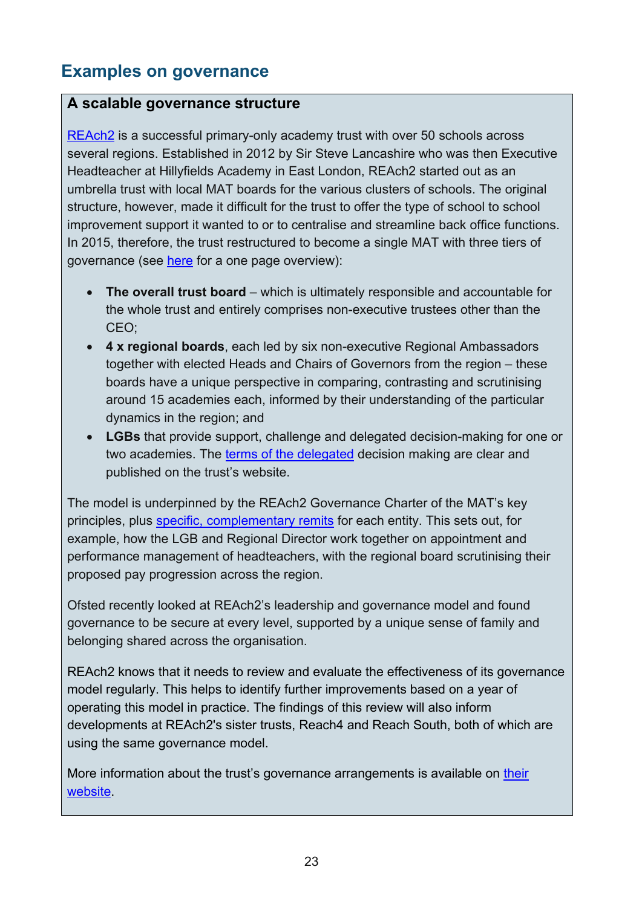## Examples on governance

### A scalable governance structure

REAch2 is a successful primary-only academy trust with over 50 schools across several regions. Established in 2012 by Sir Steve Lancashire who was then Executive Headteacher at Hillyfields Academy in East London, REAch2 started out as an umbrella trust with local MAT boards for the various clusters of schools. The original structure, however, made it difficult for the trust to offer the type of school to school improvement support it wanted to or to centralise and streamline back office functions. In 2015, therefore, the trust restructured to become a single MAT with three tiers of governance (see here for a one page overview):

- **The overall trust board** – which is ultimately responsible and accountable for the whole trust and entirely comprises non-executive trustees other than the CEO;
- **4 x regional boards**, each led by six non-executive Regional Ambassadors together with elected Heads and Chairs of Governors from the region – these boards have a unique perspective in comparing, contrasting and scrutinising around 15 academies each, informed by their understanding of the particular dynamics in the region; and
- **LGBs** that provide support, challenge and delegated decision-making for one or two academies. The terms of the delegated decision making are clear and published on the trust's website.

The model is underpinned by the REAch2 Governance Charter of the MAT's key principles, plus specific, complementary remits for each entity. This sets out, for example, how the LGB and Regional Director work together on appointment and performance management of headteachers, with the regional board scrutinising their proposed pay progression across the region.

Ofsted recently looked at REAch2's leadership and governance model and found governance to be secure at every level, supported by a unique sense of family and belonging shared across the organisation.

REAch2 knows that it needs to review and evaluate the effectiveness of its governance model regularly. This helps to identify further improvements based on a year of operating this model in practice. The findings of this review will also inform developments at REAch2's sister trusts, Reach4 and Reach South, both of which are using the same governance model.

More information about the trust's governance arrangements is available on their website.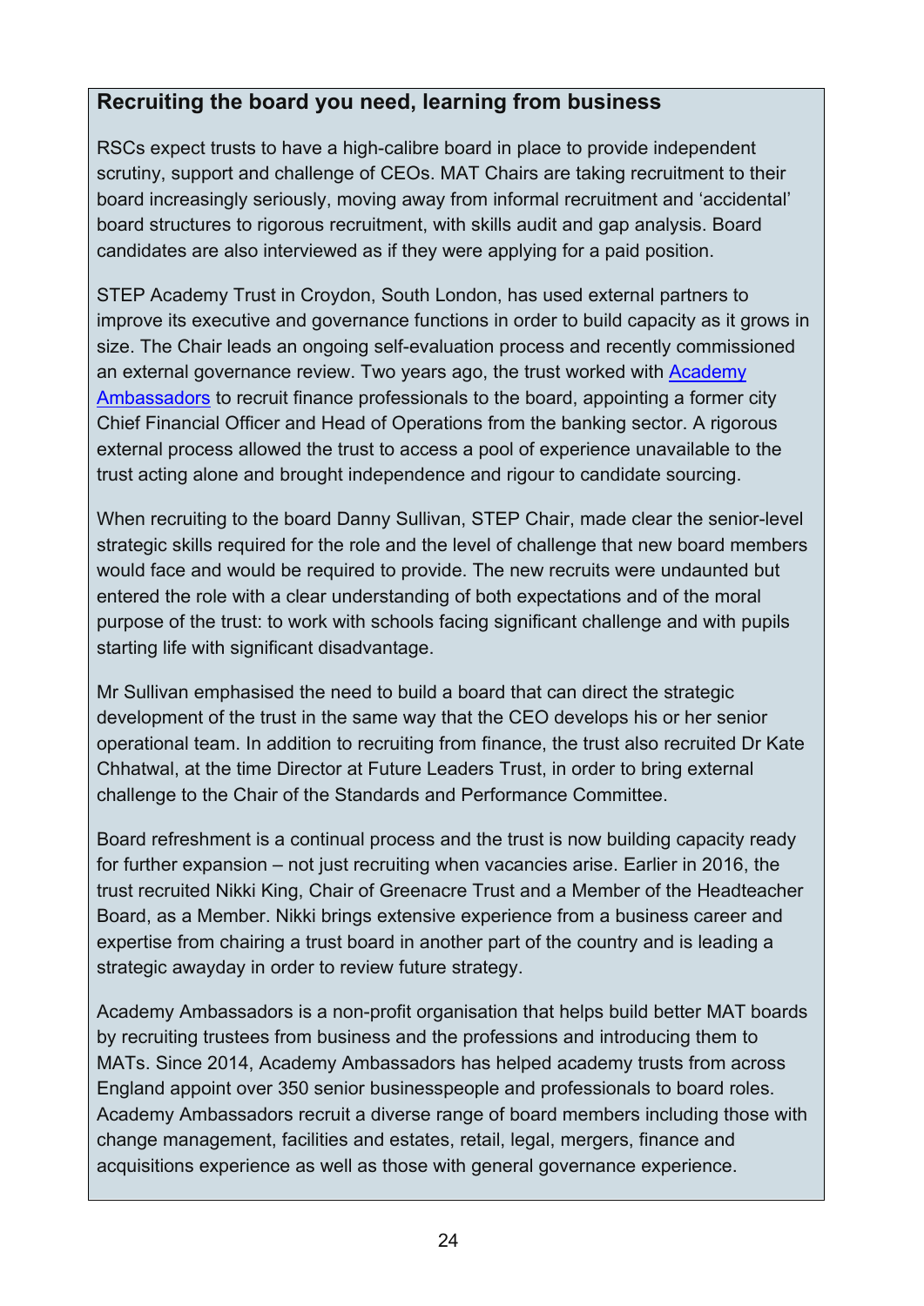### Recruiting the board you need, learning from business

RSCs expect trusts to have a high-calibre board in place to provide independent scrutiny, support and challenge of CEOs. MAT Chairs are taking recruitment to their board increasingly seriously, moving away from informal recruitment and 'accidental' board structures to rigorous recruitment, with skills audit and gap analysis. Board candidates are also interviewed as if they were applying for a paid position.

STEP Academy Trust in Croydon, South London, has used external partners to improve its executive and governance functions in order to build capacity as it grows in size. The Chair leads an ongoing self-evaluation process and recently commissioned an external governance review. Two years ago, the trust worked with Academy Ambassadors to recruit finance professionals to the board, appointing a former city Chief Financial Officer and Head of Operations from the banking sector. A rigorous external process allowed the trust to access a pool of experience unavailable to the trust acting alone and brought independence and rigour to candidate sourcing.

When recruiting to the board Danny Sullivan, STEP Chair, made clear the senior-level strategic skills required for the role and the level of challenge that new board members would face and would be required to provide. The new recruits were undaunted but entered the role with a clear understanding of both expectations and of the moral purpose of the trust: to work with schools facing significant challenge and with pupils starting life with significant disadvantage.

Mr Sullivan emphasised the need to build a board that can direct the strategic development of the trust in the same way that the CEO develops his or her senior operational team. In addition to recruiting from finance, the trust also recruited Dr Kate Chhatwal, at the time Director at Future Leaders Trust, in order to bring external challenge to the Chair of the Standards and Performance Committee.

Board refreshment is a continual process and the trust is now building capacity ready for further expansion – not just recruiting when vacancies arise. Earlier in 2016, the trust recruited Nikki King, Chair of Greenacre Trust and a Member of the Headteacher Board, as a Member. Nikki brings extensive experience from a business career and expertise from chairing a trust board in another part of the country and is leading a strategic awayday in order to review future strategy.

Academy Ambassadors is a non-profit organisation that helps build better MAT boards by recruiting trustees from business and the professions and introducing them to MATs. Since 2014, Academy Ambassadors has helped academy trusts from across England appoint over 350 senior businesspeople and professionals to board roles. Academy Ambassadors recruit a diverse range of board members including those with change management, facilities and estates, retail, legal, mergers, finance and acquisitions experience as well as those with general governance experience.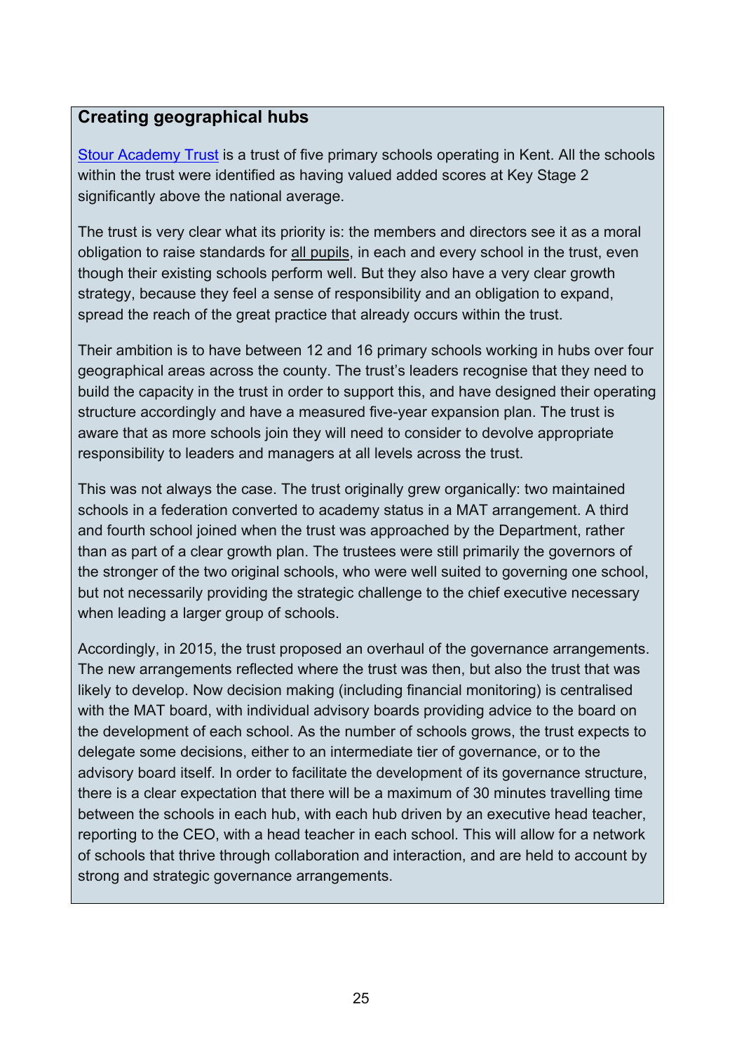### Creating geographical hubs

Stour Academy Trust is a trust of five primary schools operating in Kent. All the schools within the trust were identified as having valued added scores at Key Stage 2 significantly above the national average.

The trust is very clear what its priority is: the members and directors see it as a moral obligation to raise standards for all pupils, in each and every school in the trust, even though their existing schools perform well. But they also have a very clear growth strategy, because they feel a sense of responsibility and an obligation to expand, spread the reach of the great practice that already occurs within the trust.

Their ambition is to have between 12 and 16 primary schools working in hubs over four geographical areas across the county. The trust's leaders recognise that they need to build the capacity in the trust in order to support this, and have designed their operating structure accordingly and have a measured five-year expansion plan. The trust is aware that as more schools join they will need to consider to devolve appropriate responsibility to leaders and managers at all levels across the trust.

This was not always the case. The trust originally grew organically: two maintained schools in a federation converted to academy status in a MAT arrangement. A third and fourth school joined when the trust was approached by the Department, rather than as part of a clear growth plan. The trustees were still primarily the governors of the stronger of the two original schools, who were well suited to governing one school, but not necessarily providing the strategic challenge to the chief executive necessary when leading a larger group of schools.

Accordingly, in 2015, the trust proposed an overhaul of the governance arrangements. The new arrangements reflected where the trust was then, but also the trust that was likely to develop. Now decision making (including financial monitoring) is centralised with the MAT board, with individual advisory boards providing advice to the board on the development of each school. As the number of schools grows, the trust expects to delegate some decisions, either to an intermediate tier of governance, or to the advisory board itself. In order to facilitate the development of its governance structure, there is a clear expectation that there will be a maximum of 30 minutes travelling time between the schools in each hub, with each hub driven by an executive head teacher, reporting to the CEO, with a head teacher in each school. This will allow for a network of schools that thrive through collaboration and interaction, and are held to account by strong and strategic governance arrangements.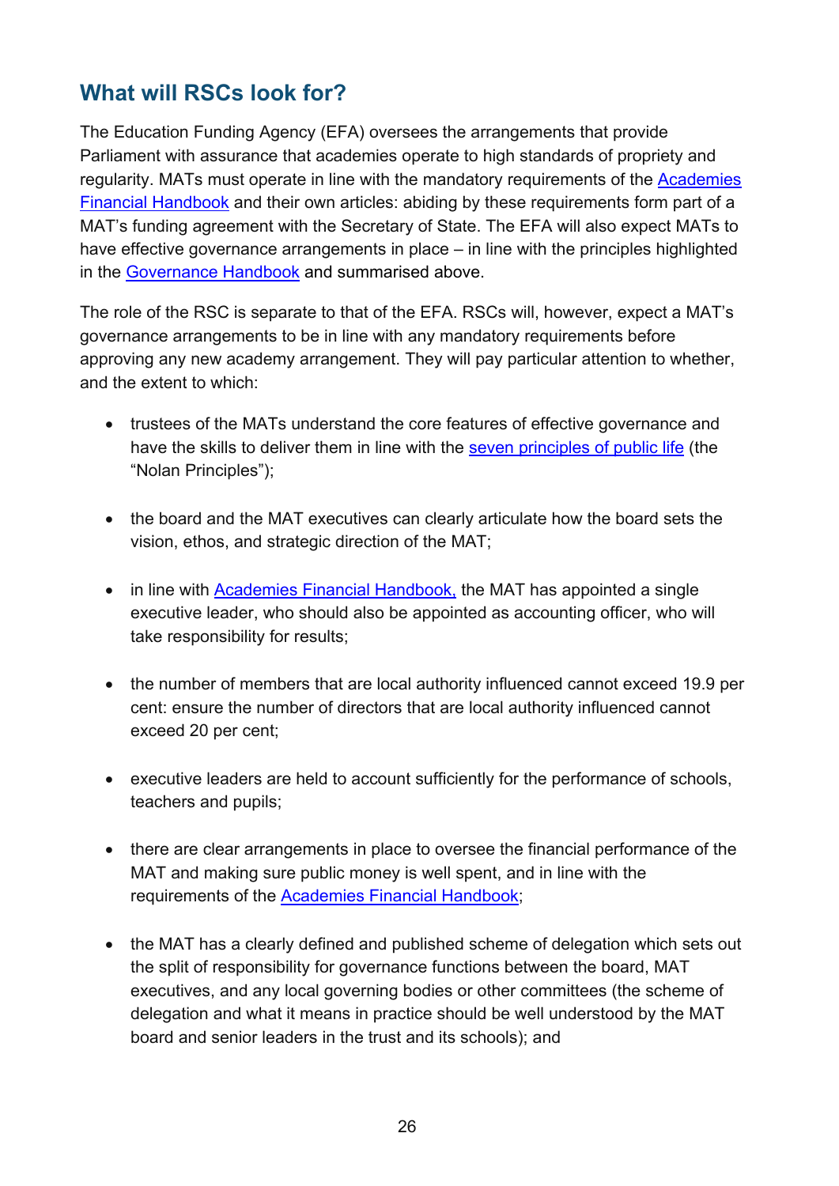## What will RSCs look for?

The Education Funding Agency (EFA) oversees the arrangements that provide Parliament with assurance that academies operate to high standards of propriety and regularity. MATs must operate in line with the mandatory requirements of the Academies Financial Handbook and their own articles: abiding by these requirements form part of a MAT's funding agreement with the Secretary of State. The EFA will also expect MATs to have effective governance arrangements in place – in line with the principles highlighted in the Governance Handbook and summarised above.

The role of the RSC is separate to that of the EFA. RSCs will, however, expect a MAT's governance arrangements to be in line with any mandatory requirements before approving any new academy arrangement. They will pay particular attention to whether, and the extent to which:

- trustees of the MATs understand the core features of effective governance and have the skills to deliver them in line with the seven principles of public life (the "Nolan Principles");
- the board and the MAT executives can clearly articulate how the board sets the vision, ethos, and strategic direction of the MAT;
- in line with Academies Financial Handbook, the MAT has appointed a single executive leader, who should also be appointed as accounting officer, who will take responsibility for results;
- the number of members that are local authority influenced cannot exceed 19.9 per cent: ensure the number of directors that are local authority influenced cannot exceed 20 per cent;
- executive leaders are held to account sufficiently for the performance of schools, teachers and pupils;
- there are clear arrangements in place to oversee the financial performance of the MAT and making sure public money is well spent, and in line with the requirements of the Academies Financial Handbook;
- the MAT has a clearly defined and published scheme of delegation which sets out the split of responsibility for governance functions between the board, MAT executives, and any local governing bodies or other committees (the scheme of delegation and what it means in practice should be well understood by the MAT board and senior leaders in the trust and its schools); and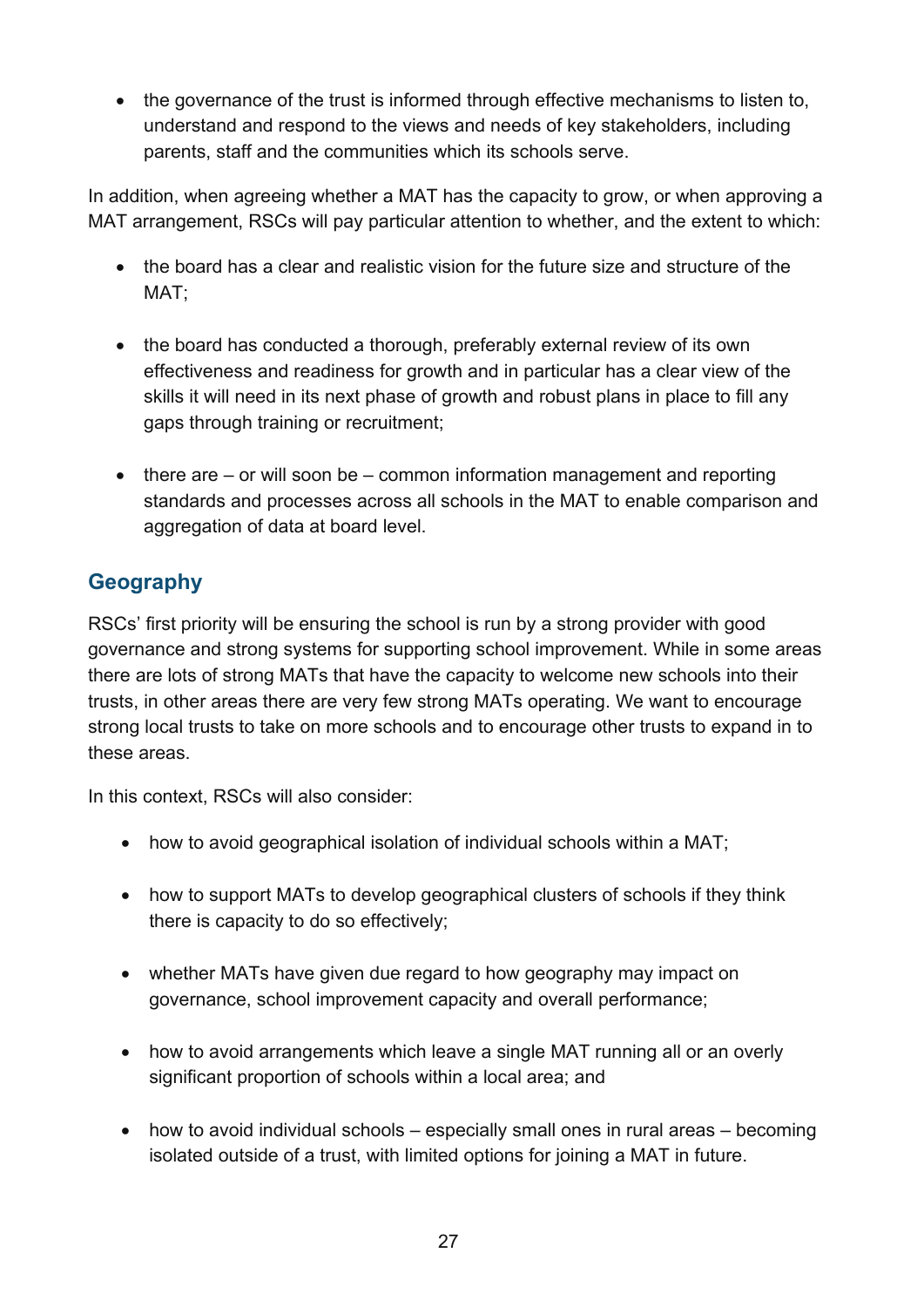- the governance of the trust is informed through effective mechanisms to listen to, understand and respond to the views and needs of key stakeholders, including parents, staff and the communities which its schools serve.

In addition, when agreeing whether a MAT has the capacity to grow, or when approving a MAT arrangement, RSCs will pay particular attention to whether, and the extent to which:

- the board has a clear and realistic vision for the future size and structure of the MAT;
- the board has conducted a thorough, preferably external review of its own effectiveness and readiness for growth and in particular has a clear view of the skills it will need in its next phase of growth and robust plans in place to fill any gaps through training or recruitment;
- there are – or will soon be – common information management and reporting standards and processes across all schools in the MAT to enable comparison and aggregation of data at board level.

## Geography

RSCs' first priority will be ensuring the school is run by a strong provider with good governance and strong systems for supporting school improvement. While in some areas there are lots of strong MATs that have the capacity to welcome new schools into their trusts, in other areas there are very few strong MATs operating. We want to encourage strong local trusts to take on more schools and to encourage other trusts to expand in to these areas.

In this context, RSCs will also consider:

- how to avoid geographical isolation of individual schools within a MAT;
- how to support MATs to develop geographical clusters of schools if they think there is capacity to do so effectively;
- whether MATs have given due regard to how geography may impact on governance, school improvement capacity and overall performance;
- how to avoid arrangements which leave a single MAT running all or an overly significant proportion of schools within a local area; and
- how to avoid individual schools – especially small ones in rural areas – becoming isolated outside of a trust, with limited options for joining a MAT in future.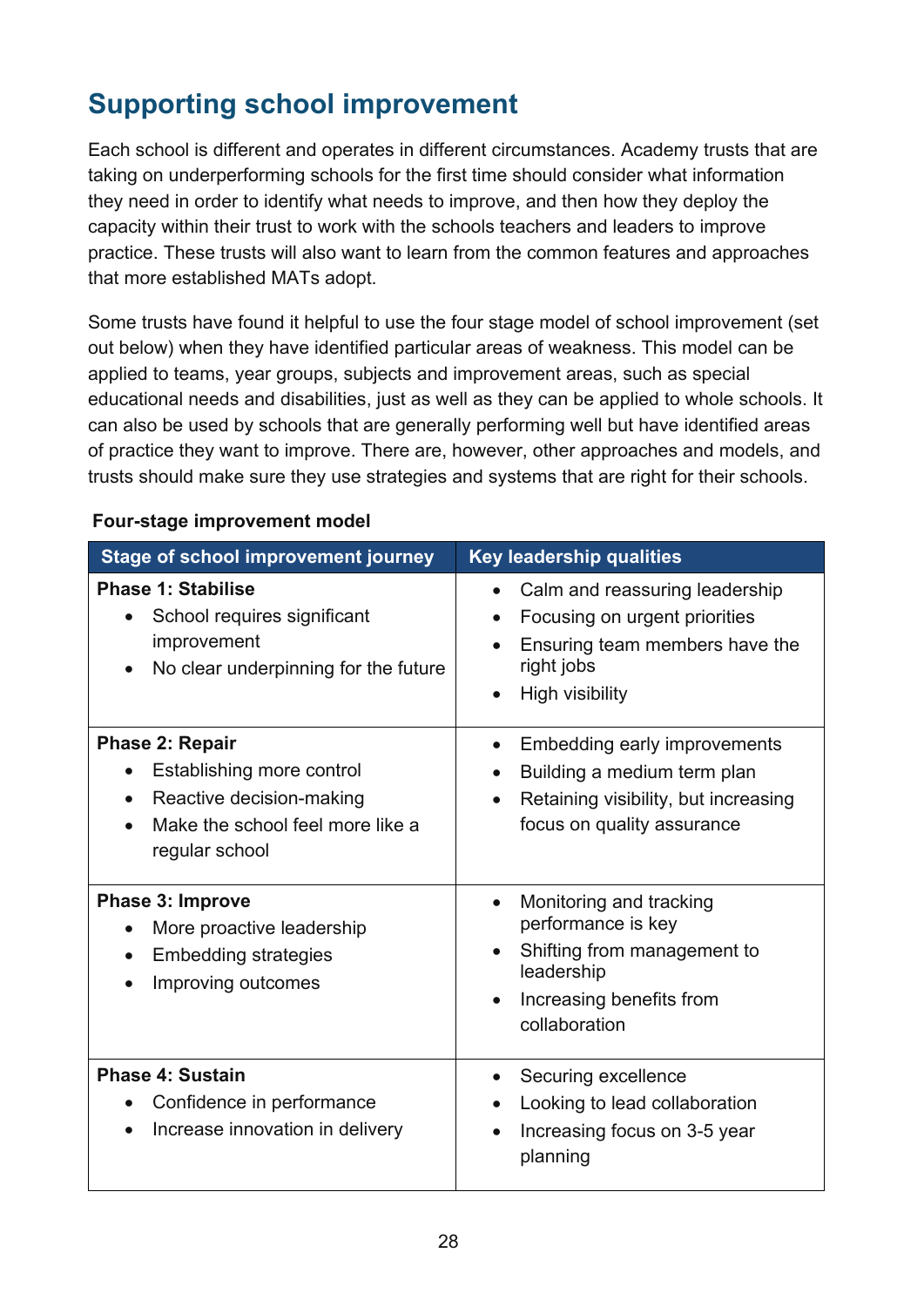## Supporting school improvement

Each school is different and operates in different circumstances. Academy trusts that are taking on underperforming schools for the first time should consider what information they need in order to identify what needs to improve, and then how they deploy the capacity within their trust to work with the schools teachers and leaders to improve practice. These trusts will also want to learn from the common features and approaches that more established MATs adopt.

Some trusts have found it helpful to use the four stage model of school improvement (set out below) when they have identified particular areas of weakness. This model can be applied to teams, year groups, subjects and improvement areas, such as special educational needs and disabilities, just as well as they can be applied to whole schools. It can also be used by schools that are generally performing well but have identified areas of practice they want to improve. There are, however, other approaches and models, and trusts should make sure they use strategies and systems that are right for their schools.

**Four-stage improvement model**

| Stage of school improvement journey | Key leadership qualities |
| --- | --- |
| **Phase 1: Stabilise**<br>• School requires significant improvement<br>• No clear underpinning for the future | • Calm and reassuring leadership<br>• Focusing on urgent priorities<br>• Ensuring team members have the right jobs<br>• High visibility |
| **Phase 2: Repair**<br>• Establishing more control<br>• Reactive decision-making<br>• Make the school feel more like a regular school | • Embedding early improvements<br>• Building a medium term plan<br>• Retaining visibility, but increasing focus on quality assurance |
| **Phase 3: Improve**<br>• More proactive leadership<br>• Embedding strategies<br>• Improving outcomes | • Monitoring and tracking performance is key<br>• Shifting from management to leadership<br>• Increasing benefits from collaboration |
| **Phase 4: Sustain**<br>• Confidence in performance<br>• Increase innovation in delivery | • Securing excellence<br>• Looking to lead collaboration<br>• Increasing focus on 3-5 year planning |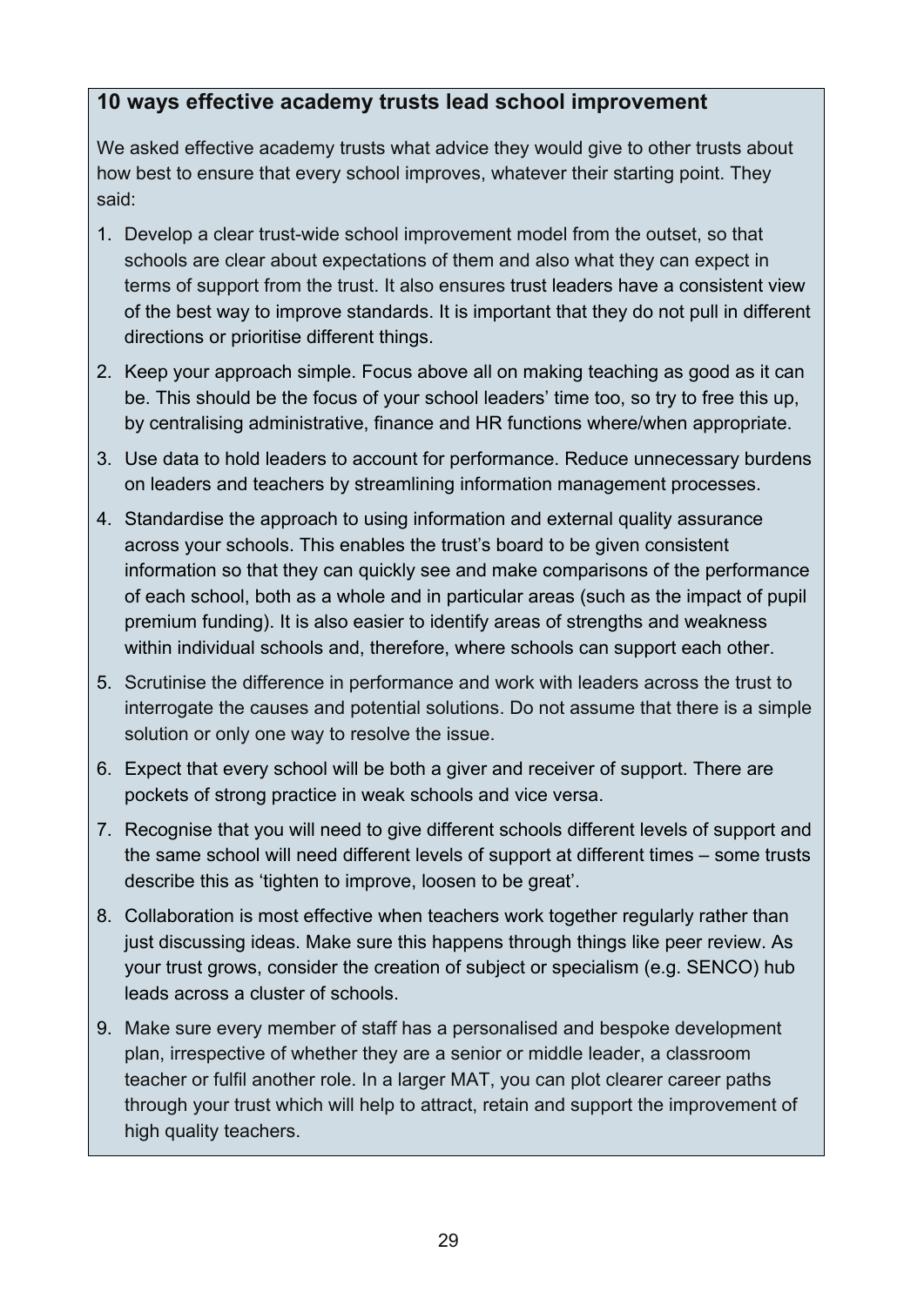### 10 ways effective academy trusts lead school improvement

We asked effective academy trusts what advice they would give to other trusts about how best to ensure that every school improves, whatever their starting point. They said:

1. Develop a clear trust-wide school improvement model from the outset, so that schools are clear about expectations of them and also what they can expect in terms of support from the trust. It also ensures trust leaders have a consistent view of the best way to improve standards. It is important that they do not pull in different directions or prioritise different things.
2. Keep your approach simple. Focus above all on making teaching as good as it can be. This should be the focus of your school leaders' time too, so try to free this up, by centralising administrative, finance and HR functions where/when appropriate.
3. Use data to hold leaders to account for performance. Reduce unnecessary burdens on leaders and teachers by streamlining information management processes.
4. Standardise the approach to using information and external quality assurance across your schools. This enables the trust's board to be given consistent information so that they can quickly see and make comparisons of the performance of each school, both as a whole and in particular areas (such as the impact of pupil premium funding). It is also easier to identify areas of strengths and weakness within individual schools and, therefore, where schools can support each other.
5. Scrutinise the difference in performance and work with leaders across the trust to interrogate the causes and potential solutions. Do not assume that there is a simple solution or only one way to resolve the issue.
6. Expect that every school will be both a giver and receiver of support. There are pockets of strong practice in weak schools and vice versa.
7. Recognise that you will need to give different schools different levels of support and the same school will need different levels of support at different times – some trusts describe this as 'tighten to improve, loosen to be great'.
8. Collaboration is most effective when teachers work together regularly rather than just discussing ideas. Make sure this happens through things like peer review. As your trust grows, consider the creation of subject or specialism (e.g. SENCO) hub leads across a cluster of schools.
9. Make sure every member of staff has a personalised and bespoke development plan, irrespective of whether they are a senior or middle leader, a classroom teacher or fulfil another role. In a larger MAT, you can plot clearer career paths through your trust which will help to attract, retain and support the improvement of high quality teachers.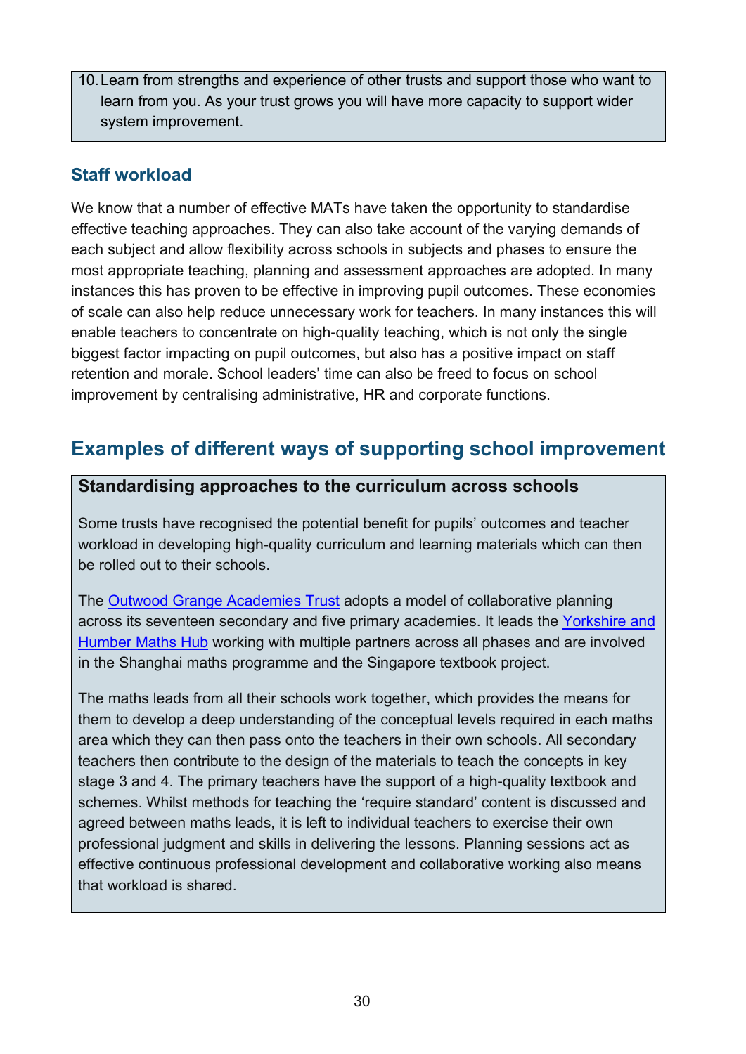10. Learn from strengths and experience of other trusts and support those who want to learn from you. As your trust grows you will have more capacity to support wider system improvement.

### Staff workload

We know that a number of effective MATs have taken the opportunity to standardise effective teaching approaches. They can also take account of the varying demands of each subject and allow flexibility across schools in subjects and phases to ensure the most appropriate teaching, planning and assessment approaches are adopted. In many instances this has proven to be effective in improving pupil outcomes. These economies of scale can also help reduce unnecessary work for teachers. In many instances this will enable teachers to concentrate on high-quality teaching, which is not only the single biggest factor impacting on pupil outcomes, but also has a positive impact on staff retention and morale. School leaders' time can also be freed to focus on school improvement by centralising administrative, HR and corporate functions.

## Examples of different ways of supporting school improvement

**Standardising approaches to the curriculum across schools**

Some trusts have recognised the potential benefit for pupils' outcomes and teacher workload in developing high-quality curriculum and learning materials which can then be rolled out to their schools.

The [Outwood Grange Academies Trust]() adopts a model of collaborative planning across its seventeen secondary and five primary academies. It leads the [Yorkshire and Humber Maths Hub]() working with multiple partners across all phases and are involved in the Shanghai maths programme and the Singapore textbook project.

The maths leads from all their schools work together, which provides the means for them to develop a deep understanding of the conceptual levels required in each maths area which they can then pass onto the teachers in their own schools. All secondary teachers then contribute to the design of the materials to teach the concepts in key stage 3 and 4. The primary teachers have the support of a high-quality textbook and schemes. Whilst methods for teaching the 'require standard' content is discussed and agreed between maths leads, it is left to individual teachers to exercise their own professional judgment and skills in delivering the lessons. Planning sessions act as effective continuous professional development and collaborative working also means that workload is shared.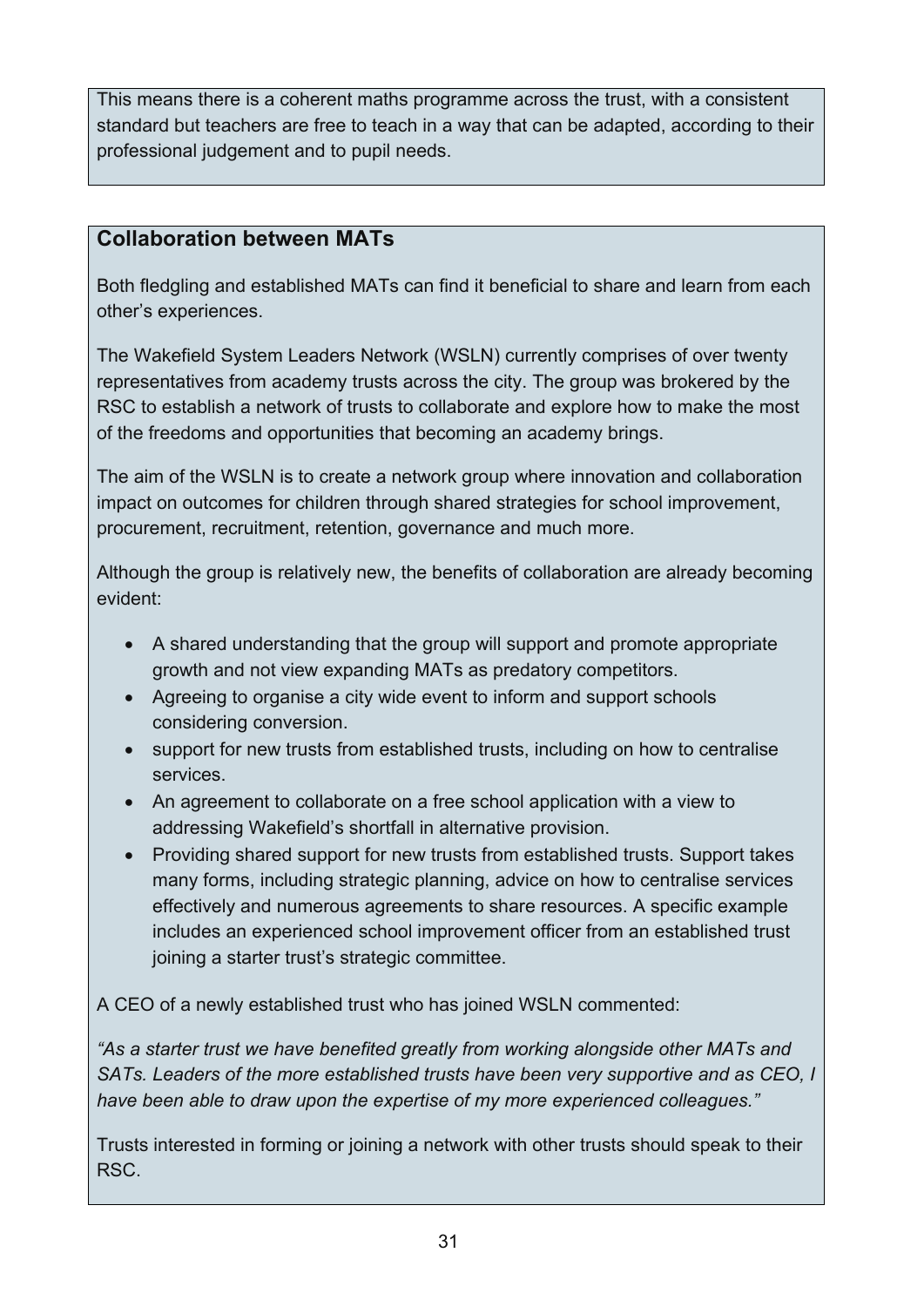This means there is a coherent maths programme across the trust, with a consistent standard but teachers are free to teach in a way that can be adapted, according to their professional judgement and to pupil needs.

### Collaboration between MATs

Both fledgling and established MATs can find it beneficial to share and learn from each other's experiences.

The Wakefield System Leaders Network (WSLN) currently comprises of over twenty representatives from academy trusts across the city. The group was brokered by the RSC to establish a network of trusts to collaborate and explore how to make the most of the freedoms and opportunities that becoming an academy brings.

The aim of the WSLN is to create a network group where innovation and collaboration impact on outcomes for children through shared strategies for school improvement, procurement, recruitment, retention, governance and much more.

Although the group is relatively new, the benefits of collaboration are already becoming evident:

- A shared understanding that the group will support and promote appropriate growth and not view expanding MATs as predatory competitors.
- Agreeing to organise a city wide event to inform and support schools considering conversion.
- support for new trusts from established trusts, including on how to centralise services.
- An agreement to collaborate on a free school application with a view to addressing Wakefield's shortfall in alternative provision.
- Providing shared support for new trusts from established trusts. Support takes many forms, including strategic planning, advice on how to centralise services effectively and numerous agreements to share resources. A specific example includes an experienced school improvement officer from an established trust joining a starter trust's strategic committee.

A CEO of a newly established trust who has joined WSLN commented:

*"As a starter trust we have benefited greatly from working alongside other MATs and SATs. Leaders of the more established trusts have been very supportive and as CEO, I have been able to draw upon the expertise of my more experienced colleagues."*

Trusts interested in forming or joining a network with other trusts should speak to their RSC.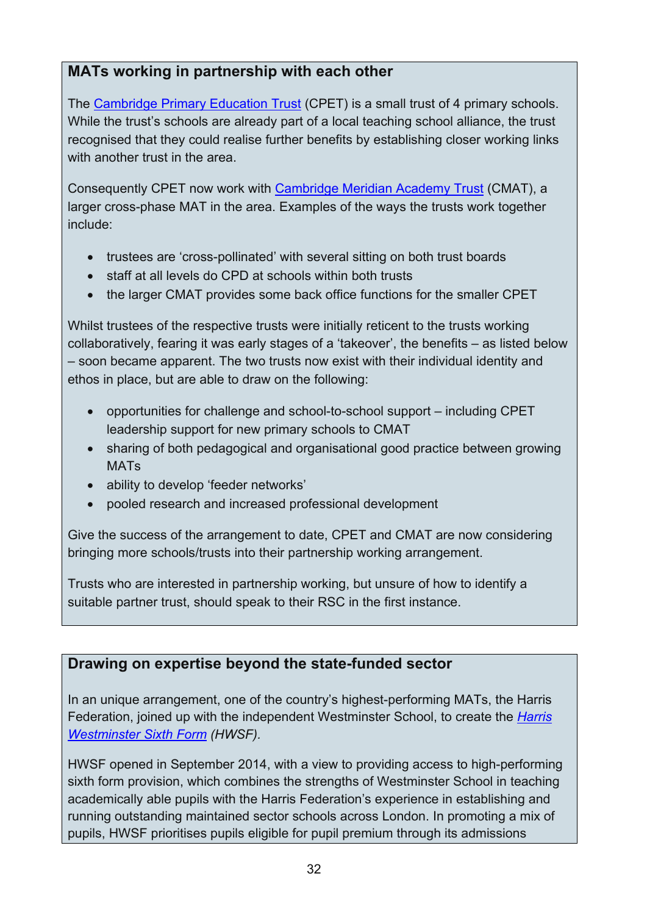### MATs working in partnership with each other

The Cambridge Primary Education Trust (CPET) is a small trust of 4 primary schools. While the trust's schools are already part of a local teaching school alliance, the trust recognised that they could realise further benefits by establishing closer working links with another trust in the area.

Consequently CPET now work with Cambridge Meridian Academy Trust (CMAT), a larger cross-phase MAT in the area. Examples of the ways the trusts work together include:

- trustees are 'cross-pollinated' with several sitting on both trust boards
- staff at all levels do CPD at schools within both trusts
- the larger CMAT provides some back office functions for the smaller CPET

Whilst trustees of the respective trusts were initially reticent to the trusts working collaboratively, fearing it was early stages of a 'takeover', the benefits – as listed below – soon became apparent. The two trusts now exist with their individual identity and ethos in place, but are able to draw on the following:

- opportunities for challenge and school-to-school support – including CPET leadership support for new primary schools to CMAT
- sharing of both pedagogical and organisational good practice between growing MATs
- ability to develop 'feeder networks'
- pooled research and increased professional development

Give the success of the arrangement to date, CPET and CMAT are now considering bringing more schools/trusts into their partnership working arrangement.

Trusts who are interested in partnership working, but unsure of how to identify a suitable partner trust, should speak to their RSC in the first instance.

### Drawing on expertise beyond the state-funded sector

In an unique arrangement, one of the country's highest-performing MATs, the Harris Federation, joined up with the independent Westminster School, to create the *Harris Westminster Sixth Form (HWSF).*

HWSF opened in September 2014, with a view to providing access to high-performing sixth form provision, which combines the strengths of Westminster School in teaching academically able pupils with the Harris Federation's experience in establishing and running outstanding maintained sector schools across London. In promoting a mix of pupils, HWSF prioritises pupils eligible for pupil premium through its admissions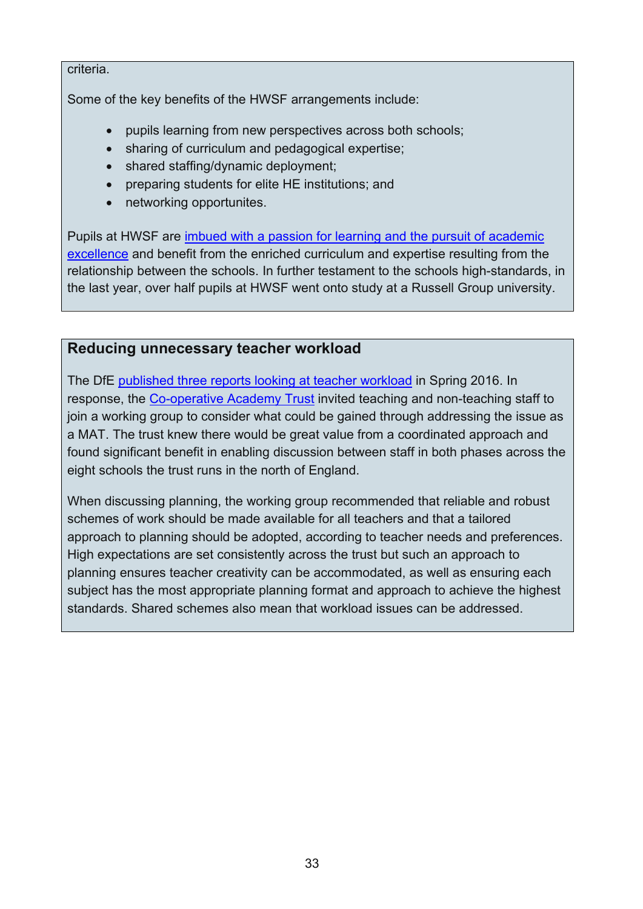criteria.

Some of the key benefits of the HWSF arrangements include:

- pupils learning from new perspectives across both schools;
- sharing of curriculum and pedagogical expertise;
- shared staffing/dynamic deployment;
- preparing students for elite HE institutions; and
- networking opportunites.

Pupils at HWSF are imbued with a passion for learning and the pursuit of academic excellence and benefit from the enriched curriculum and expertise resulting from the relationship between the schools. In further testament to the schools high-standards, in the last year, over half pupils at HWSF went onto study at a Russell Group university.

## Reducing unnecessary teacher workload

The DfE published three reports looking at teacher workload in Spring 2016. In response, the Co-operative Academy Trust invited teaching and non-teaching staff to join a working group to consider what could be gained through addressing the issue as a MAT. The trust knew there would be great value from a coordinated approach and found significant benefit in enabling discussion between staff in both phases across the eight schools the trust runs in the north of England.

When discussing planning, the working group recommended that reliable and robust schemes of work should be made available for all teachers and that a tailored approach to planning should be adopted, according to teacher needs and preferences. High expectations are set consistently across the trust but such an approach to planning ensures teacher creativity can be accommodated, as well as ensuring each subject has the most appropriate planning format and approach to achieve the highest standards. Shared schemes also mean that workload issues can be addressed.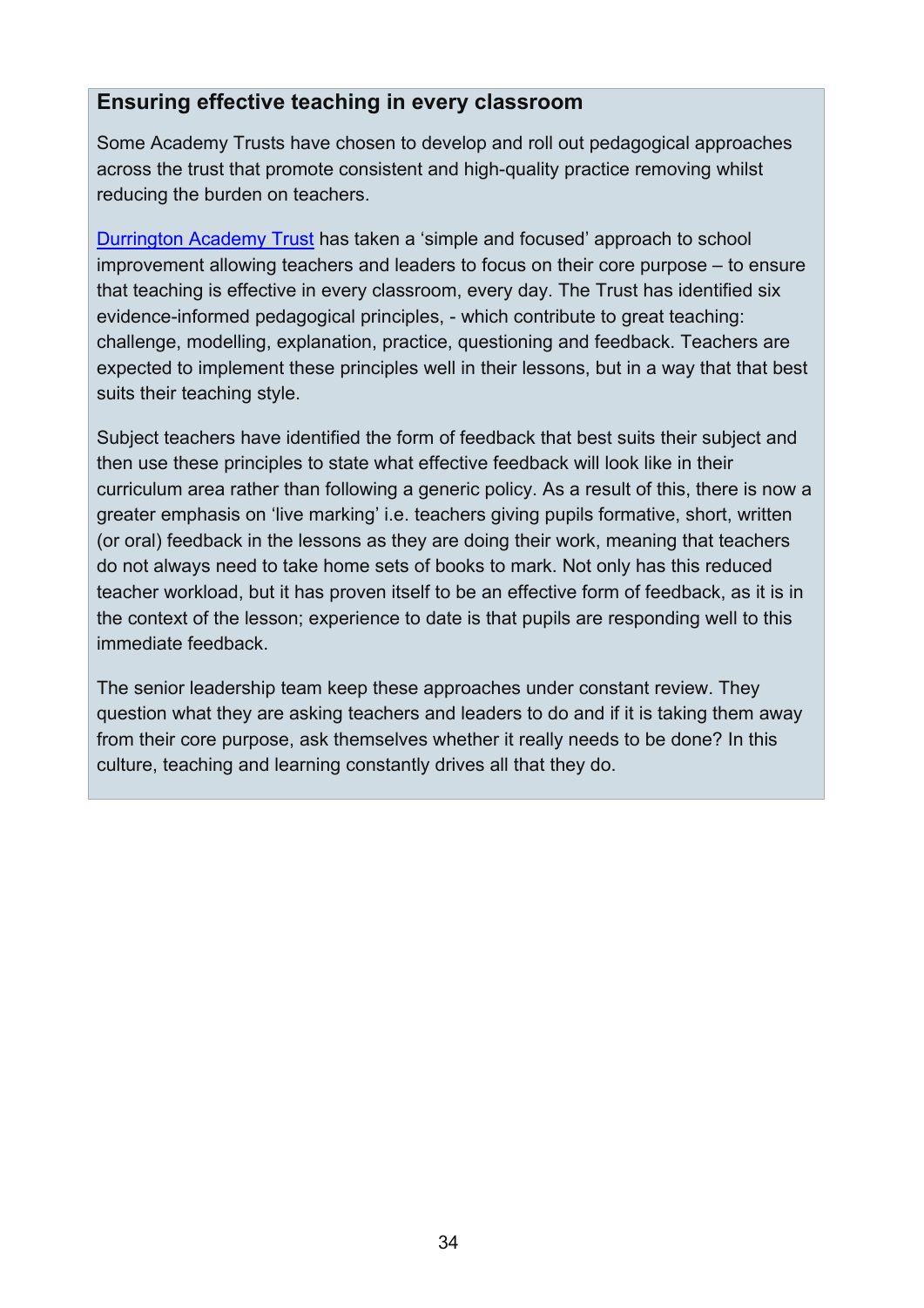## Ensuring effective teaching in every classroom

Some Academy Trusts have chosen to develop and roll out pedagogical approaches across the trust that promote consistent and high-quality practice removing whilst reducing the burden on teachers.

[Durrington Academy Trust](#) has taken a 'simple and focused' approach to school improvement allowing teachers and leaders to focus on their core purpose – to ensure that teaching is effective in every classroom, every day. The Trust has identified six evidence-informed pedagogical principles, - which contribute to great teaching: challenge, modelling, explanation, practice, questioning and feedback. Teachers are expected to implement these principles well in their lessons, but in a way that that best suits their teaching style.

Subject teachers have identified the form of feedback that best suits their subject and then use these principles to state what effective feedback will look like in their curriculum area rather than following a generic policy. As a result of this, there is now a greater emphasis on 'live marking' i.e. teachers giving pupils formative, short, written (or oral) feedback in the lessons as they are doing their work, meaning that teachers do not always need to take home sets of books to mark. Not only has this reduced teacher workload, but it has proven itself to be an effective form of feedback, as it is in the context of the lesson; experience to date is that pupils are responding well to this immediate feedback.

The senior leadership team keep these approaches under constant review. They question what they are asking teachers and leaders to do and if it is taking them away from their core purpose, ask themselves whether it really needs to be done? In this culture, teaching and learning constantly drives all that they do.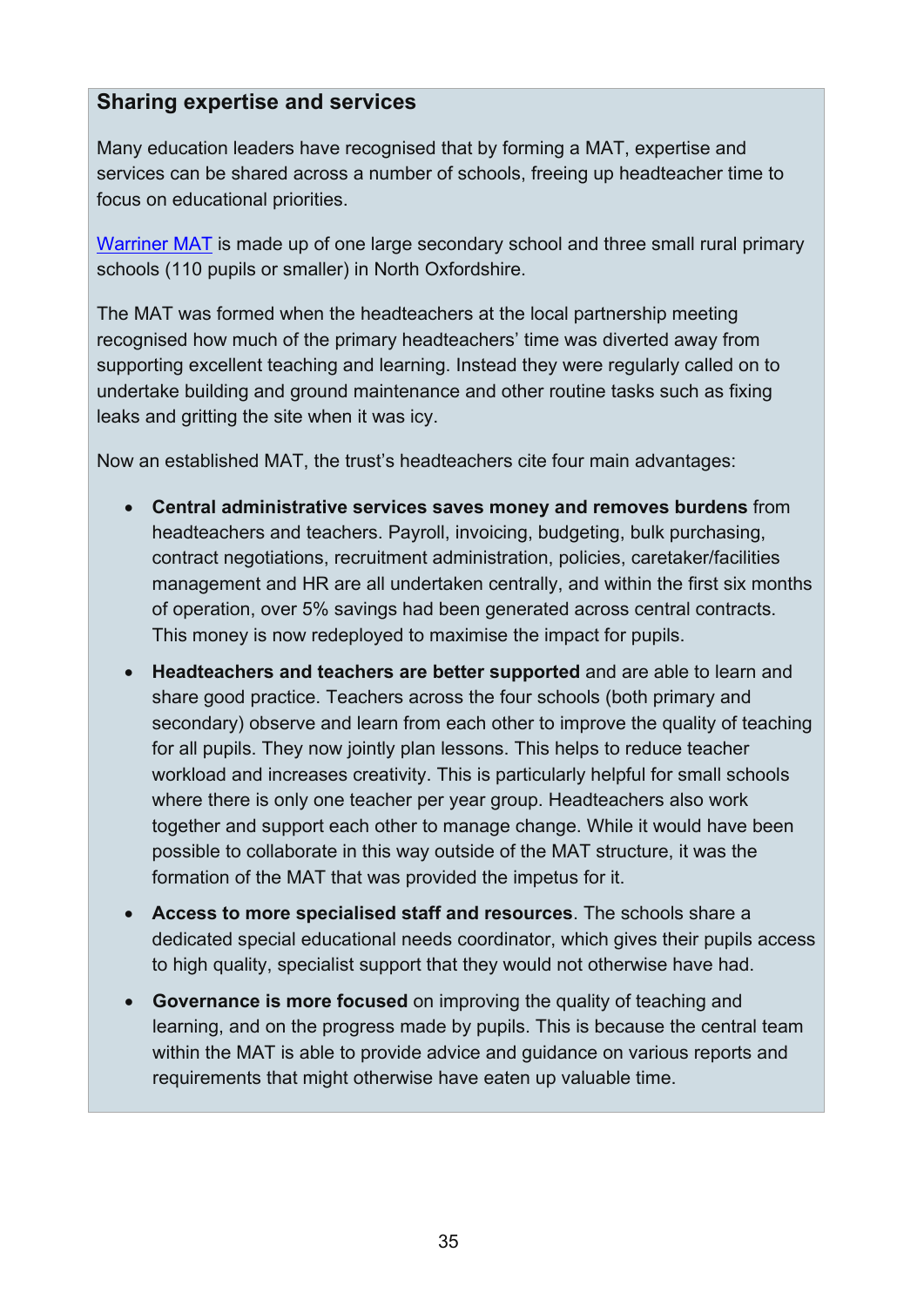### Sharing expertise and services

Many education leaders have recognised that by forming a MAT, expertise and services can be shared across a number of schools, freeing up headteacher time to focus on educational priorities.

[Warriner MAT](#) is made up of one large secondary school and three small rural primary schools (110 pupils or smaller) in North Oxfordshire.

The MAT was formed when the headteachers at the local partnership meeting recognised how much of the primary headteachers' time was diverted away from supporting excellent teaching and learning. Instead they were regularly called on to undertake building and ground maintenance and other routine tasks such as fixing leaks and gritting the site when it was icy.

Now an established MAT, the trust's headteachers cite four main advantages:

- **Central administrative services saves money and removes burdens** from headteachers and teachers. Payroll, invoicing, budgeting, bulk purchasing, contract negotiations, recruitment administration, policies, caretaker/facilities management and HR are all undertaken centrally, and within the first six months of operation, over 5% savings had been generated across central contracts. This money is now redeployed to maximise the impact for pupils.
- **Headteachers and teachers are better supported** and are able to learn and share good practice. Teachers across the four schools (both primary and secondary) observe and learn from each other to improve the quality of teaching for all pupils. They now jointly plan lessons. This helps to reduce teacher workload and increases creativity. This is particularly helpful for small schools where there is only one teacher per year group. Headteachers also work together and support each other to manage change. While it would have been possible to collaborate in this way outside of the MAT structure, it was the formation of the MAT that was provided the impetus for it.
- **Access to more specialised staff and resources**. The schools share a dedicated special educational needs coordinator, which gives their pupils access to high quality, specialist support that they would not otherwise have had.
- **Governance is more focused** on improving the quality of teaching and learning, and on the progress made by pupils. This is because the central team within the MAT is able to provide advice and guidance on various reports and requirements that might otherwise have eaten up valuable time.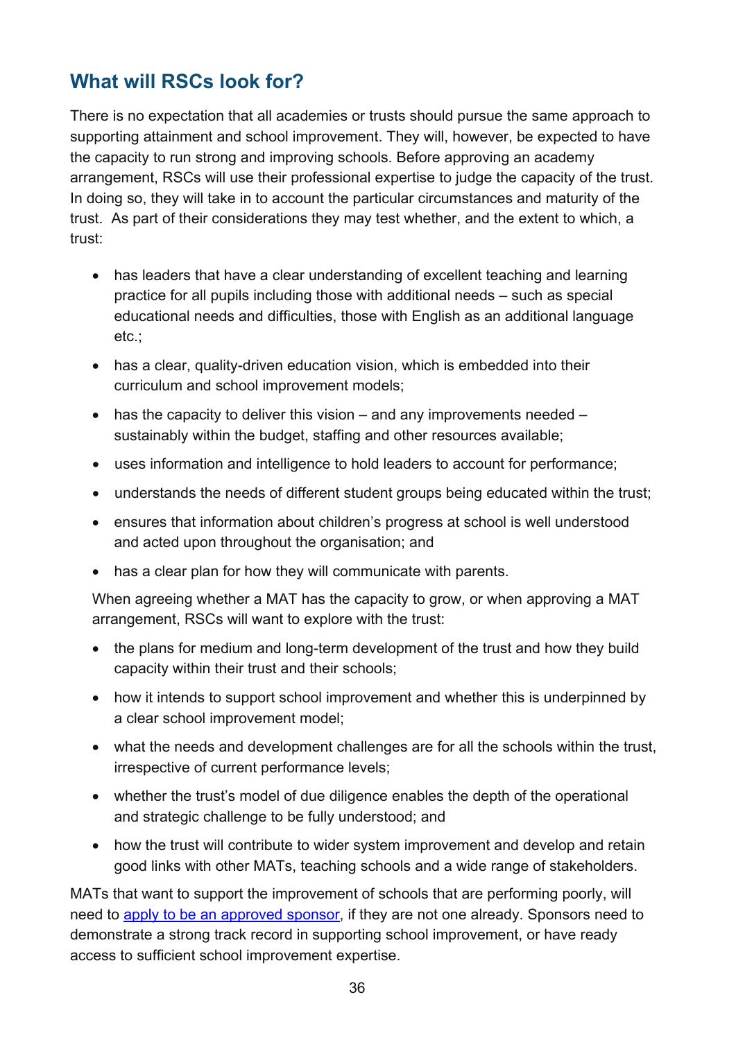## What will RSCs look for?

There is no expectation that all academies or trusts should pursue the same approach to supporting attainment and school improvement. They will, however, be expected to have the capacity to run strong and improving schools. Before approving an academy arrangement, RSCs will use their professional expertise to judge the capacity of the trust. In doing so, they will take in to account the particular circumstances and maturity of the trust. As part of their considerations they may test whether, and the extent to which, a trust:

- has leaders that have a clear understanding of excellent teaching and learning practice for all pupils including those with additional needs – such as special educational needs and difficulties, those with English as an additional language etc.;
- has a clear, quality-driven education vision, which is embedded into their curriculum and school improvement models;
- has the capacity to deliver this vision – and any improvements needed – sustainably within the budget, staffing and other resources available;
- uses information and intelligence to hold leaders to account for performance;
- understands the needs of different student groups being educated within the trust;
- ensures that information about children's progress at school is well understood and acted upon throughout the organisation; and
- has a clear plan for how they will communicate with parents.

When agreeing whether a MAT has the capacity to grow, or when approving a MAT arrangement, RSCs will want to explore with the trust:

- the plans for medium and long-term development of the trust and how they build capacity within their trust and their schools;
- how it intends to support school improvement and whether this is underpinned by a clear school improvement model;
- what the needs and development challenges are for all the schools within the trust, irrespective of current performance levels;
- whether the trust's model of due diligence enables the depth of the operational and strategic challenge to be fully understood; and
- how the trust will contribute to wider system improvement and develop and retain good links with other MATs, teaching schools and a wide range of stakeholders.

MATs that want to support the improvement of schools that are performing poorly, will need to apply to be an approved sponsor, if they are not one already. Sponsors need to demonstrate a strong track record in supporting school improvement, or have ready access to sufficient school improvement expertise.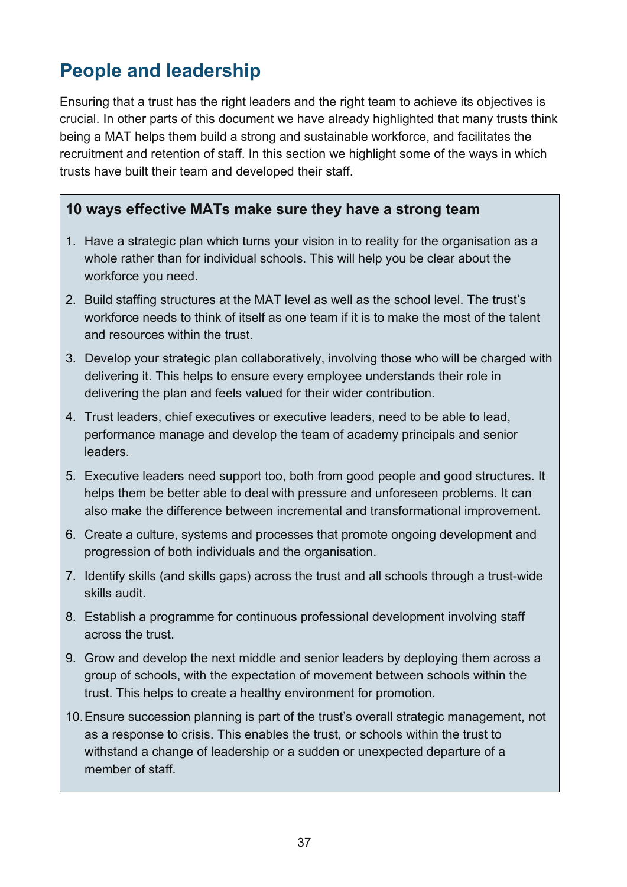## People and leadership

Ensuring that a trust has the right leaders and the right team to achieve its objectives is crucial. In other parts of this document we have already highlighted that many trusts think being a MAT helps them build a strong and sustainable workforce, and facilitates the recruitment and retention of staff. In this section we highlight some of the ways in which trusts have built their team and developed their staff.

**10 ways effective MATs make sure they have a strong team**

1. Have a strategic plan which turns your vision in to reality for the organisation as a whole rather than for individual schools. This will help you be clear about the workforce you need.
2. Build staffing structures at the MAT level as well as the school level. The trust's workforce needs to think of itself as one team if it is to make the most of the talent and resources within the trust.
3. Develop your strategic plan collaboratively, involving those who will be charged with delivering it. This helps to ensure every employee understands their role in delivering the plan and feels valued for their wider contribution.
4. Trust leaders, chief executives or executive leaders, need to be able to lead, performance manage and develop the team of academy principals and senior leaders.
5. Executive leaders need support too, both from good people and good structures. It helps them be better able to deal with pressure and unforeseen problems. It can also make the difference between incremental and transformational improvement.
6. Create a culture, systems and processes that promote ongoing development and progression of both individuals and the organisation.
7. Identify skills (and skills gaps) across the trust and all schools through a trust-wide skills audit.
8. Establish a programme for continuous professional development involving staff across the trust.
9. Grow and develop the next middle and senior leaders by deploying them across a group of schools, with the expectation of movement between schools within the trust. This helps to create a healthy environment for promotion.
10. Ensure succession planning is part of the trust's overall strategic management, not as a response to crisis. This enables the trust, or schools within the trust to withstand a change of leadership or a sudden or unexpected departure of a member of staff.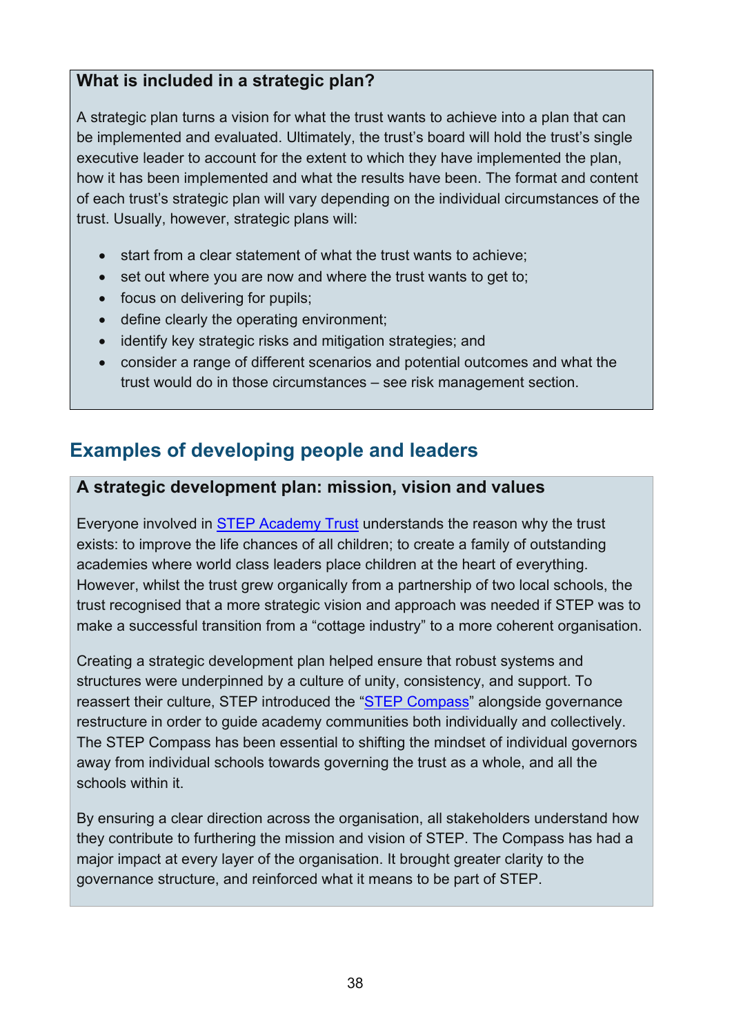**What is included in a strategic plan?**

A strategic plan turns a vision for what the trust wants to achieve into a plan that can be implemented and evaluated. Ultimately, the trust's board will hold the trust's single executive leader to account for the extent to which they have implemented the plan, how it has been implemented and what the results have been. The format and content of each trust's strategic plan will vary depending on the individual circumstances of the trust. Usually, however, strategic plans will:

- start from a clear statement of what the trust wants to achieve;
- set out where you are now and where the trust wants to get to;
- focus on delivering for pupils;
- define clearly the operating environment;
- identify key strategic risks and mitigation strategies; and
- consider a range of different scenarios and potential outcomes and what the trust would do in those circumstances – see risk management section.

## Examples of developing people and leaders

**A strategic development plan: mission, vision and values**

Everyone involved in STEP Academy Trust understands the reason why the trust exists: to improve the life chances of all children; to create a family of outstanding academies where world class leaders place children at the heart of everything. However, whilst the trust grew organically from a partnership of two local schools, the trust recognised that a more strategic vision and approach was needed if STEP was to make a successful transition from a "cottage industry" to a more coherent organisation.

Creating a strategic development plan helped ensure that robust systems and structures were underpinned by a culture of unity, consistency, and support. To reassert their culture, STEP introduced the "STEP Compass" alongside governance restructure in order to guide academy communities both individually and collectively. The STEP Compass has been essential to shifting the mindset of individual governors away from individual schools towards governing the trust as a whole, and all the schools within it.

By ensuring a clear direction across the organisation, all stakeholders understand how they contribute to furthering the mission and vision of STEP. The Compass has had a major impact at every layer of the organisation. It brought greater clarity to the governance structure, and reinforced what it means to be part of STEP.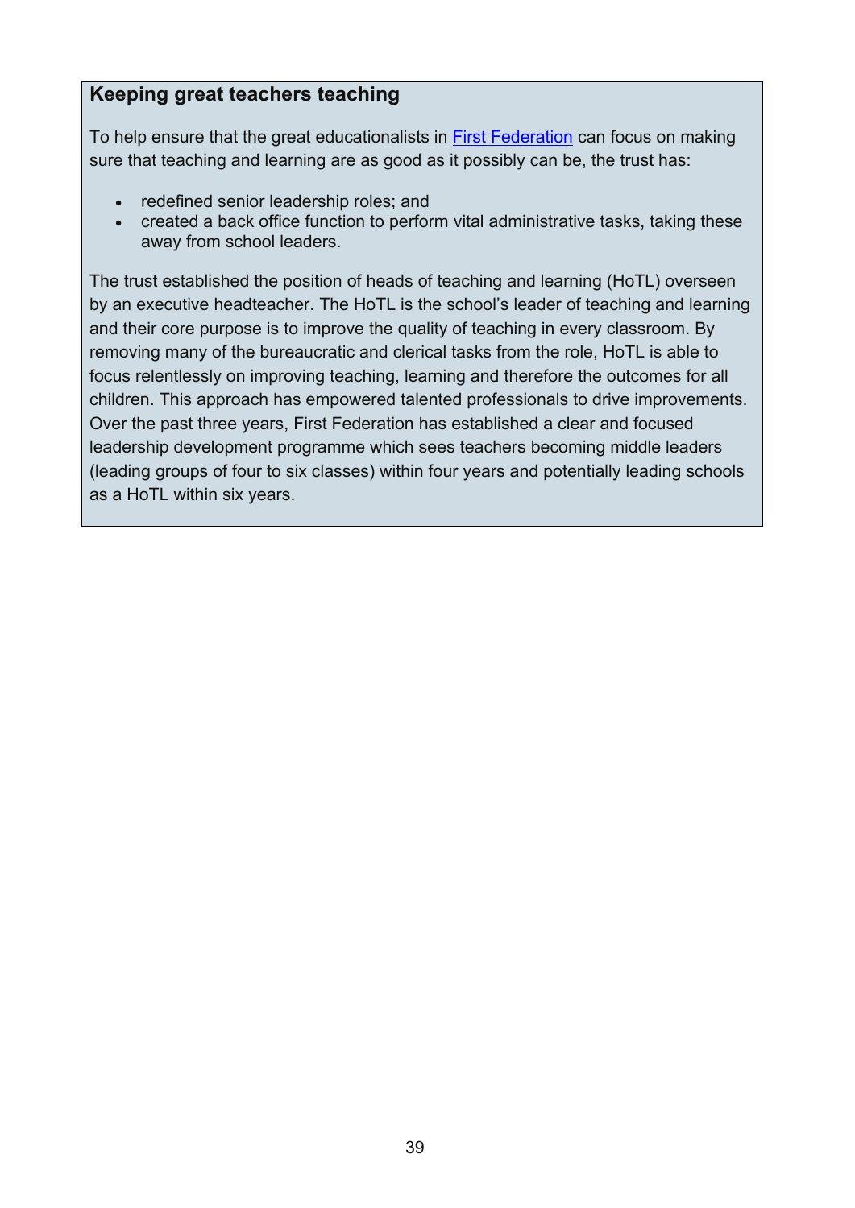### Keeping great teachers teaching

To help ensure that the great educationalists in [First Federation](#) can focus on making sure that teaching and learning are as good as it possibly can be, the trust has:

- redefined senior leadership roles; and
- created a back office function to perform vital administrative tasks, taking these away from school leaders.

The trust established the position of heads of teaching and learning (HoTL) overseen by an executive headteacher. The HoTL is the school's leader of teaching and learning and their core purpose is to improve the quality of teaching in every classroom. By removing many of the bureaucratic and clerical tasks from the role, HoTL is able to focus relentlessly on improving teaching, learning and therefore the outcomes for all children. This approach has empowered talented professionals to drive improvements. Over the past three years, First Federation has established a clear and focused leadership development programme which sees teachers becoming middle leaders (leading groups of four to six classes) within four years and potentially leading schools as a HoTL within six years.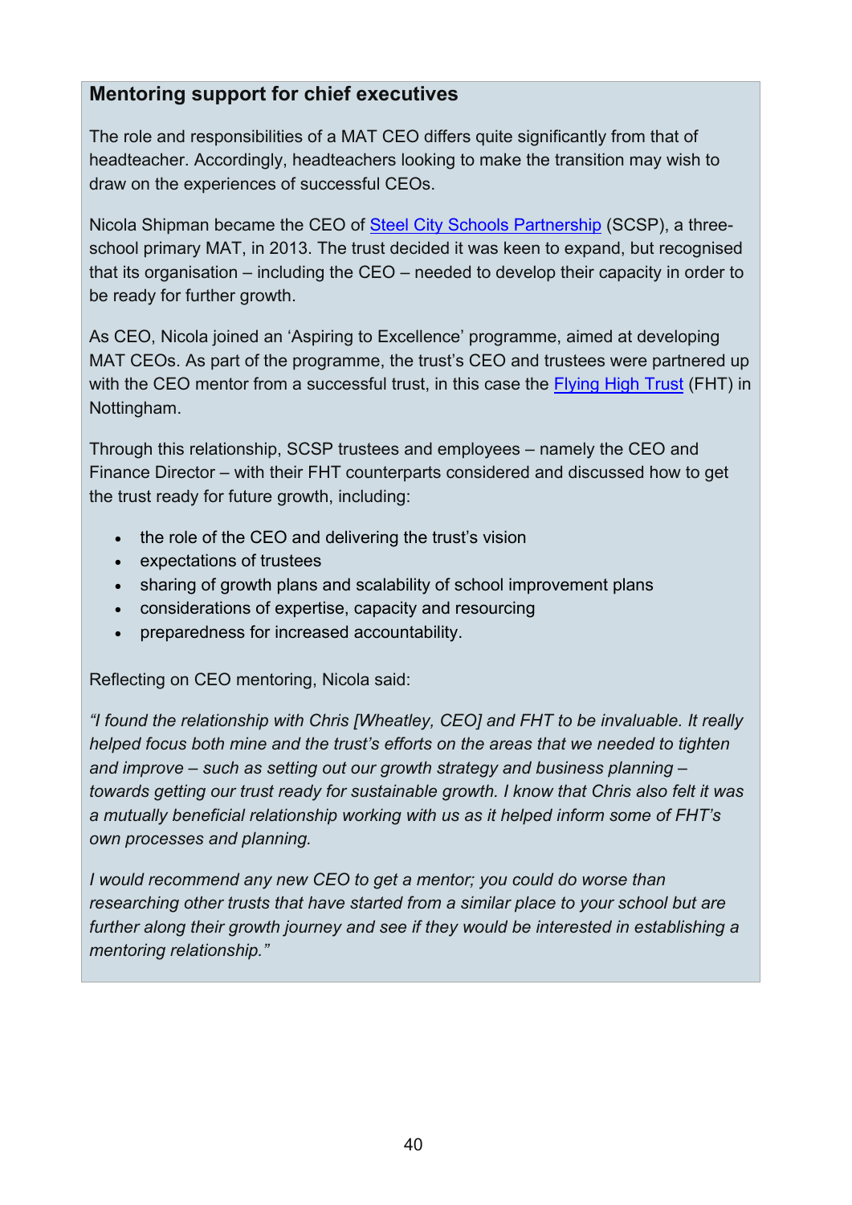### Mentoring support for chief executives

The role and responsibilities of a MAT CEO differs quite significantly from that of headteacher. Accordingly, headteachers looking to make the transition may wish to draw on the experiences of successful CEOs.

Nicola Shipman became the CEO of [Steel City Schools Partnership] (SCSP), a three-school primary MAT, in 2013. The trust decided it was keen to expand, but recognised that its organisation – including the CEO – needed to develop their capacity in order to be ready for further growth.

As CEO, Nicola joined an 'Aspiring to Excellence' programme, aimed at developing MAT CEOs. As part of the programme, the trust's CEO and trustees were partnered up with the CEO mentor from a successful trust, in this case the [Flying High Trust] (FHT) in Nottingham.

Through this relationship, SCSP trustees and employees – namely the CEO and Finance Director – with their FHT counterparts considered and discussed how to get the trust ready for future growth, including:

- the role of the CEO and delivering the trust's vision
- expectations of trustees
- sharing of growth plans and scalability of school improvement plans
- considerations of expertise, capacity and resourcing
- preparedness for increased accountability.

Reflecting on CEO mentoring, Nicola said:

*"I found the relationship with Chris [Wheatley, CEO] and FHT to be invaluable. It really helped focus both mine and the trust's efforts on the areas that we needed to tighten and improve – such as setting out our growth strategy and business planning – towards getting our trust ready for sustainable growth. I know that Chris also felt it was a mutually beneficial relationship working with us as it helped inform some of FHT's own processes and planning.*

*I would recommend any new CEO to get a mentor; you could do worse than researching other trusts that have started from a similar place to your school but are further along their growth journey and see if they would be interested in establishing a mentoring relationship."*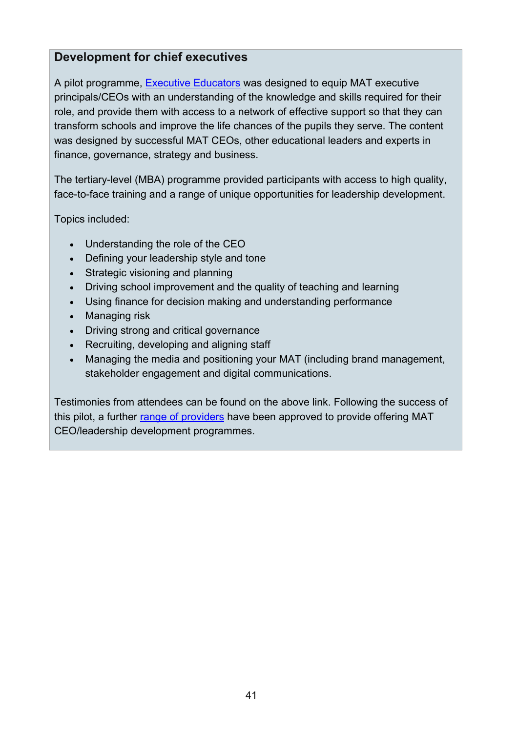### Development for chief executives

A pilot programme, [Executive Educators] was designed to equip MAT executive principals/CEOs with an understanding of the knowledge and skills required for their role, and provide them with access to a network of effective support so that they can transform schools and improve the life chances of the pupils they serve. The content was designed by successful MAT CEOs, other educational leaders and experts in finance, governance, strategy and business.

The tertiary-level (MBA) programme provided participants with access to high quality, face-to-face training and a range of unique opportunities for leadership development.

Topics included:

- Understanding the role of the CEO
- Defining your leadership style and tone
- Strategic visioning and planning
- Driving school improvement and the quality of teaching and learning
- Using finance for decision making and understanding performance
- Managing risk
- Driving strong and critical governance
- Recruiting, developing and aligning staff
- Managing the media and positioning your MAT (including brand management, stakeholder engagement and digital communications.

Testimonies from attendees can be found on the above link. Following the success of this pilot, a further range of providers have been approved to provide offering MAT CEO/leadership development programmes.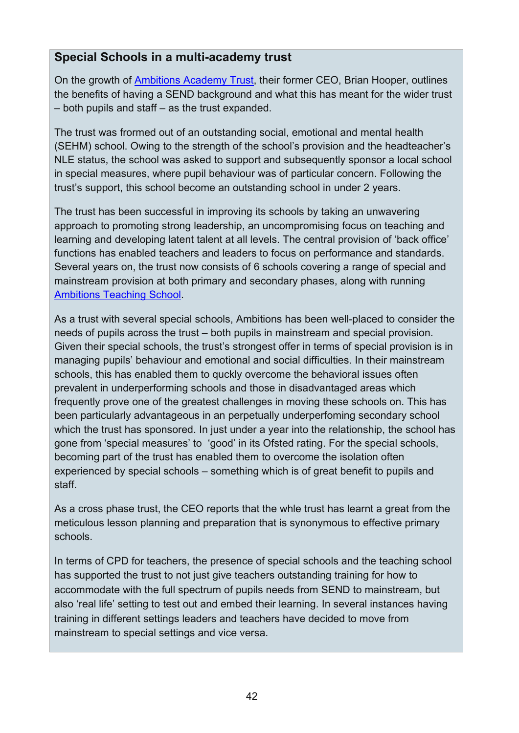### Special Schools in a multi-academy trust

On the growth of [Ambitions Academy Trust], their former CEO, Brian Hooper, outlines the benefits of having a SEND background and what this has meant for the wider trust – both pupils and staff – as the trust expanded.

The trust was frormed out of an outstanding social, emotional and mental health (SEHM) school. Owing to the strength of the school's provision and the headteacher's NLE status, the school was asked to support and subsequently sponsor a local school in special measures, where pupil behaviour was of particular concern. Following the trust's support, this school become an outstanding school in under 2 years.

The trust has been successful in improving its schools by taking an unwavering approach to promoting strong leadership, an uncompromising focus on teaching and learning and developing latent talent at all levels. The central provision of 'back office' functions has enabled teachers and leaders to focus on performance and standards. Several years on, the trust now consists of 6 schools covering a range of special and mainstream provision at both primary and secondary phases, along with running [Ambitions Teaching School].

As a trust with several special schools, Ambitions has been well-placed to consider the needs of pupils across the trust – both pupils in mainstream and special provision. Given their special schools, the trust's strongest offer in terms of special provision is in managing pupils' behaviour and emotional and social difficulties. In their mainstream schools, this has enabled them to quckly overcome the behavioral issues often prevalent in underperforming schools and those in disadvantaged areas which frequently prove one of the greatest challenges in moving these schools on. This has been particularly advantageous in an perpetually underperfoming secondary school which the trust has sponsored. In just under a year into the relationship, the school has gone from 'special measures' to 'good' in its Ofsted rating. For the special schools, becoming part of the trust has enabled them to overcome the isolation often experienced by special schools – something which is of great benefit to pupils and staff.

As a cross phase trust, the CEO reports that the whle trust has learnt a great from the meticulous lesson planning and preparation that is synonymous to effective primary schools.

In terms of CPD for teachers, the presence of special schools and the teaching school has supported the trust to not just give teachers outstanding training for how to accommodate with the full spectrum of pupils needs from SEND to mainstream, but also 'real life' setting to test out and embed their learning. In several instances having training in different settings leaders and teachers have decided to move from mainstream to special settings and vice versa.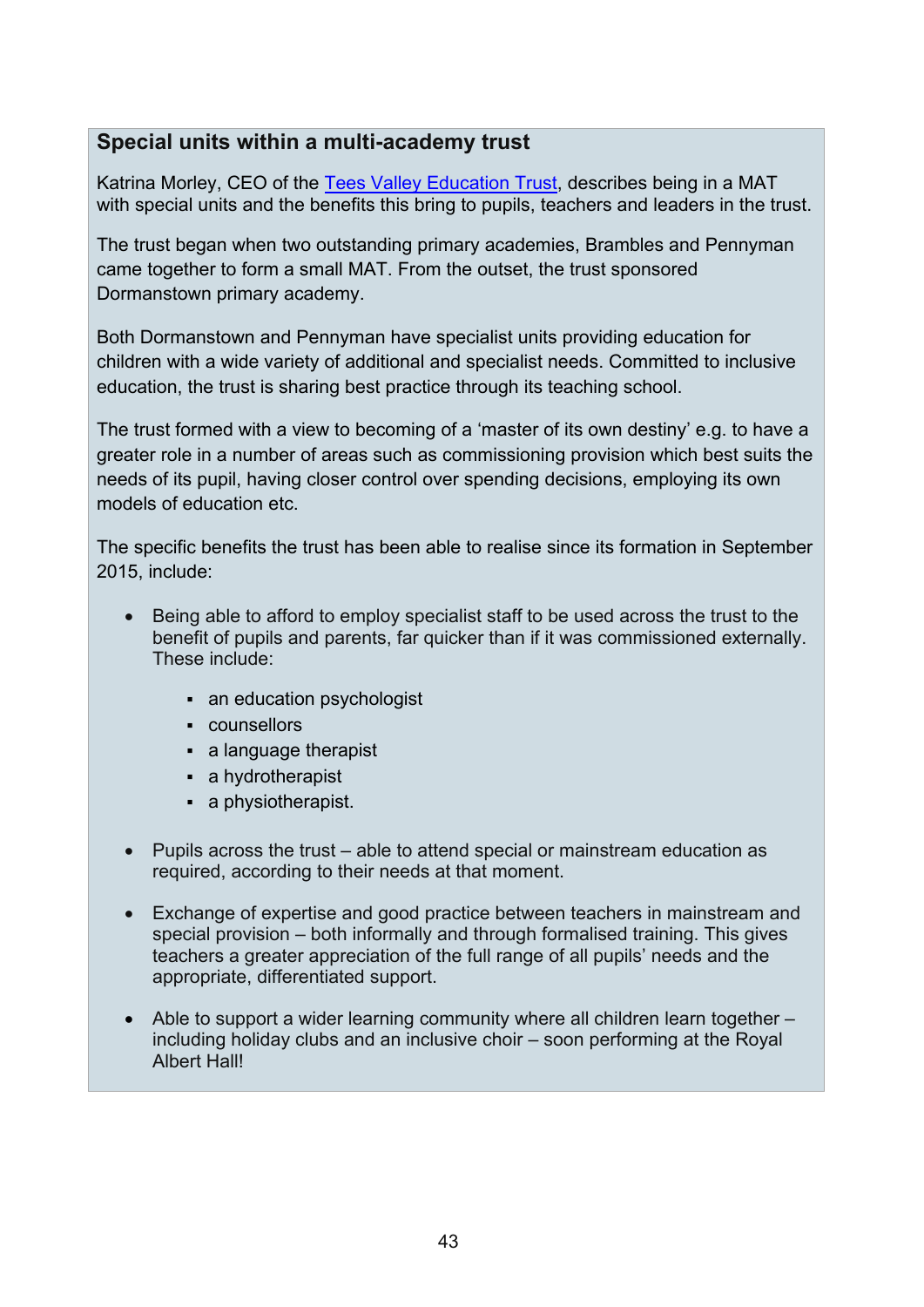### Special units within a multi-academy trust

Katrina Morley, CEO of the [Tees Valley Education Trust](), describes being in a MAT with special units and the benefits this bring to pupils, teachers and leaders in the trust.

The trust began when two outstanding primary academies, Brambles and Pennyman came together to form a small MAT. From the outset, the trust sponsored Dormanstown primary academy.

Both Dormanstown and Pennyman have specialist units providing education for children with a wide variety of additional and specialist needs. Committed to inclusive education, the trust is sharing best practice through its teaching school.

The trust formed with a view to becoming of a 'master of its own destiny' e.g. to have a greater role in a number of areas such as commissioning provision which best suits the needs of its pupil, having closer control over spending decisions, employing its own models of education etc.

The specific benefits the trust has been able to realise since its formation in September 2015, include:

- Being able to afford to employ specialist staff to be used across the trust to the benefit of pupils and parents, far quicker than if it was commissioned externally. These include:
  - an education psychologist
  - counsellors
  - a language therapist
  - a hydrotherapist
  - a physiotherapist.
- Pupils across the trust – able to attend special or mainstream education as required, according to their needs at that moment.
- Exchange of expertise and good practice between teachers in mainstream and special provision – both informally and through formalised training. This gives teachers a greater appreciation of the full range of all pupils' needs and the appropriate, differentiated support.
- Able to support a wider learning community where all children learn together – including holiday clubs and an inclusive choir – soon performing at the Royal Albert Hall!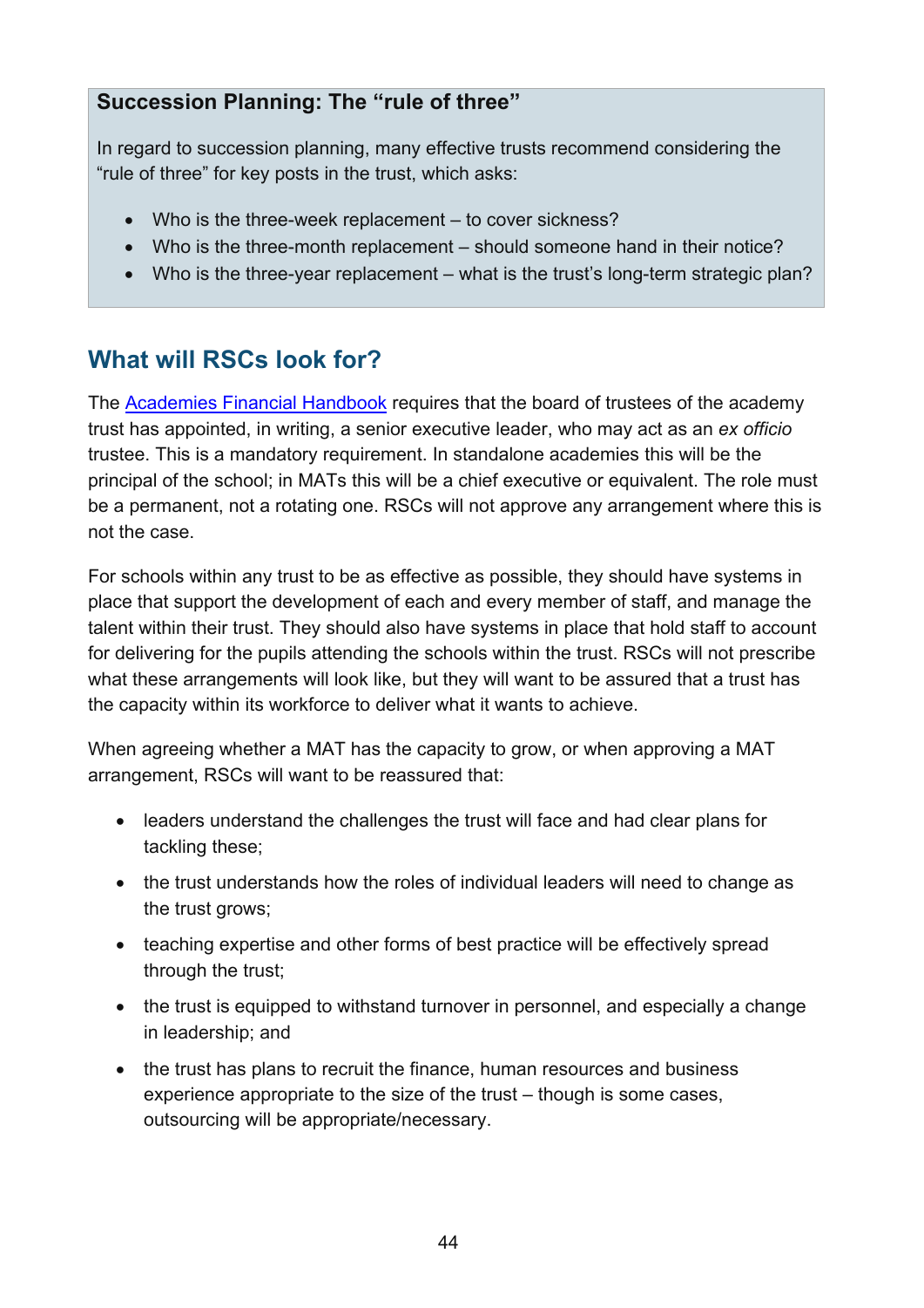**Succession Planning: The "rule of three"**

In regard to succession planning, many effective trusts recommend considering the "rule of three" for key posts in the trust, which asks:

- Who is the three-week replacement – to cover sickness?
- Who is the three-month replacement – should someone hand in their notice?
- Who is the three-year replacement – what is the trust's long-term strategic plan?

## What will RSCs look for?

The [Academies Financial Handbook] requires that the board of trustees of the academy trust has appointed, in writing, a senior executive leader, who may act as an *ex officio* trustee. This is a mandatory requirement. In standalone academies this will be the principal of the school; in MATs this will be a chief executive or equivalent. The role must be a permanent, not a rotating one. RSCs will not approve any arrangement where this is not the case.

For schools within any trust to be as effective as possible, they should have systems in place that support the development of each and every member of staff, and manage the talent within their trust. They should also have systems in place that hold staff to account for delivering for the pupils attending the schools within the trust. RSCs will not prescribe what these arrangements will look like, but they will want to be assured that a trust has the capacity within its workforce to deliver what it wants to achieve.

When agreeing whether a MAT has the capacity to grow, or when approving a MAT arrangement, RSCs will want to be reassured that:

- leaders understand the challenges the trust will face and had clear plans for tackling these;
- the trust understands how the roles of individual leaders will need to change as the trust grows;
- teaching expertise and other forms of best practice will be effectively spread through the trust;
- the trust is equipped to withstand turnover in personnel, and especially a change in leadership; and
- the trust has plans to recruit the finance, human resources and business experience appropriate to the size of the trust – though is some cases, outsourcing will be appropriate/necessary.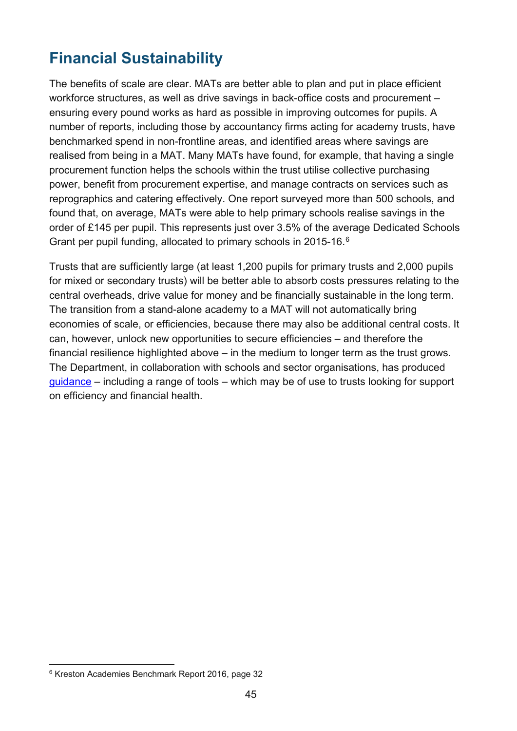## Financial Sustainability

The benefits of scale are clear. MATs are better able to plan and put in place efficient workforce structures, as well as drive savings in back-office costs and procurement – ensuring every pound works as hard as possible in improving outcomes for pupils. A number of reports, including those by accountancy firms acting for academy trusts, have benchmarked spend in non-frontline areas, and identified areas where savings are realised from being in a MAT. Many MATs have found, for example, that having a single procurement function helps the schools within the trust utilise collective purchasing power, benefit from procurement expertise, and manage contracts on services such as reprographics and catering effectively. One report surveyed more than 500 schools, and found that, on average, MATs were able to help primary schools realise savings in the order of £145 per pupil. This represents just over 3.5% of the average Dedicated Schools Grant per pupil funding, allocated to primary schools in 2015-16.[6]

Trusts that are sufficiently large (at least 1,200 pupils for primary trusts and 2,000 pupils for mixed or secondary trusts) will be better able to absorb costs pressures relating to the central overheads, drive value for money and be financially sustainable in the long term. The transition from a stand-alone academy to a MAT will not automatically bring economies of scale, or efficiencies, because there may also be additional central costs. It can, however, unlock new opportunities to secure efficiencies – and therefore the financial resilience highlighted above – in the medium to longer term as the trust grows. The Department, in collaboration with schools and sector organisations, has produced guidance – including a range of tools – which may be of use to trusts looking for support on efficiency and financial health.

[6] Kreston Academies Benchmark Report 2016, page 32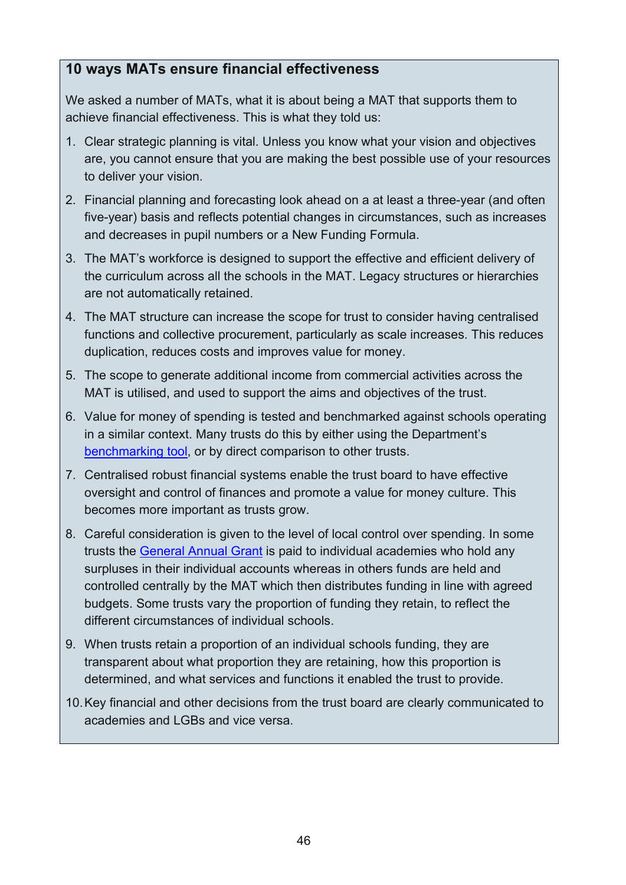## 10 ways MATs ensure financial effectiveness

We asked a number of MATs, what it is about being a MAT that supports them to achieve financial effectiveness. This is what they told us:

1. Clear strategic planning is vital. Unless you know what your vision and objectives are, you cannot ensure that you are making the best possible use of your resources to deliver your vision.
2. Financial planning and forecasting look ahead on a at least a three-year (and often five-year) basis and reflects potential changes in circumstances, such as increases and decreases in pupil numbers or a New Funding Formula.
3. The MAT's workforce is designed to support the effective and efficient delivery of the curriculum across all the schools in the MAT. Legacy structures or hierarchies are not automatically retained.
4. The MAT structure can increase the scope for trust to consider having centralised functions and collective procurement, particularly as scale increases. This reduces duplication, reduces costs and improves value for money.
5. The scope to generate additional income from commercial activities across the MAT is utilised, and used to support the aims and objectives of the trust.
6. Value for money of spending is tested and benchmarked against schools operating in a similar context. Many trusts do this by either using the Department's benchmarking tool, or by direct comparison to other trusts.
7. Centralised robust financial systems enable the trust board to have effective oversight and control of finances and promote a value for money culture. This becomes more important as trusts grow.
8. Careful consideration is given to the level of local control over spending. In some trusts the General Annual Grant is paid to individual academies who hold any surpluses in their individual accounts whereas in others funds are held and controlled centrally by the MAT which then distributes funding in line with agreed budgets. Some trusts vary the proportion of funding they retain, to reflect the different circumstances of individual schools.
9. When trusts retain a proportion of an individual schools funding, they are transparent about what proportion they are retaining, how this proportion is determined, and what services and functions it enabled the trust to provide.
10. Key financial and other decisions from the trust board are clearly communicated to academies and LGBs and vice versa.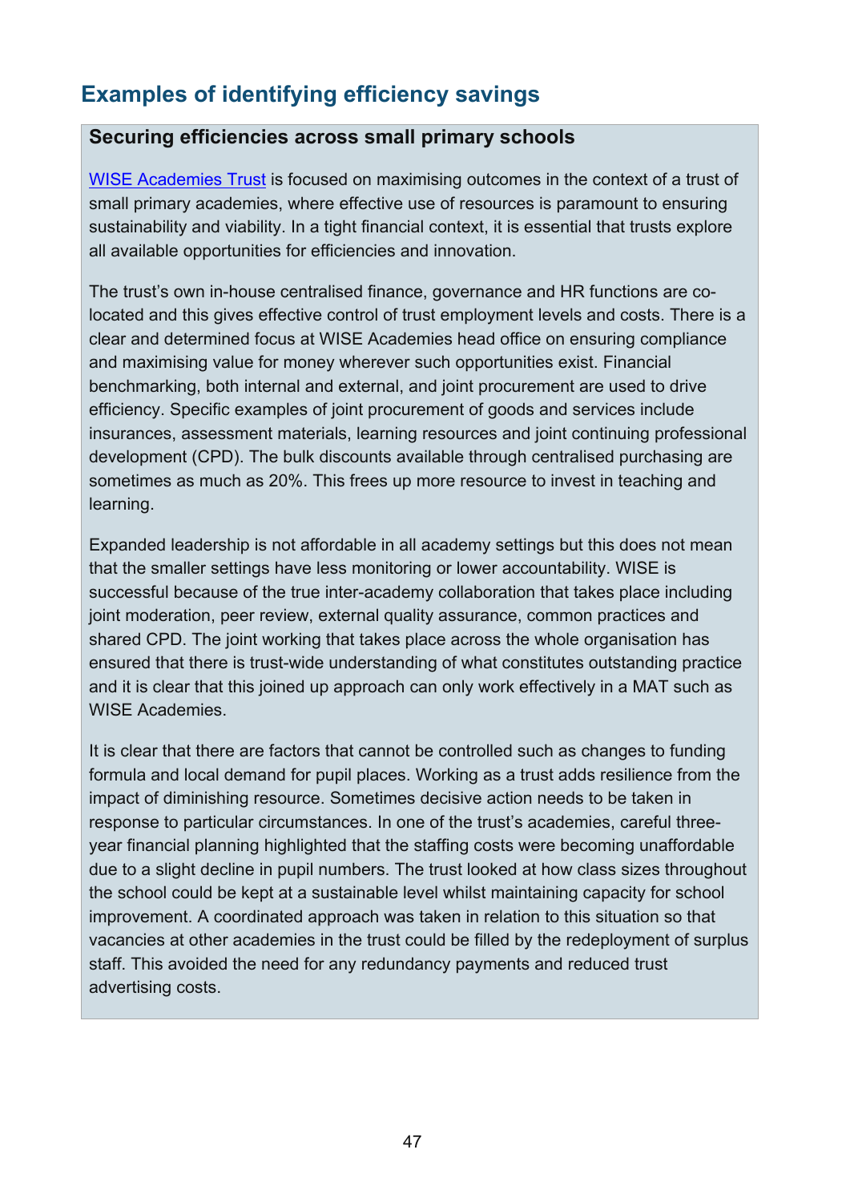## Examples of identifying efficiency savings

### Securing efficiencies across small primary schools

WISE Academies Trust is focused on maximising outcomes in the context of a trust of small primary academies, where effective use of resources is paramount to ensuring sustainability and viability. In a tight financial context, it is essential that trusts explore all available opportunities for efficiencies and innovation.

The trust's own in-house centralised finance, governance and HR functions are co-located and this gives effective control of trust employment levels and costs. There is a clear and determined focus at WISE Academies head office on ensuring compliance and maximising value for money wherever such opportunities exist. Financial benchmarking, both internal and external, and joint procurement are used to drive efficiency. Specific examples of joint procurement of goods and services include insurances, assessment materials, learning resources and joint continuing professional development (CPD). The bulk discounts available through centralised purchasing are sometimes as much as 20%. This frees up more resource to invest in teaching and learning.

Expanded leadership is not affordable in all academy settings but this does not mean that the smaller settings have less monitoring or lower accountability. WISE is successful because of the true inter-academy collaboration that takes place including joint moderation, peer review, external quality assurance, common practices and shared CPD. The joint working that takes place across the whole organisation has ensured that there is trust-wide understanding of what constitutes outstanding practice and it is clear that this joined up approach can only work effectively in a MAT such as WISE Academies.

It is clear that there are factors that cannot be controlled such as changes to funding formula and local demand for pupil places. Working as a trust adds resilience from the impact of diminishing resource. Sometimes decisive action needs to be taken in response to particular circumstances. In one of the trust's academies, careful three-year financial planning highlighted that the staffing costs were becoming unaffordable due to a slight decline in pupil numbers. The trust looked at how class sizes throughout the school could be kept at a sustainable level whilst maintaining capacity for school improvement. A coordinated approach was taken in relation to this situation so that vacancies at other academies in the trust could be filled by the redeployment of surplus staff. This avoided the need for any redundancy payments and reduced trust advertising costs.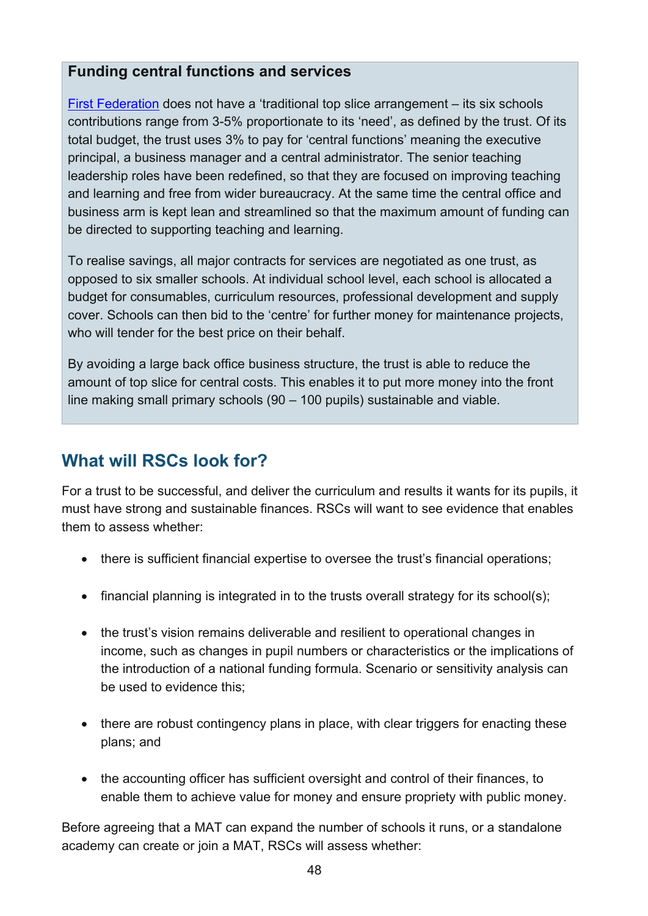**Funding central functions and services**

First Federation does not have a 'traditional top slice arrangement – its six schools contributions range from 3-5% proportionate to its 'need', as defined by the trust. Of its total budget, the trust uses 3% to pay for 'central functions' meaning the executive principal, a business manager and a central administrator. The senior teaching leadership roles have been redefined, so that they are focused on improving teaching and learning and free from wider bureaucracy. At the same time the central office and business arm is kept lean and streamlined so that the maximum amount of funding can be directed to supporting teaching and learning.

To realise savings, all major contracts for services are negotiated as one trust, as opposed to six smaller schools. At individual school level, each school is allocated a budget for consumables, curriculum resources, professional development and supply cover. Schools can then bid to the 'centre' for further money for maintenance projects, who will tender for the best price on their behalf.

By avoiding a large back office business structure, the trust is able to reduce the amount of top slice for central costs. This enables it to put more money into the front line making small primary schools (90 – 100 pupils) sustainable and viable.

## What will RSCs look for?

For a trust to be successful, and deliver the curriculum and results it wants for its pupils, it must have strong and sustainable finances. RSCs will want to see evidence that enables them to assess whether:

- there is sufficient financial expertise to oversee the trust's financial operations;
- financial planning is integrated in to the trusts overall strategy for its school(s);
- the trust's vision remains deliverable and resilient to operational changes in income, such as changes in pupil numbers or characteristics or the implications of the introduction of a national funding formula. Scenario or sensitivity analysis can be used to evidence this;
- there are robust contingency plans in place, with clear triggers for enacting these plans; and
- the accounting officer has sufficient oversight and control of their finances, to enable them to achieve value for money and ensure propriety with public money.

Before agreeing that a MAT can expand the number of schools it runs, or a standalone academy can create or join a MAT, RSCs will assess whether: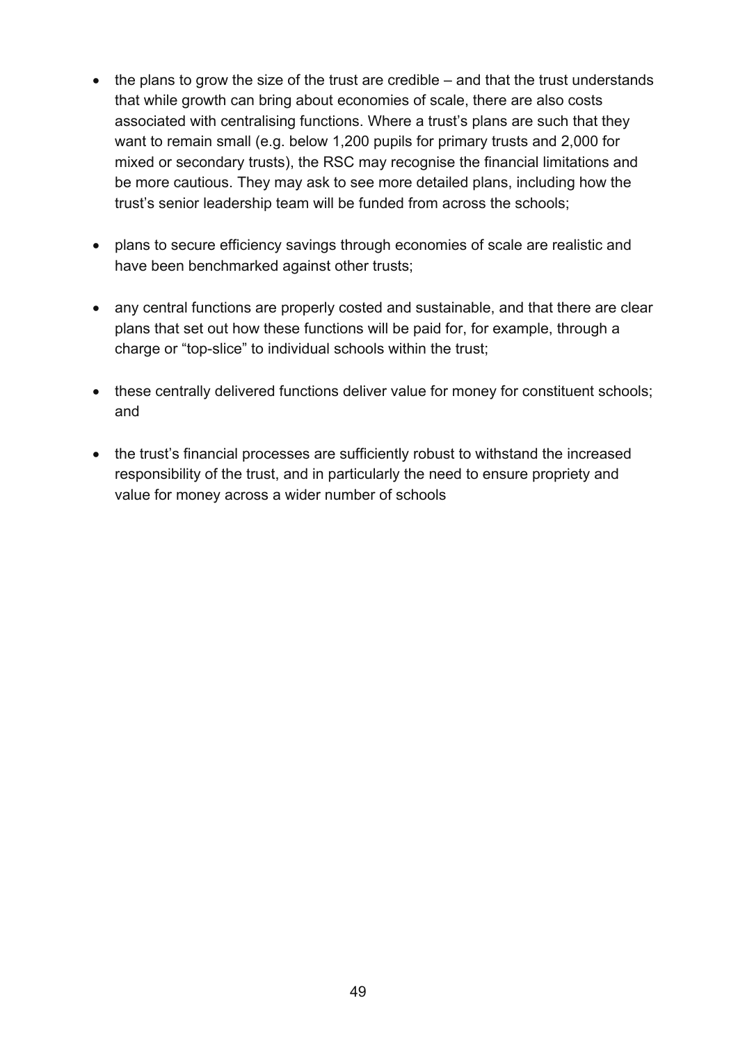- the plans to grow the size of the trust are credible – and that the trust understands that while growth can bring about economies of scale, there are also costs associated with centralising functions. Where a trust's plans are such that they want to remain small (e.g. below 1,200 pupils for primary trusts and 2,000 for mixed or secondary trusts), the RSC may recognise the financial limitations and be more cautious. They may ask to see more detailed plans, including how the trust's senior leadership team will be funded from across the schools;

- plans to secure efficiency savings through economies of scale are realistic and have been benchmarked against other trusts;

- any central functions are properly costed and sustainable, and that there are clear plans that set out how these functions will be paid for, for example, through a charge or "top-slice" to individual schools within the trust;

- these centrally delivered functions deliver value for money for constituent schools; and

- the trust's financial processes are sufficiently robust to withstand the increased responsibility of the trust, and in particularly the need to ensure propriety and value for money across a wider number of schools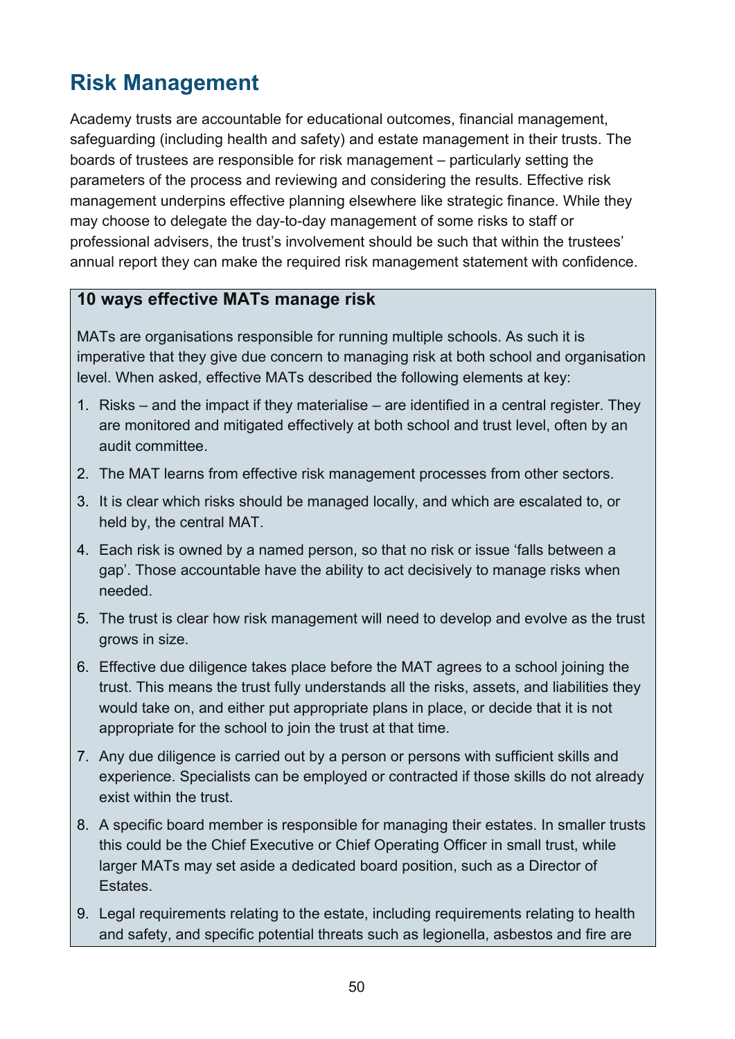## Risk Management

Academy trusts are accountable for educational outcomes, financial management, safeguarding (including health and safety) and estate management in their trusts. The boards of trustees are responsible for risk management – particularly setting the parameters of the process and reviewing and considering the results. Effective risk management underpins effective planning elsewhere like strategic finance. While they may choose to delegate the day-to-day management of some risks to staff or professional advisers, the trust's involvement should be such that within the trustees' annual report they can make the required risk management statement with confidence.

**10 ways effective MATs manage risk**

MATs are organisations responsible for running multiple schools. As such it is imperative that they give due concern to managing risk at both school and organisation level. When asked, effective MATs described the following elements at key:

1. Risks – and the impact if they materialise – are identified in a central register. They are monitored and mitigated effectively at both school and trust level, often by an audit committee.
2. The MAT learns from effective risk management processes from other sectors.
3. It is clear which risks should be managed locally, and which are escalated to, or held by, the central MAT.
4. Each risk is owned by a named person, so that no risk or issue 'falls between a gap'. Those accountable have the ability to act decisively to manage risks when needed.
5. The trust is clear how risk management will need to develop and evolve as the trust grows in size.
6. Effective due diligence takes place before the MAT agrees to a school joining the trust. This means the trust fully understands all the risks, assets, and liabilities they would take on, and either put appropriate plans in place, or decide that it is not appropriate for the school to join the trust at that time.
7. Any due diligence is carried out by a person or persons with sufficient skills and experience. Specialists can be employed or contracted if those skills do not already exist within the trust.
8. A specific board member is responsible for managing their estates. In smaller trusts this could be the Chief Executive or Chief Operating Officer in small trust, while larger MATs may set aside a dedicated board position, such as a Director of Estates.
9. Legal requirements relating to the estate, including requirements relating to health and safety, and specific potential threats such as legionella, asbestos and fire are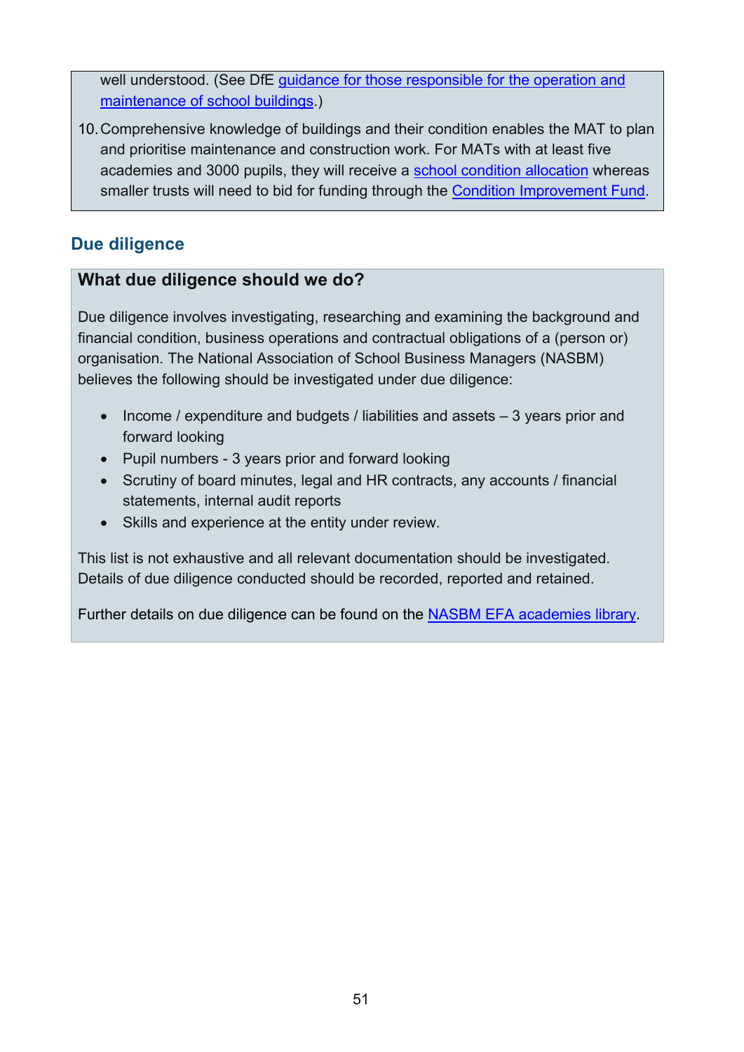well understood. (See DfE guidance for those responsible for the operation and maintenance of school buildings.)

10. Comprehensive knowledge of buildings and their condition enables the MAT to plan and prioritise maintenance and construction work. For MATs with at least five academies and 3000 pupils, they will receive a school condition allocation whereas smaller trusts will need to bid for funding through the Condition Improvement Fund.

## Due diligence

### What due diligence should we do?

Due diligence involves investigating, researching and examining the background and financial condition, business operations and contractual obligations of a (person or) organisation. The National Association of School Business Managers (NASBM) believes the following should be investigated under due diligence:

- Income / expenditure and budgets / liabilities and assets – 3 years prior and forward looking
- Pupil numbers - 3 years prior and forward looking
- Scrutiny of board minutes, legal and HR contracts, any accounts / financial statements, internal audit reports
- Skills and experience at the entity under review.

This list is not exhaustive and all relevant documentation should be investigated. Details of due diligence conducted should be recorded, reported and retained.

Further details on due diligence can be found on the NASBM EFA academies library.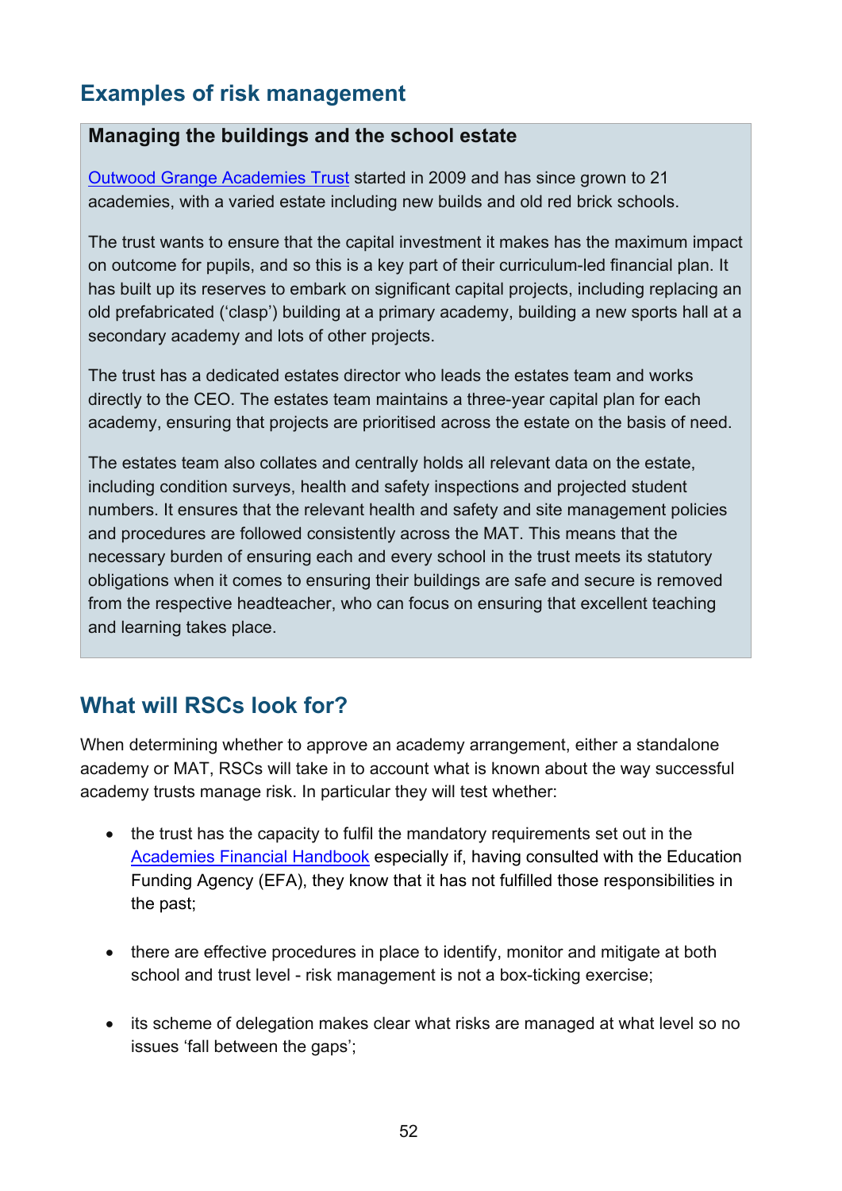## Examples of risk management

### Managing the buildings and the school estate

[Outwood Grange Academies Trust](#) started in 2009 and has since grown to 21 academies, with a varied estate including new builds and old red brick schools.

The trust wants to ensure that the capital investment it makes has the maximum impact on outcome for pupils, and so this is a key part of their curriculum-led financial plan. It has built up its reserves to embark on significant capital projects, including replacing an old prefabricated ('clasp') building at a primary academy, building a new sports hall at a secondary academy and lots of other projects.

The trust has a dedicated estates director who leads the estates team and works directly to the CEO. The estates team maintains a three-year capital plan for each academy, ensuring that projects are prioritised across the estate on the basis of need.

The estates team also collates and centrally holds all relevant data on the estate, including condition surveys, health and safety inspections and projected student numbers. It ensures that the relevant health and safety and site management policies and procedures are followed consistently across the MAT. This means that the necessary burden of ensuring each and every school in the trust meets its statutory obligations when it comes to ensuring their buildings are safe and secure is removed from the respective headteacher, who can focus on ensuring that excellent teaching and learning takes place.

## What will RSCs look for?

When determining whether to approve an academy arrangement, either a standalone academy or MAT, RSCs will take in to account what is known about the way successful academy trusts manage risk. In particular they will test whether:

- the trust has the capacity to fulfil the mandatory requirements set out in the [Academies Financial Handbook](#) especially if, having consulted with the Education Funding Agency (EFA), they know that it has not fulfilled those responsibilities in the past;
- there are effective procedures in place to identify, monitor and mitigate at both school and trust level - risk management is not a box-ticking exercise;
- its scheme of delegation makes clear what risks are managed at what level so no issues 'fall between the gaps';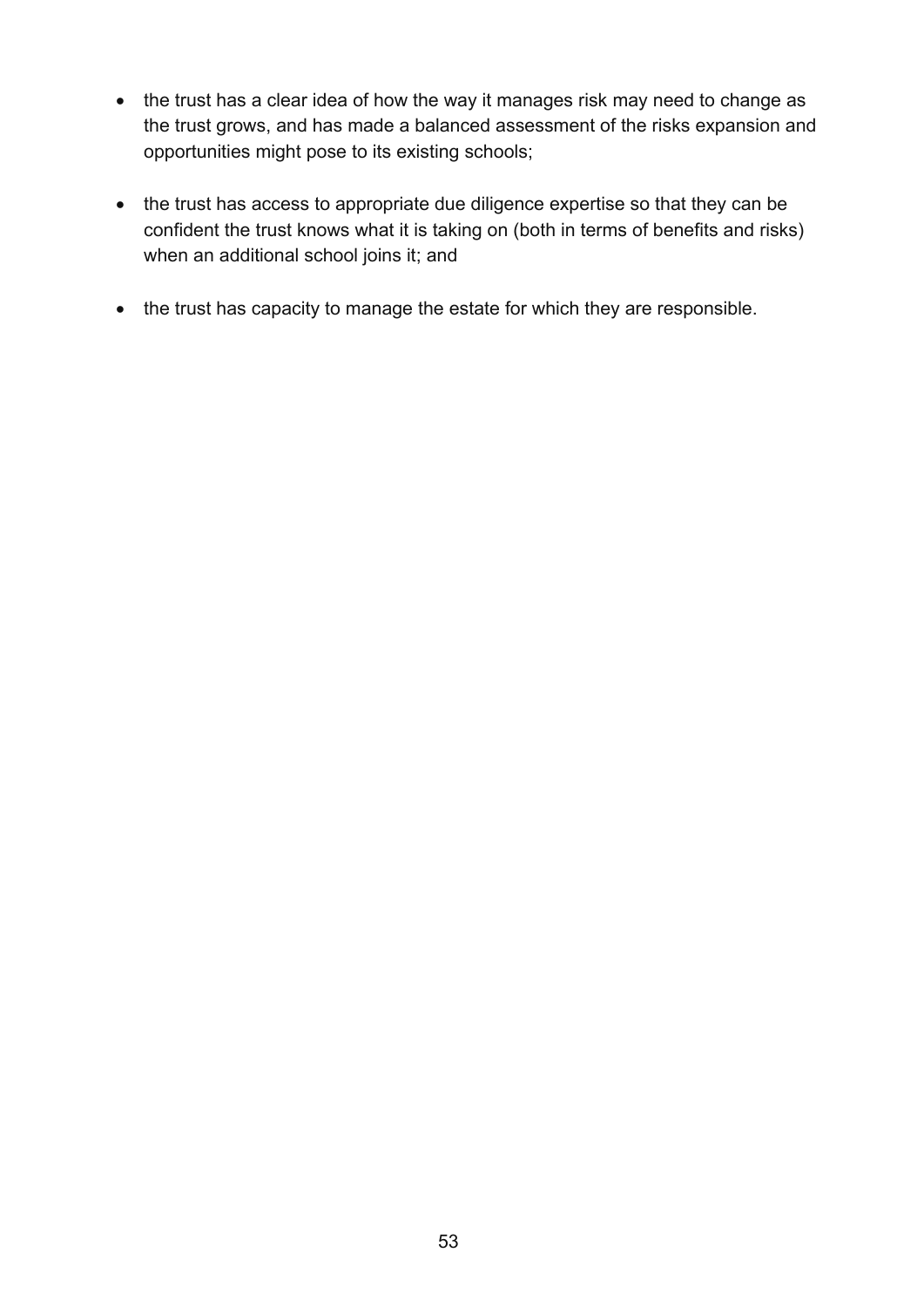- the trust has a clear idea of how the way it manages risk may need to change as the trust grows, and has made a balanced assessment of the risks expansion and opportunities might pose to its existing schools;

- the trust has access to appropriate due diligence expertise so that they can be confident the trust knows what it is taking on (both in terms of benefits and risks) when an additional school joins it; and

- the trust has capacity to manage the estate for which they are responsible.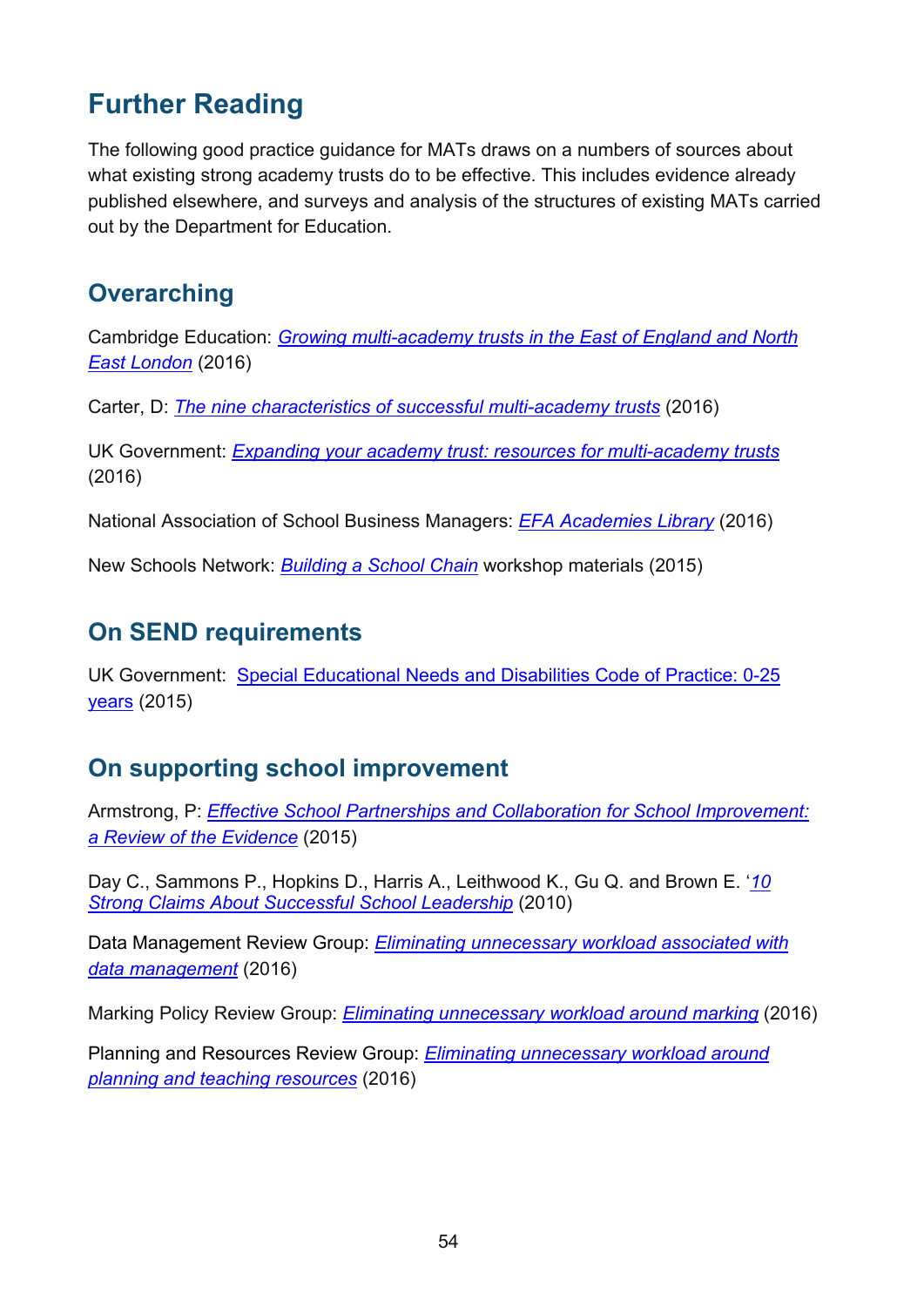## Further Reading

The following good practice guidance for MATs draws on a numbers of sources about what existing strong academy trusts do to be effective. This includes evidence already published elsewhere, and surveys and analysis of the structures of existing MATs carried out by the Department for Education.

### Overarching

Cambridge Education: *Growing multi-academy trusts in the East of England and North East London* (2016)

Carter, D: *The nine characteristics of successful multi-academy trusts* (2016)

UK Government: *Expanding your academy trust: resources for multi-academy trusts* (2016)

National Association of School Business Managers: *EFA Academies Library* (2016)

New Schools Network: *Building a School Chain* workshop materials (2015)

### On SEND requirements

UK Government: Special Educational Needs and Disabilities Code of Practice: 0-25 years (2015)

### On supporting school improvement

Armstrong, P: *Effective School Partnerships and Collaboration for School Improvement: a Review of the Evidence* (2015)

Day C., Sammons P., Hopkins D., Harris A., Leithwood K., Gu Q. and Brown E. '*10 Strong Claims About Successful School Leadership* (2010)

Data Management Review Group: *Eliminating unnecessary workload associated with data management* (2016)

Marking Policy Review Group: *Eliminating unnecessary workload around marking* (2016)

Planning and Resources Review Group: *Eliminating unnecessary workload around planning and teaching resources* (2016)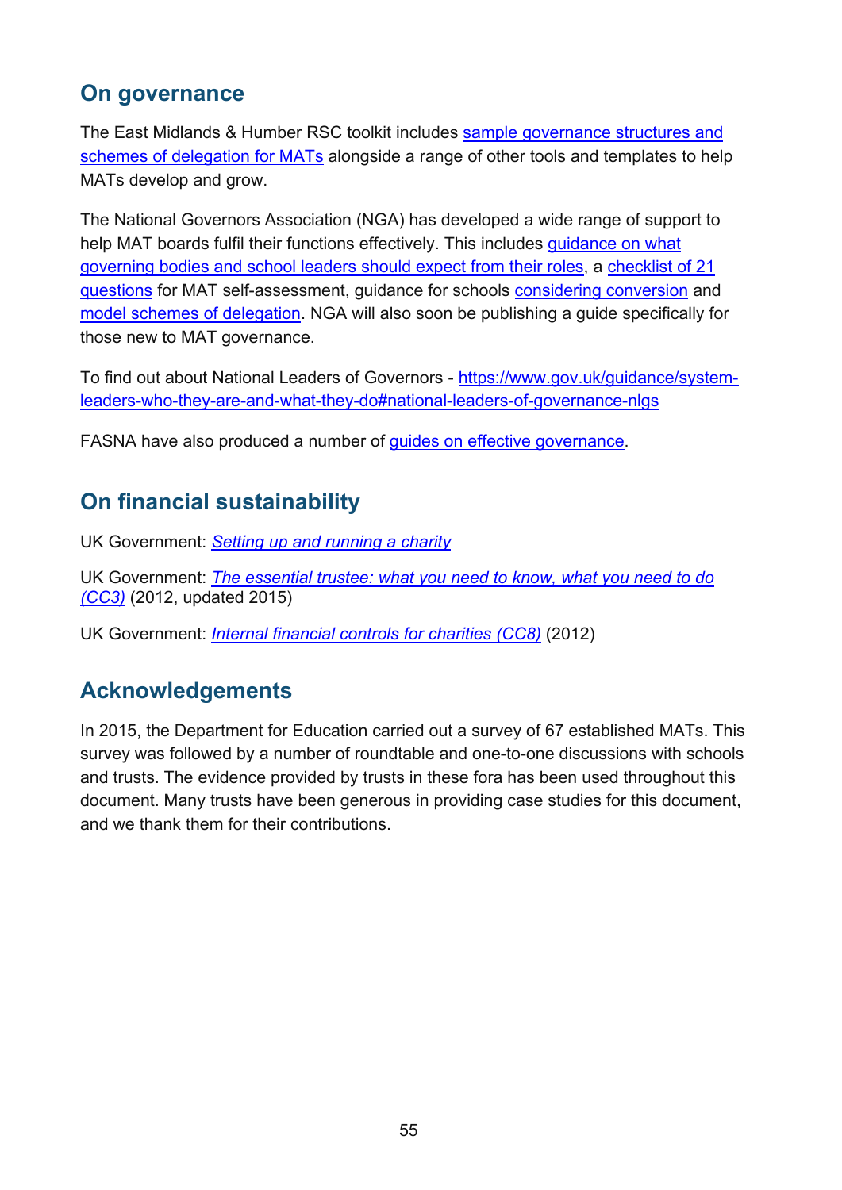## On governance

The East Midlands & Humber RSC toolkit includes sample governance structures and schemes of delegation for MATs alongside a range of other tools and templates to help MATs develop and grow.

The National Governors Association (NGA) has developed a wide range of support to help MAT boards fulfil their functions effectively. This includes guidance on what governing bodies and school leaders should expect from their roles, a checklist of 21 questions for MAT self-assessment, guidance for schools considering conversion and model schemes of delegation. NGA will also soon be publishing a guide specifically for those new to MAT governance.

To find out about National Leaders of Governors - https://www.gov.uk/guidance/system-leaders-who-they-are-and-what-they-do#national-leaders-of-governance-nlgs

FASNA have also produced a number of guides on effective governance.

## On financial sustainability

UK Government: *Setting up and running a charity*

UK Government: *The essential trustee: what you need to know, what you need to do (CC3)* (2012, updated 2015)

UK Government: *Internal financial controls for charities (CC8)* (2012)

## Acknowledgements

In 2015, the Department for Education carried out a survey of 67 established MATs. This survey was followed by a number of roundtable and one-to-one discussions with schools and trusts. The evidence provided by trusts in these fora has been used throughout this document. Many trusts have been generous in providing case studies for this document, and we thank them for their contributions.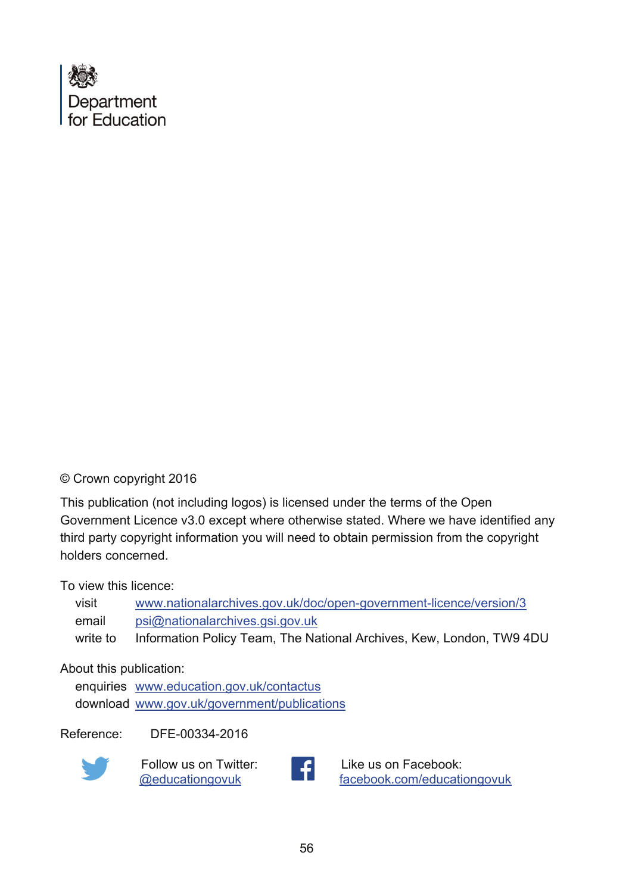Department
for Education

© Crown copyright 2016

This publication (not including logos) is licensed under the terms of the Open Government Licence v3.0 except where otherwise stated. Where we have identified any third party copyright information you will need to obtain permission from the copyright holders concerned.

To view this licence:

visit www.nationalarchives.gov.uk/doc/open-government-licence/version/3
email psi@nationalarchives.gsi.gov.uk
write to Information Policy Team, The National Archives, Kew, London, TW9 4DU

About this publication:

enquiries www.education.gov.uk/contactus
download www.gov.uk/government/publications

Reference: DFE-00334-2016

Follow us on Twitter: @educationgovuk

Like us on Facebook: facebook.com/educationgovuk